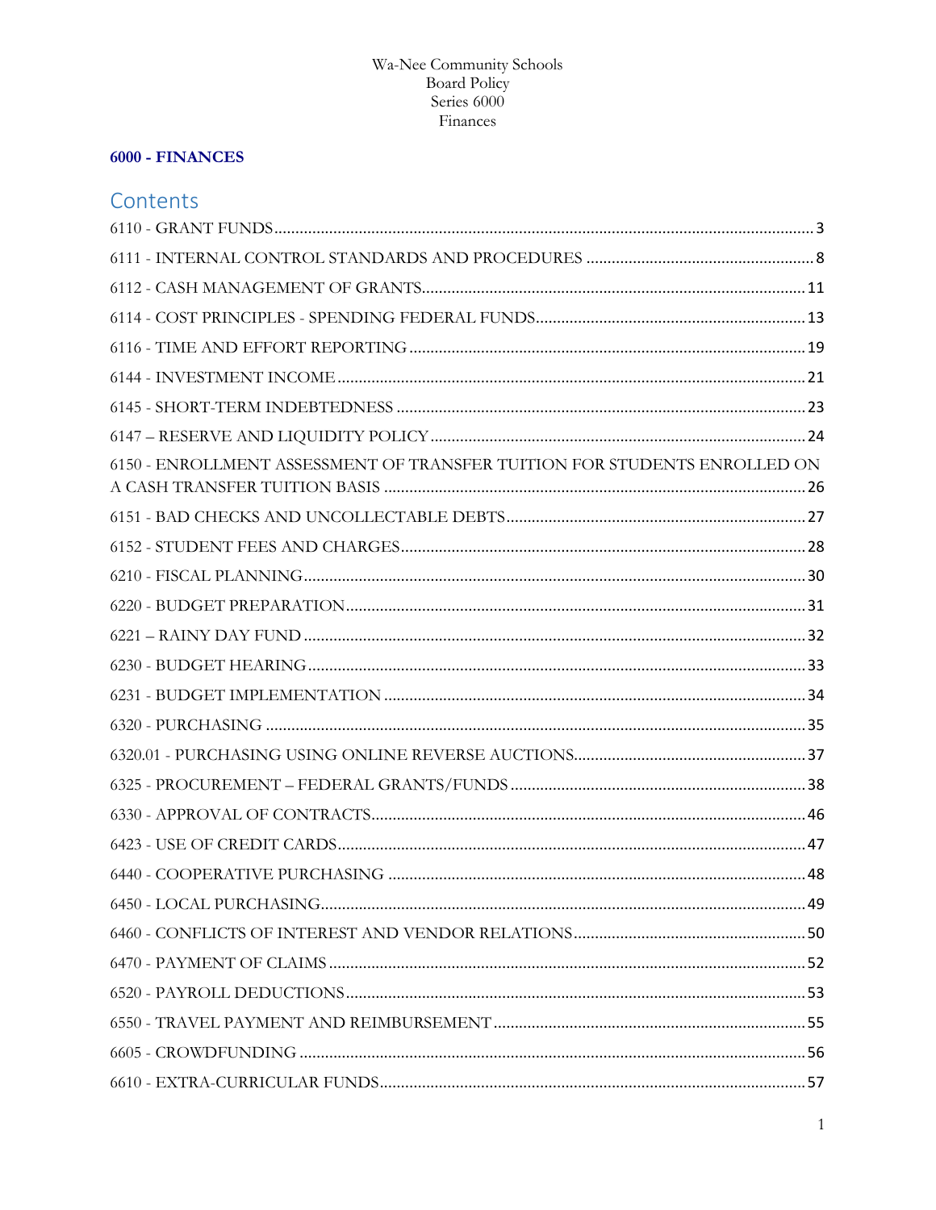Wa-Nee Community Schools
Board Policy
Series 6000
Finances

**6000 - FINANCES**

## Contents

6110 - GRANT FUNDS ... 3

6111 - INTERNAL CONTROL STANDARDS AND PROCEDURES ... 8

6112 - CASH MANAGEMENT OF GRANTS ... 11

6114 - COST PRINCIPLES - SPENDING FEDERAL FUNDS ... 13

6116 - TIME AND EFFORT REPORTING ... 19

6144 - INVESTMENT INCOME ... 21

6145 - SHORT-TERM INDEBTEDNESS ... 23

6147 – RESERVE AND LIQUIDITY POLICY ... 24

6150 - ENROLLMENT ASSESSMENT OF TRANSFER TUITION FOR STUDENTS ENROLLED ON A CASH TRANSFER TUITION BASIS ... 26

6151 - BAD CHECKS AND UNCOLLECTABLE DEBTS ... 27

6152 - STUDENT FEES AND CHARGES ... 28

6210 - FISCAL PLANNING ... 30

6220 - BUDGET PREPARATION ... 31

6221 – RAINY DAY FUND ... 32

6230 - BUDGET HEARING ... 33

6231 - BUDGET IMPLEMENTATION ... 34

6320 - PURCHASING ... 35

6320.01 - PURCHASING USING ONLINE REVERSE AUCTIONS ... 37

6325 - PROCUREMENT – FEDERAL GRANTS/FUNDS ... 38

6330 - APPROVAL OF CONTRACTS ... 46

6423 - USE OF CREDIT CARDS ... 47

6440 - COOPERATIVE PURCHASING ... 48

6450 - LOCAL PURCHASING ... 49

6460 - CONFLICTS OF INTEREST AND VENDOR RELATIONS ... 50

6470 - PAYMENT OF CLAIMS ... 52

6520 - PAYROLL DEDUCTIONS ... 53

6550 - TRAVEL PAYMENT AND REIMBURSEMENT ... 55

6605 - CROWDFUNDING ... 56

6610 - EXTRA-CURRICULAR FUNDS ... 57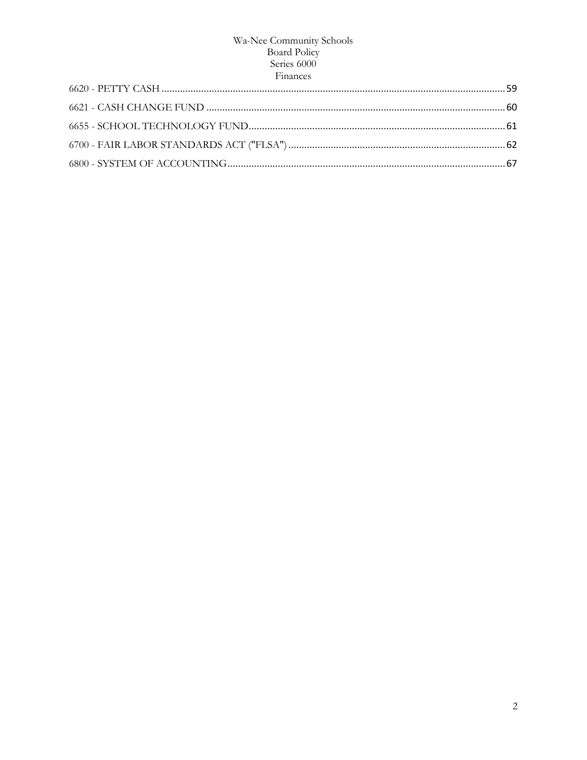6620 - PETTY CASH .................................................................................................................. 59

6621 - CASH CHANGE FUND ............................................................................................... 60

6655 - SCHOOL TECHNOLOGY FUND............................................................................................. 61

6700 - FAIR LABOR STANDARDS ACT ("FLSA") ................................................................................ 62

6800 - SYSTEM OF ACCOUNTING........................................................................................................ 67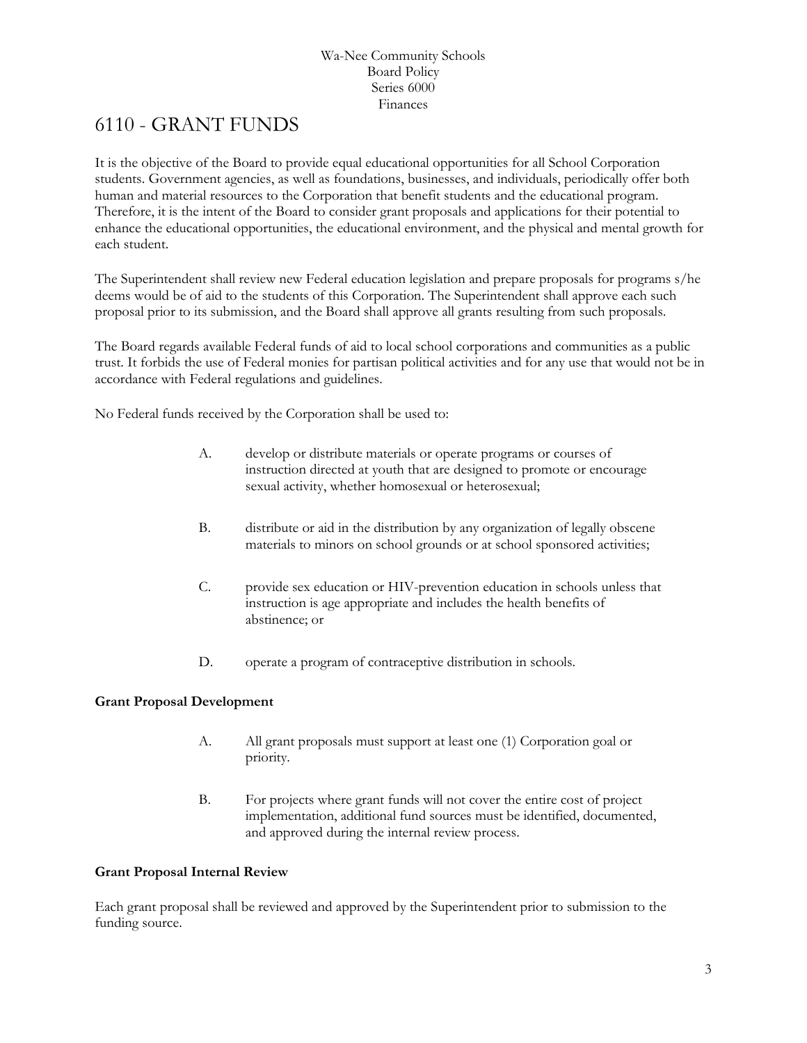Wa-Nee Community Schools
Board Policy
Series 6000
Finances

# 6110 - GRANT FUNDS

It is the objective of the Board to provide equal educational opportunities for all School Corporation students. Government agencies, as well as foundations, businesses, and individuals, periodically offer both human and material resources to the Corporation that benefit students and the educational program. Therefore, it is the intent of the Board to consider grant proposals and applications for their potential to enhance the educational opportunities, the educational environment, and the physical and mental growth for each student.

The Superintendent shall review new Federal education legislation and prepare proposals for programs s/he deems would be of aid to the students of this Corporation. The Superintendent shall approve each such proposal prior to its submission, and the Board shall approve all grants resulting from such proposals.

The Board regards available Federal funds of aid to local school corporations and communities as a public trust. It forbids the use of Federal monies for partisan political activities and for any use that would not be in accordance with Federal regulations and guidelines.

No Federal funds received by the Corporation shall be used to:

A. develop or distribute materials or operate programs or courses of instruction directed at youth that are designed to promote or encourage sexual activity, whether homosexual or heterosexual;

B. distribute or aid in the distribution by any organization of legally obscene materials to minors on school grounds or at school sponsored activities;

C. provide sex education or HIV-prevention education in schools unless that instruction is age appropriate and includes the health benefits of abstinence; or

D. operate a program of contraceptive distribution in schools.

**Grant Proposal Development**

A. All grant proposals must support at least one (1) Corporation goal or priority.

B. For projects where grant funds will not cover the entire cost of project implementation, additional fund sources must be identified, documented, and approved during the internal review process.

**Grant Proposal Internal Review**

Each grant proposal shall be reviewed and approved by the Superintendent prior to submission to the funding source.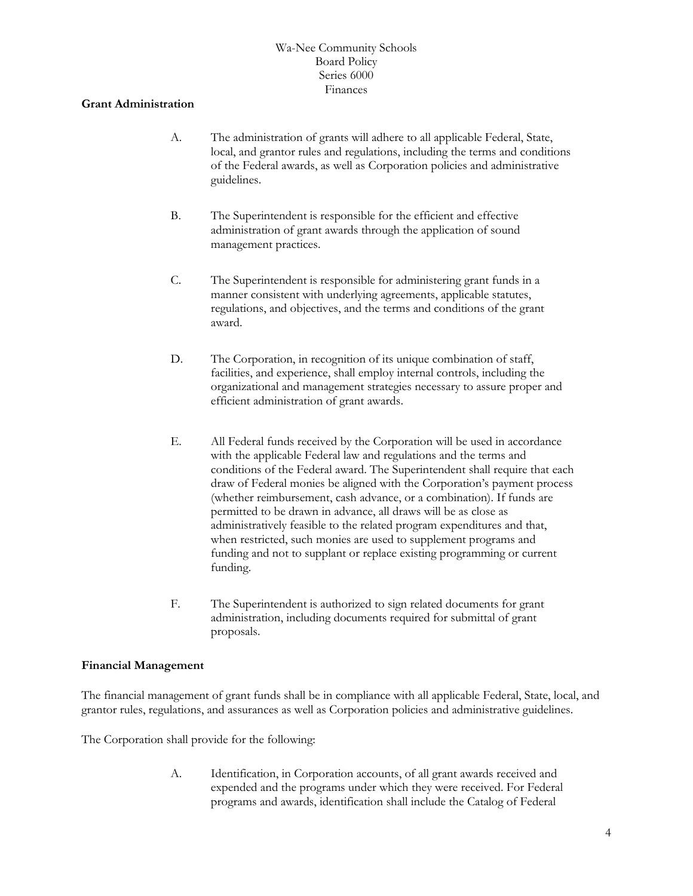## Grant Administration

A. The administration of grants will adhere to all applicable Federal, State, local, and grantor rules and regulations, including the terms and conditions of the Federal awards, as well as Corporation policies and administrative guidelines.

B. The Superintendent is responsible for the efficient and effective administration of grant awards through the application of sound management practices.

C. The Superintendent is responsible for administering grant funds in a manner consistent with underlying agreements, applicable statutes, regulations, and objectives, and the terms and conditions of the grant award.

D. The Corporation, in recognition of its unique combination of staff, facilities, and experience, shall employ internal controls, including the organizational and management strategies necessary to assure proper and efficient administration of grant awards.

E. All Federal funds received by the Corporation will be used in accordance with the applicable Federal law and regulations and the terms and conditions of the Federal award. The Superintendent shall require that each draw of Federal monies be aligned with the Corporation's payment process (whether reimbursement, cash advance, or a combination). If funds are permitted to be drawn in advance, all draws will be as close as administratively feasible to the related program expenditures and that, when restricted, such monies are used to supplement programs and funding and not to supplant or replace existing programming or current funding.

F. The Superintendent is authorized to sign related documents for grant administration, including documents required for submittal of grant proposals.

## Financial Management

The financial management of grant funds shall be in compliance with all applicable Federal, State, local, and grantor rules, regulations, and assurances as well as Corporation policies and administrative guidelines.

The Corporation shall provide for the following:

A. Identification, in Corporation accounts, of all grant awards received and expended and the programs under which they were received. For Federal programs and awards, identification shall include the Catalog of Federal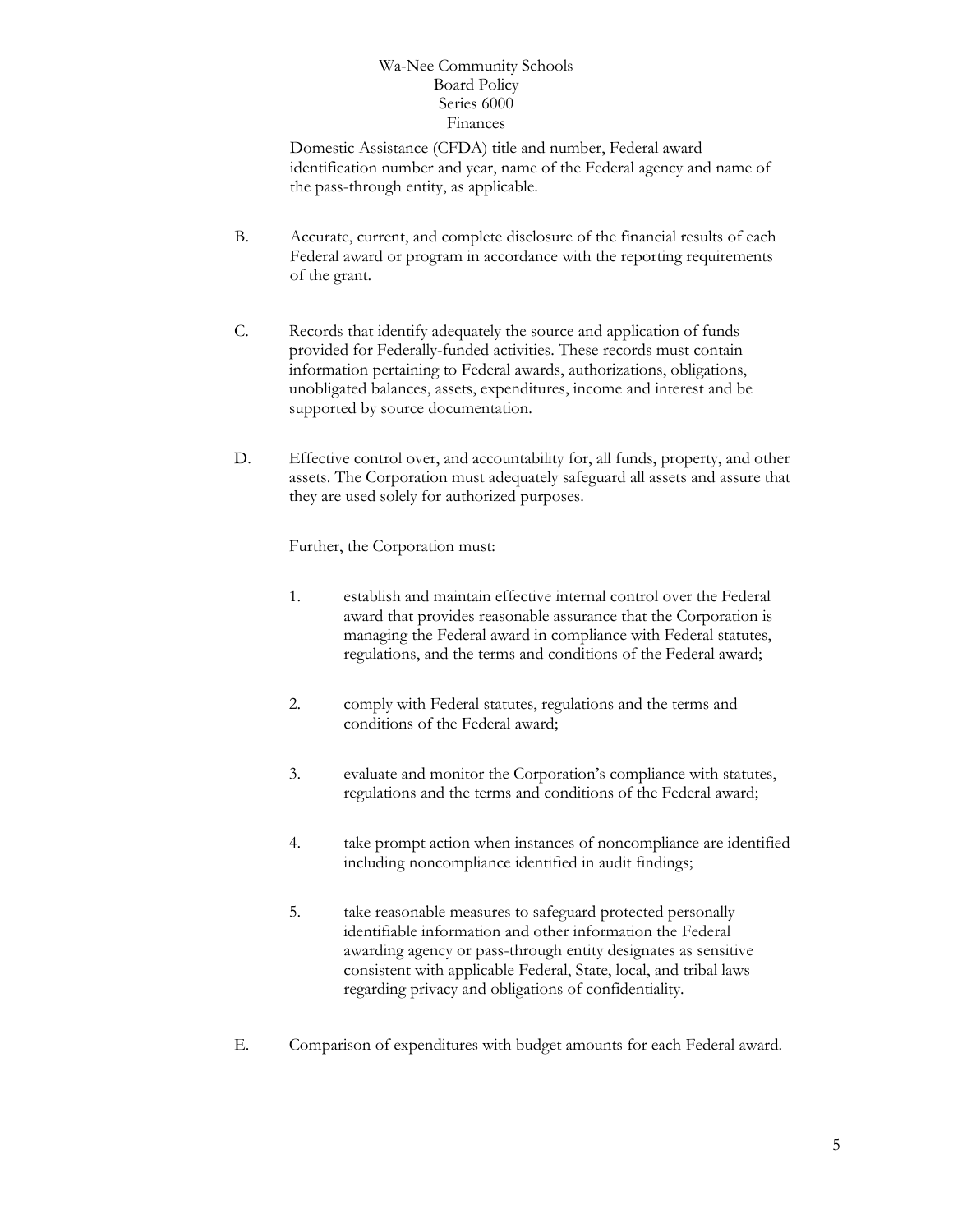Domestic Assistance (CFDA) title and number, Federal award identification number and year, name of the Federal agency and name of the pass-through entity, as applicable.

B. Accurate, current, and complete disclosure of the financial results of each Federal award or program in accordance with the reporting requirements of the grant.

C. Records that identify adequately the source and application of funds provided for Federally-funded activities. These records must contain information pertaining to Federal awards, authorizations, obligations, unobligated balances, assets, expenditures, income and interest and be supported by source documentation.

D. Effective control over, and accountability for, all funds, property, and other assets. The Corporation must adequately safeguard all assets and assure that they are used solely for authorized purposes.

   Further, the Corporation must:

   1. establish and maintain effective internal control over the Federal award that provides reasonable assurance that the Corporation is managing the Federal award in compliance with Federal statutes, regulations, and the terms and conditions of the Federal award;

   2. comply with Federal statutes, regulations and the terms and conditions of the Federal award;

   3. evaluate and monitor the Corporation's compliance with statutes, regulations and the terms and conditions of the Federal award;

   4. take prompt action when instances of noncompliance are identified including noncompliance identified in audit findings;

   5. take reasonable measures to safeguard protected personally identifiable information and other information the Federal awarding agency or pass-through entity designates as sensitive consistent with applicable Federal, State, local, and tribal laws regarding privacy and obligations of confidentiality.

E. Comparison of expenditures with budget amounts for each Federal award.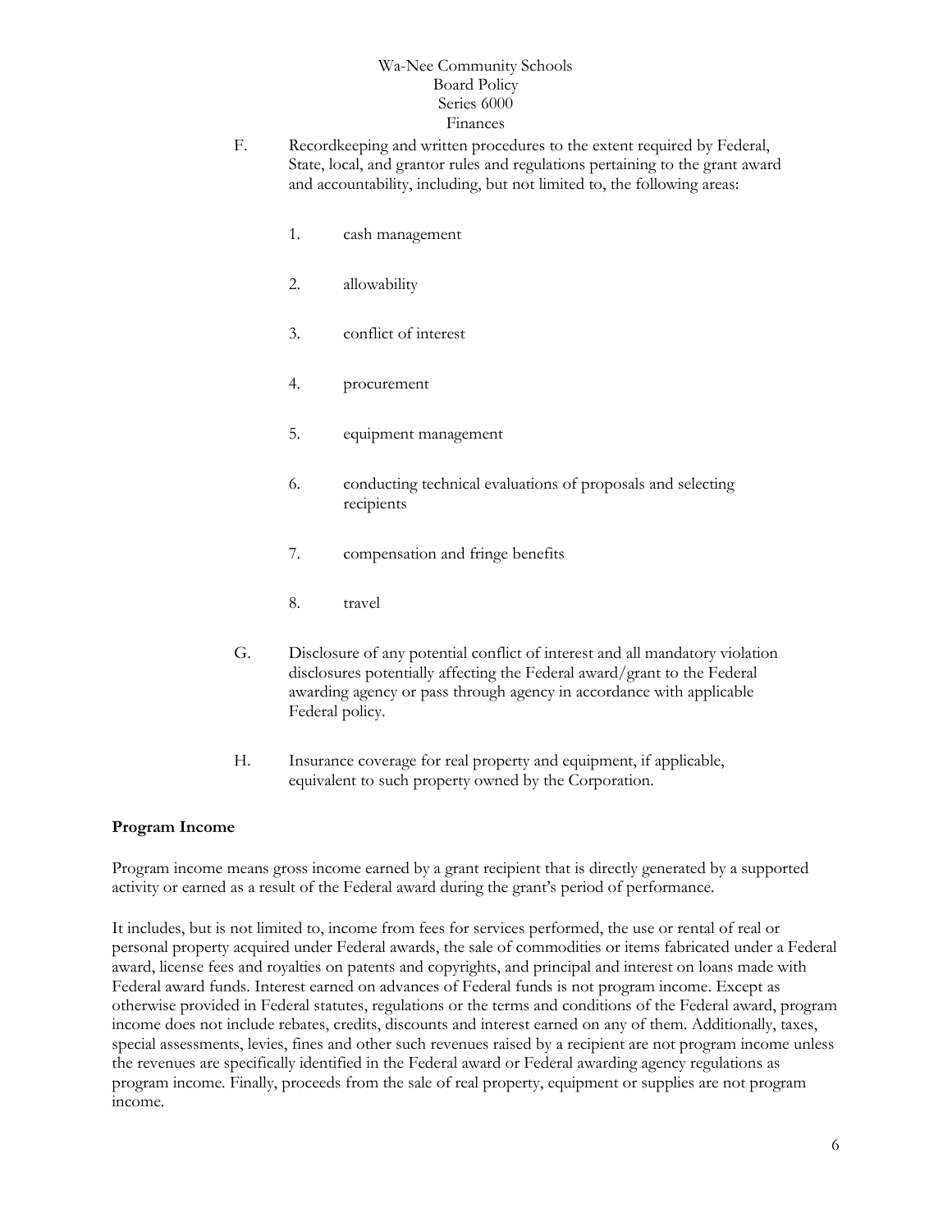F. Recordkeeping and written procedures to the extent required by Federal, State, local, and grantor rules and regulations pertaining to the grant award and accountability, including, but not limited to, the following areas:

   1. cash management

   2. allowability

   3. conflict of interest

   4. procurement

   5. equipment management

   6. conducting technical evaluations of proposals and selecting recipients

   7. compensation and fringe benefits

   8. travel

G. Disclosure of any potential conflict of interest and all mandatory violation disclosures potentially affecting the Federal award/grant to the Federal awarding agency or pass through agency in accordance with applicable Federal policy.

H. Insurance coverage for real property and equipment, if applicable, equivalent to such property owned by the Corporation.

**Program Income**

Program income means gross income earned by a grant recipient that is directly generated by a supported activity or earned as a result of the Federal award during the grant's period of performance.

It includes, but is not limited to, income from fees for services performed, the use or rental of real or personal property acquired under Federal awards, the sale of commodities or items fabricated under a Federal award, license fees and royalties on patents and copyrights, and principal and interest on loans made with Federal award funds. Interest earned on advances of Federal funds is not program income. Except as otherwise provided in Federal statutes, regulations or the terms and conditions of the Federal award, program income does not include rebates, credits, discounts and interest earned on any of them. Additionally, taxes, special assessments, levies, fines and other such revenues raised by a recipient are not program income unless the revenues are specifically identified in the Federal award or Federal awarding agency regulations as program income. Finally, proceeds from the sale of real property, equipment or supplies are not program income.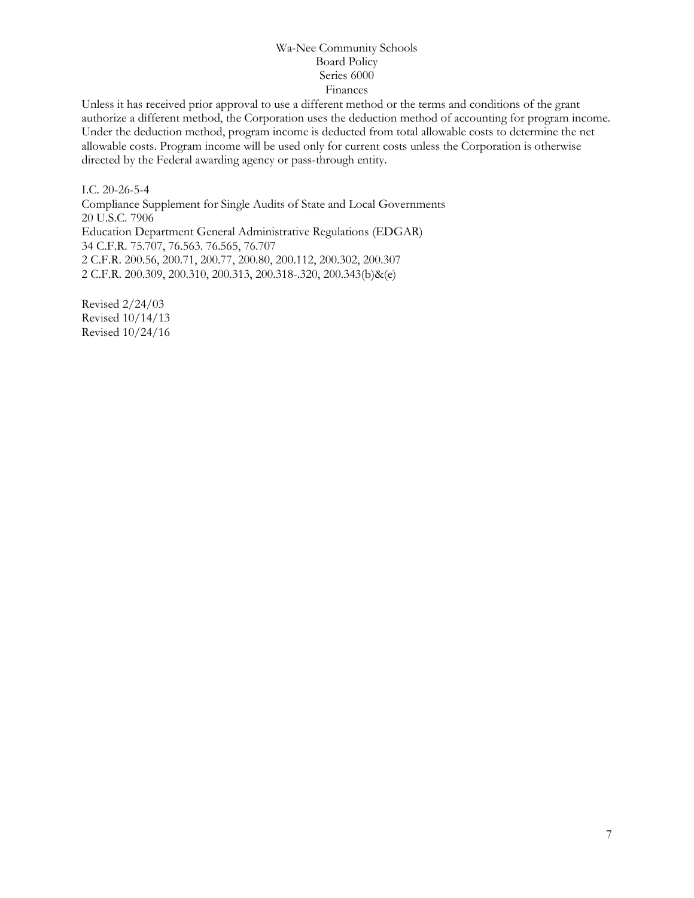Unless it has received prior approval to use a different method or the terms and conditions of the grant authorize a different method, the Corporation uses the deduction method of accounting for program income. Under the deduction method, program income is deducted from total allowable costs to determine the net allowable costs. Program income will be used only for current costs unless the Corporation is otherwise directed by the Federal awarding agency or pass-through entity.

I.C. 20-26-5-4
Compliance Supplement for Single Audits of State and Local Governments
20 U.S.C. 7906
Education Department General Administrative Regulations (EDGAR)
34 C.F.R. 75.707, 76.563. 76.565, 76.707
2 C.F.R. 200.56, 200.71, 200.77, 200.80, 200.112, 200.302, 200.307
2 C.F.R. 200.309, 200.310, 200.313, 200.318-.320, 200.343(b)&(e)

Revised 2/24/03
Revised 10/14/13
Revised 10/24/16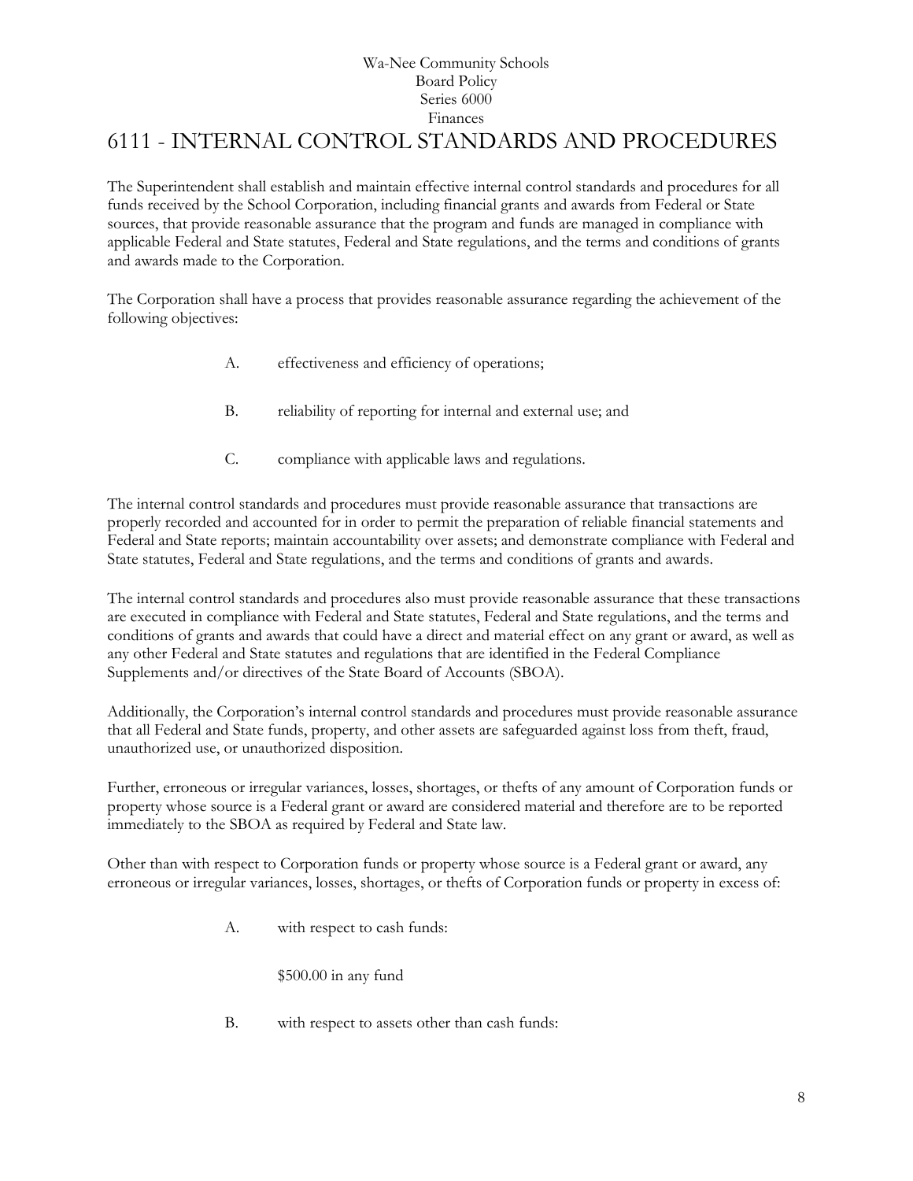Wa-Nee Community Schools
Board Policy
Series 6000
Finances

# 6111 - INTERNAL CONTROL STANDARDS AND PROCEDURES

The Superintendent shall establish and maintain effective internal control standards and procedures for all funds received by the School Corporation, including financial grants and awards from Federal or State sources, that provide reasonable assurance that the program and funds are managed in compliance with applicable Federal and State statutes, Federal and State regulations, and the terms and conditions of grants and awards made to the Corporation.

The Corporation shall have a process that provides reasonable assurance regarding the achievement of the following objectives:

A. effectiveness and efficiency of operations;

B. reliability of reporting for internal and external use; and

C. compliance with applicable laws and regulations.

The internal control standards and procedures must provide reasonable assurance that transactions are properly recorded and accounted for in order to permit the preparation of reliable financial statements and Federal and State reports; maintain accountability over assets; and demonstrate compliance with Federal and State statutes, Federal and State regulations, and the terms and conditions of grants and awards.

The internal control standards and procedures also must provide reasonable assurance that these transactions are executed in compliance with Federal and State statutes, Federal and State regulations, and the terms and conditions of grants and awards that could have a direct and material effect on any grant or award, as well as any other Federal and State statutes and regulations that are identified in the Federal Compliance Supplements and/or directives of the State Board of Accounts (SBOA).

Additionally, the Corporation's internal control standards and procedures must provide reasonable assurance that all Federal and State funds, property, and other assets are safeguarded against loss from theft, fraud, unauthorized use, or unauthorized disposition.

Further, erroneous or irregular variances, losses, shortages, or thefts of any amount of Corporation funds or property whose source is a Federal grant or award are considered material and therefore are to be reported immediately to the SBOA as required by Federal and State law.

Other than with respect to Corporation funds or property whose source is a Federal grant or award, any erroneous or irregular variances, losses, shortages, or thefts of Corporation funds or property in excess of:

A. with respect to cash funds:

$500.00 in any fund

B. with respect to assets other than cash funds: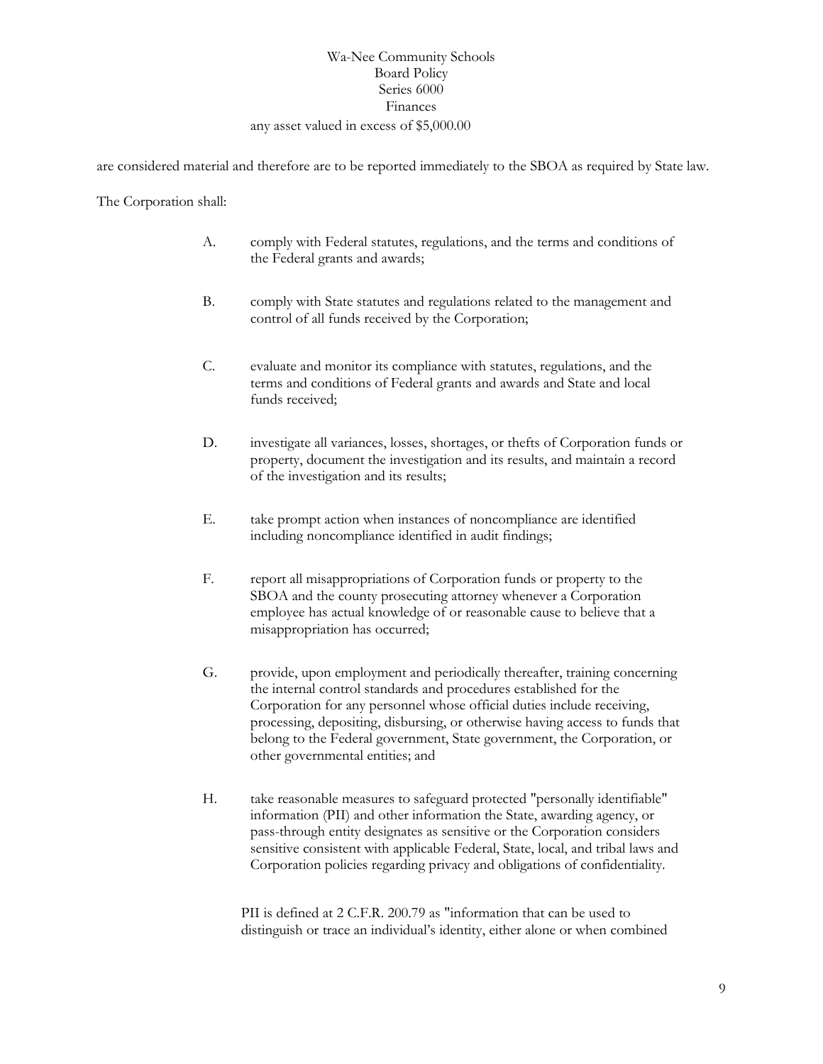any asset valued in excess of $5,000.00

are considered material and therefore are to be reported immediately to the SBOA as required by State law.

The Corporation shall:

A. comply with Federal statutes, regulations, and the terms and conditions of the Federal grants and awards;

B. comply with State statutes and regulations related to the management and control of all funds received by the Corporation;

C. evaluate and monitor its compliance with statutes, regulations, and the terms and conditions of Federal grants and awards and State and local funds received;

D. investigate all variances, losses, shortages, or thefts of Corporation funds or property, document the investigation and its results, and maintain a record of the investigation and its results;

E. take prompt action when instances of noncompliance are identified including noncompliance identified in audit findings;

F. report all misappropriations of Corporation funds or property to the SBOA and the county prosecuting attorney whenever a Corporation employee has actual knowledge of or reasonable cause to believe that a misappropriation has occurred;

G. provide, upon employment and periodically thereafter, training concerning the internal control standards and procedures established for the Corporation for any personnel whose official duties include receiving, processing, depositing, disbursing, or otherwise having access to funds that belong to the Federal government, State government, the Corporation, or other governmental entities; and

H. take reasonable measures to safeguard protected "personally identifiable" information (PII) and other information the State, awarding agency, or pass-through entity designates as sensitive or the Corporation considers sensitive consistent with applicable Federal, State, local, and tribal laws and Corporation policies regarding privacy and obligations of confidentiality.

PII is defined at 2 C.F.R. 200.79 as "information that can be used to distinguish or trace an individual's identity, either alone or when combined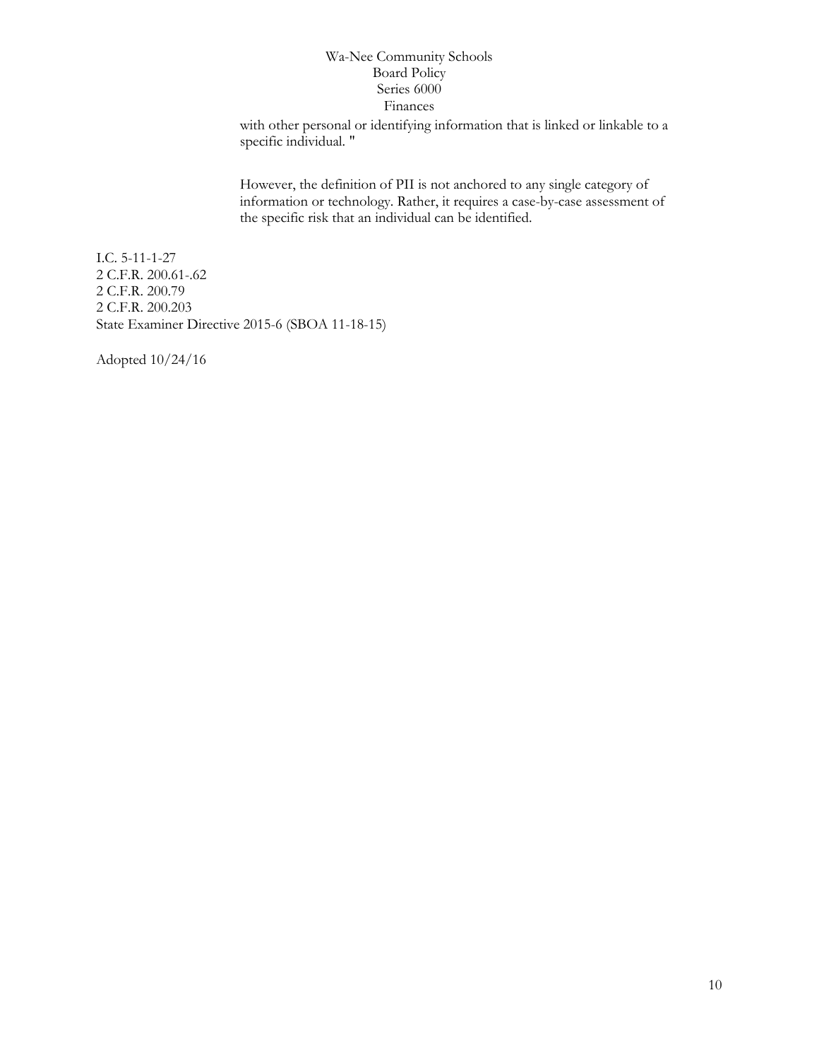with other personal or identifying information that is linked or linkable to a specific individual. "

However, the definition of PII is not anchored to any single category of information or technology. Rather, it requires a case-by-case assessment of the specific risk that an individual can be identified.

I.C. 5-11-1-27
2 C.F.R. 200.61-.62
2 C.F.R. 200.79
2 C.F.R. 200.203
State Examiner Directive 2015-6 (SBOA 11-18-15)

Adopted 10/24/16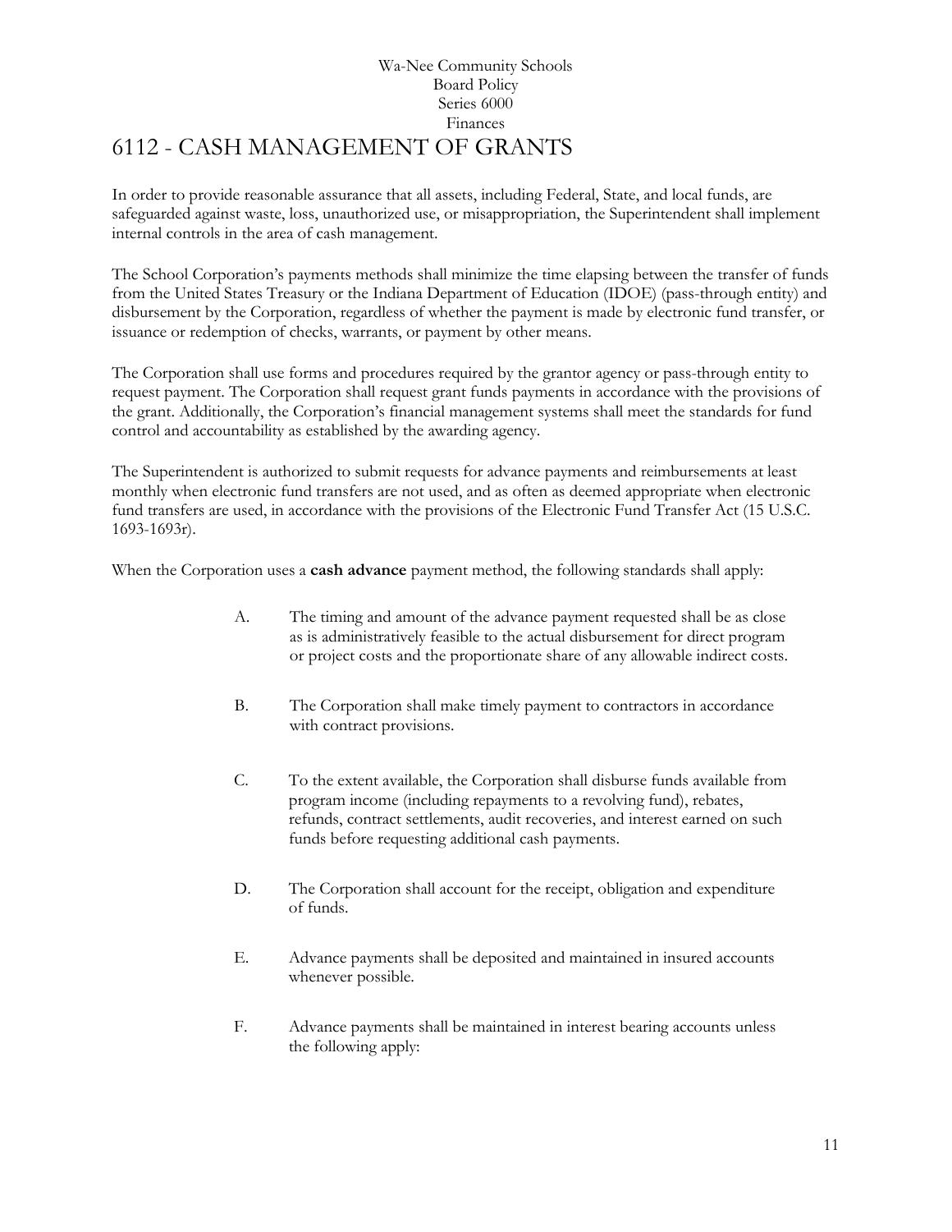Wa-Nee Community Schools
Board Policy
Series 6000
Finances

# 6112 - CASH MANAGEMENT OF GRANTS

In order to provide reasonable assurance that all assets, including Federal, State, and local funds, are safeguarded against waste, loss, unauthorized use, or misappropriation, the Superintendent shall implement internal controls in the area of cash management.

The School Corporation's payments methods shall minimize the time elapsing between the transfer of funds from the United States Treasury or the Indiana Department of Education (IDOE) (pass-through entity) and disbursement by the Corporation, regardless of whether the payment is made by electronic fund transfer, or issuance or redemption of checks, warrants, or payment by other means.

The Corporation shall use forms and procedures required by the grantor agency or pass-through entity to request payment. The Corporation shall request grant funds payments in accordance with the provisions of the grant. Additionally, the Corporation's financial management systems shall meet the standards for fund control and accountability as established by the awarding agency.

The Superintendent is authorized to submit requests for advance payments and reimbursements at least monthly when electronic fund transfers are not used, and as often as deemed appropriate when electronic fund transfers are used, in accordance with the provisions of the Electronic Fund Transfer Act (15 U.S.C. 1693-1693r).

When the Corporation uses a **cash advance** payment method, the following standards shall apply:

A. The timing and amount of the advance payment requested shall be as close as is administratively feasible to the actual disbursement for direct program or project costs and the proportionate share of any allowable indirect costs.

B. The Corporation shall make timely payment to contractors in accordance with contract provisions.

C. To the extent available, the Corporation shall disburse funds available from program income (including repayments to a revolving fund), rebates, refunds, contract settlements, audit recoveries, and interest earned on such funds before requesting additional cash payments.

D. The Corporation shall account for the receipt, obligation and expenditure of funds.

E. Advance payments shall be deposited and maintained in insured accounts whenever possible.

F. Advance payments shall be maintained in interest bearing accounts unless the following apply: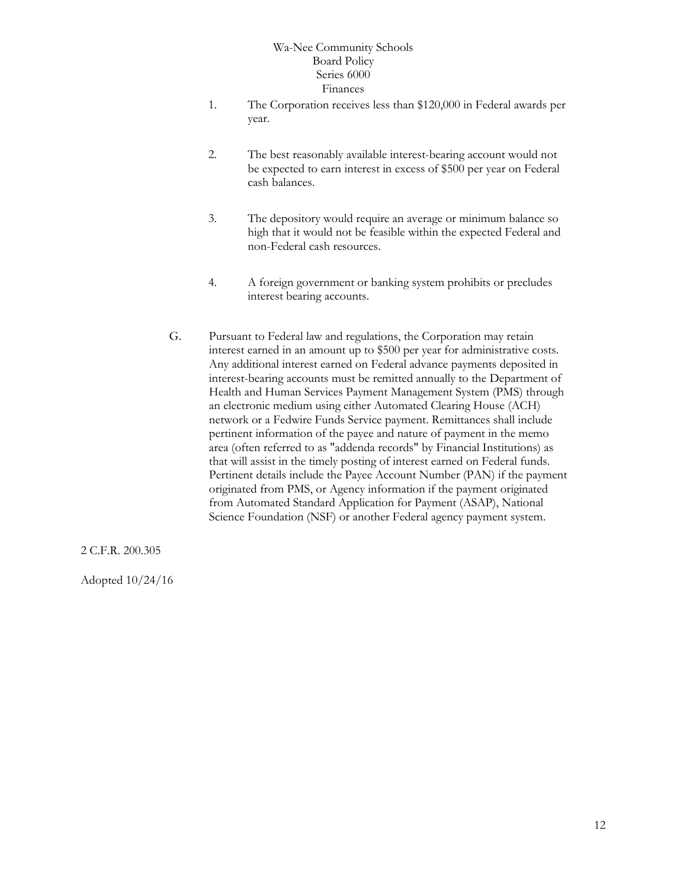1. The Corporation receives less than $120,000 in Federal awards per year.

2. The best reasonably available interest-bearing account would not be expected to earn interest in excess of $500 per year on Federal cash balances.

3. The depository would require an average or minimum balance so high that it would not be feasible within the expected Federal and non-Federal cash resources.

4. A foreign government or banking system prohibits or precludes interest bearing accounts.

G. Pursuant to Federal law and regulations, the Corporation may retain interest earned in an amount up to $500 per year for administrative costs. Any additional interest earned on Federal advance payments deposited in interest-bearing accounts must be remitted annually to the Department of Health and Human Services Payment Management System (PMS) through an electronic medium using either Automated Clearing House (ACH) network or a Fedwire Funds Service payment. Remittances shall include pertinent information of the payee and nature of payment in the memo area (often referred to as "addenda records" by Financial Institutions) as that will assist in the timely posting of interest earned on Federal funds. Pertinent details include the Payee Account Number (PAN) if the payment originated from PMS, or Agency information if the payment originated from Automated Standard Application for Payment (ASAP), National Science Foundation (NSF) or another Federal agency payment system.

2 C.F.R. 200.305

Adopted 10/24/16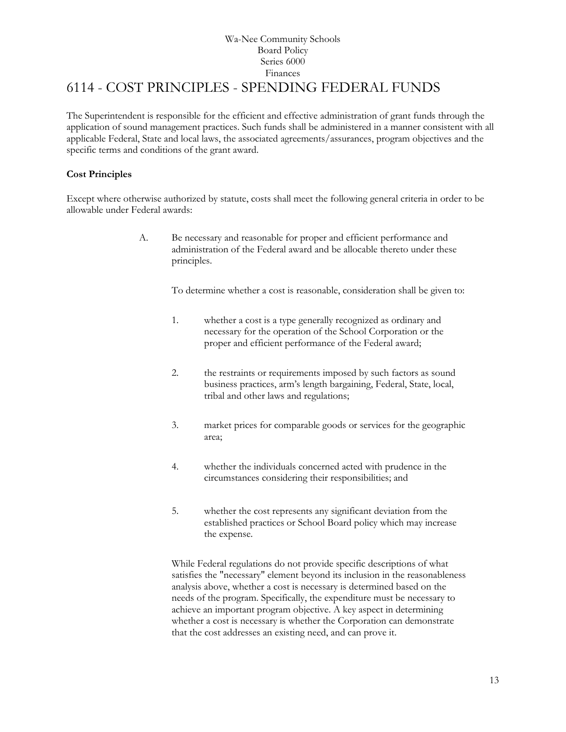Wa-Nee Community Schools
Board Policy
Series 6000
Finances

# 6114 - COST PRINCIPLES - SPENDING FEDERAL FUNDS

The Superintendent is responsible for the efficient and effective administration of grant funds through the application of sound management practices. Such funds shall be administered in a manner consistent with all applicable Federal, State and local laws, the associated agreements/assurances, program objectives and the specific terms and conditions of the grant award.

**Cost Principles**

Except where otherwise authorized by statute, costs shall meet the following general criteria in order to be allowable under Federal awards:

A. Be necessary and reasonable for proper and efficient performance and administration of the Federal award and be allocable thereto under these principles.

   To determine whether a cost is reasonable, consideration shall be given to:

   1. whether a cost is a type generally recognized as ordinary and necessary for the operation of the School Corporation or the proper and efficient performance of the Federal award;

   2. the restraints or requirements imposed by such factors as sound business practices, arm's length bargaining, Federal, State, local, tribal and other laws and regulations;

   3. market prices for comparable goods or services for the geographic area;

   4. whether the individuals concerned acted with prudence in the circumstances considering their responsibilities; and

   5. whether the cost represents any significant deviation from the established practices or School Board policy which may increase the expense.

   While Federal regulations do not provide specific descriptions of what satisfies the "necessary" element beyond its inclusion in the reasonableness analysis above, whether a cost is necessary is determined based on the needs of the program. Specifically, the expenditure must be necessary to achieve an important program objective. A key aspect in determining whether a cost is necessary is whether the Corporation can demonstrate that the cost addresses an existing need, and can prove it.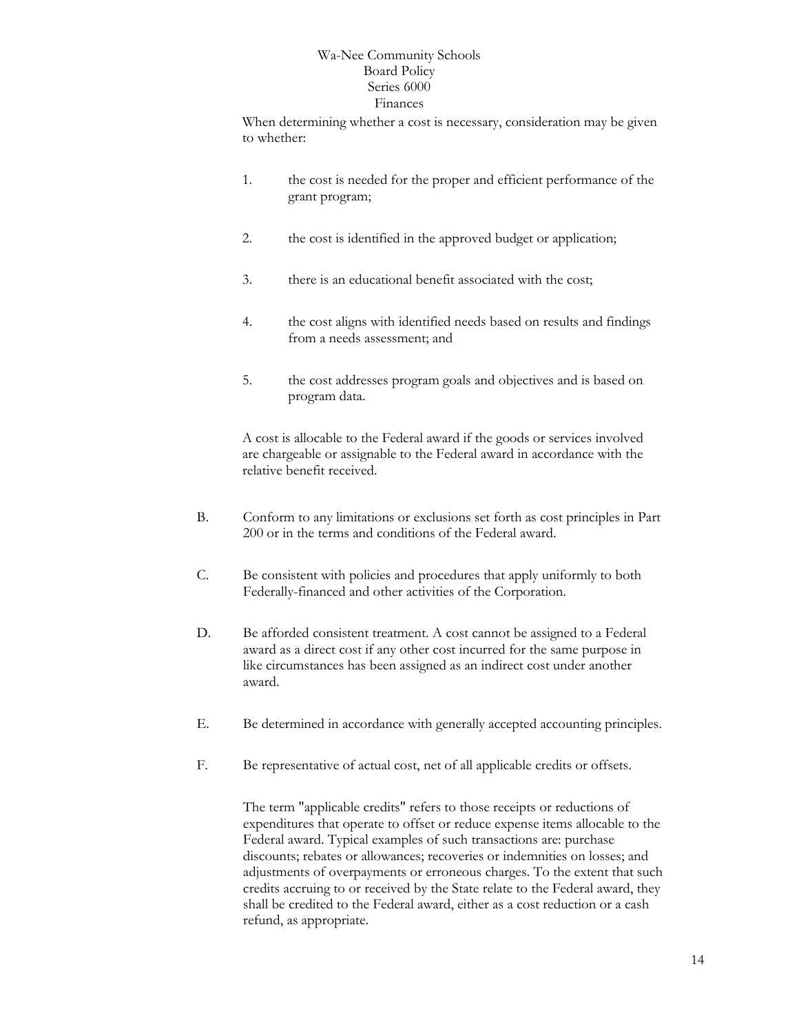When determining whether a cost is necessary, consideration may be given to whether:

1. the cost is needed for the proper and efficient performance of the grant program;

2. the cost is identified in the approved budget or application;

3. there is an educational benefit associated with the cost;

4. the cost aligns with identified needs based on results and findings from a needs assessment; and

5. the cost addresses program goals and objectives and is based on program data.

A cost is allocable to the Federal award if the goods or services involved are chargeable or assignable to the Federal award in accordance with the relative benefit received.

B. Conform to any limitations or exclusions set forth as cost principles in Part 200 or in the terms and conditions of the Federal award.

C. Be consistent with policies and procedures that apply uniformly to both Federally-financed and other activities of the Corporation.

D. Be afforded consistent treatment. A cost cannot be assigned to a Federal award as a direct cost if any other cost incurred for the same purpose in like circumstances has been assigned as an indirect cost under another award.

E. Be determined in accordance with generally accepted accounting principles.

F. Be representative of actual cost, net of all applicable credits or offsets.

The term "applicable credits" refers to those receipts or reductions of expenditures that operate to offset or reduce expense items allocable to the Federal award. Typical examples of such transactions are: purchase discounts; rebates or allowances; recoveries or indemnities on losses; and adjustments of overpayments or erroneous charges. To the extent that such credits accruing to or received by the State relate to the Federal award, they shall be credited to the Federal award, either as a cost reduction or a cash refund, as appropriate.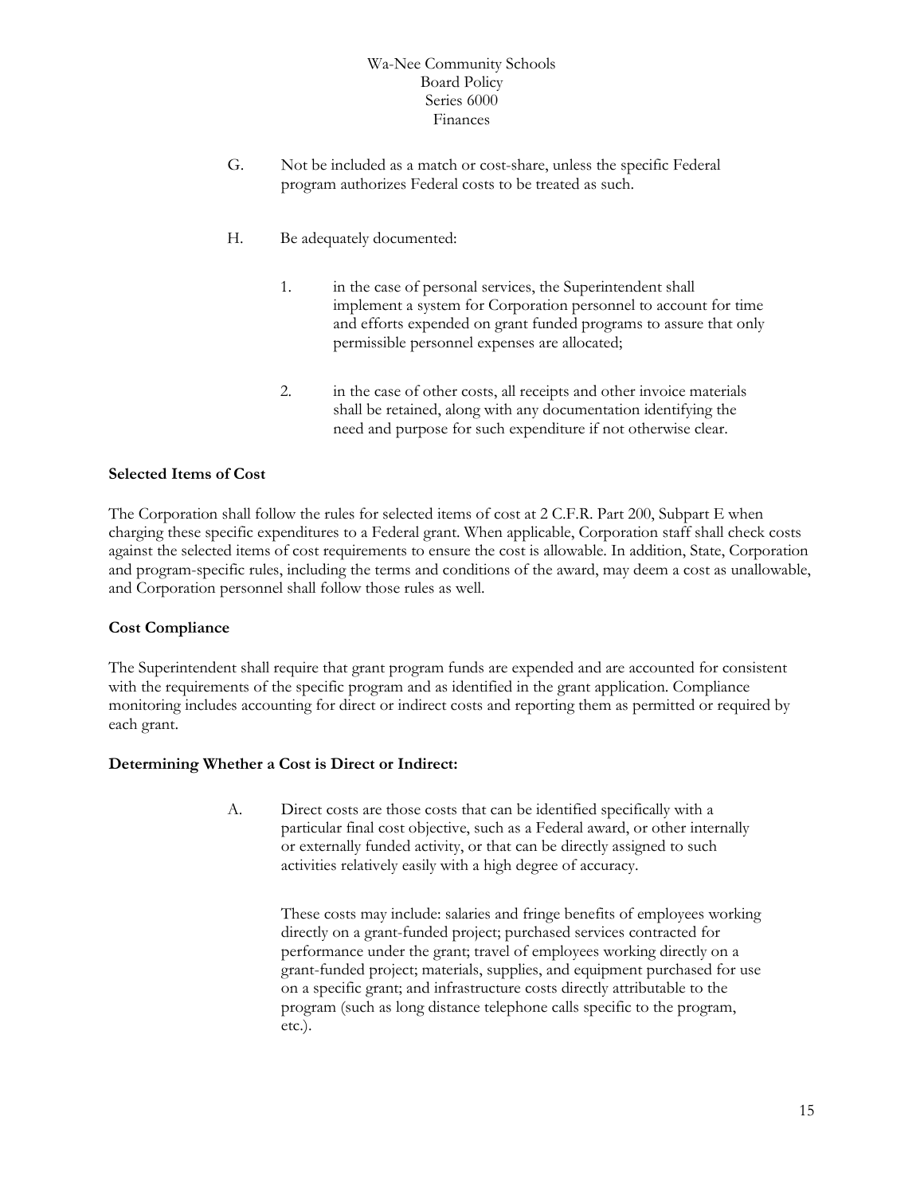G. Not be included as a match or cost-share, unless the specific Federal program authorizes Federal costs to be treated as such.

H. Be adequately documented:

1. in the case of personal services, the Superintendent shall implement a system for Corporation personnel to account for time and efforts expended on grant funded programs to assure that only permissible personnel expenses are allocated;

2. in the case of other costs, all receipts and other invoice materials shall be retained, along with any documentation identifying the need and purpose for such expenditure if not otherwise clear.

**Selected Items of Cost**

The Corporation shall follow the rules for selected items of cost at 2 C.F.R. Part 200, Subpart E when charging these specific expenditures to a Federal grant. When applicable, Corporation staff shall check costs against the selected items of cost requirements to ensure the cost is allowable. In addition, State, Corporation and program-specific rules, including the terms and conditions of the award, may deem a cost as unallowable, and Corporation personnel shall follow those rules as well.

**Cost Compliance**

The Superintendent shall require that grant program funds are expended and are accounted for consistent with the requirements of the specific program and as identified in the grant application. Compliance monitoring includes accounting for direct or indirect costs and reporting them as permitted or required by each grant.

**Determining Whether a Cost is Direct or Indirect:**

A. Direct costs are those costs that can be identified specifically with a particular final cost objective, such as a Federal award, or other internally or externally funded activity, or that can be directly assigned to such activities relatively easily with a high degree of accuracy.

These costs may include: salaries and fringe benefits of employees working directly on a grant-funded project; purchased services contracted for performance under the grant; travel of employees working directly on a grant-funded project; materials, supplies, and equipment purchased for use on a specific grant; and infrastructure costs directly attributable to the program (such as long distance telephone calls specific to the program, etc.).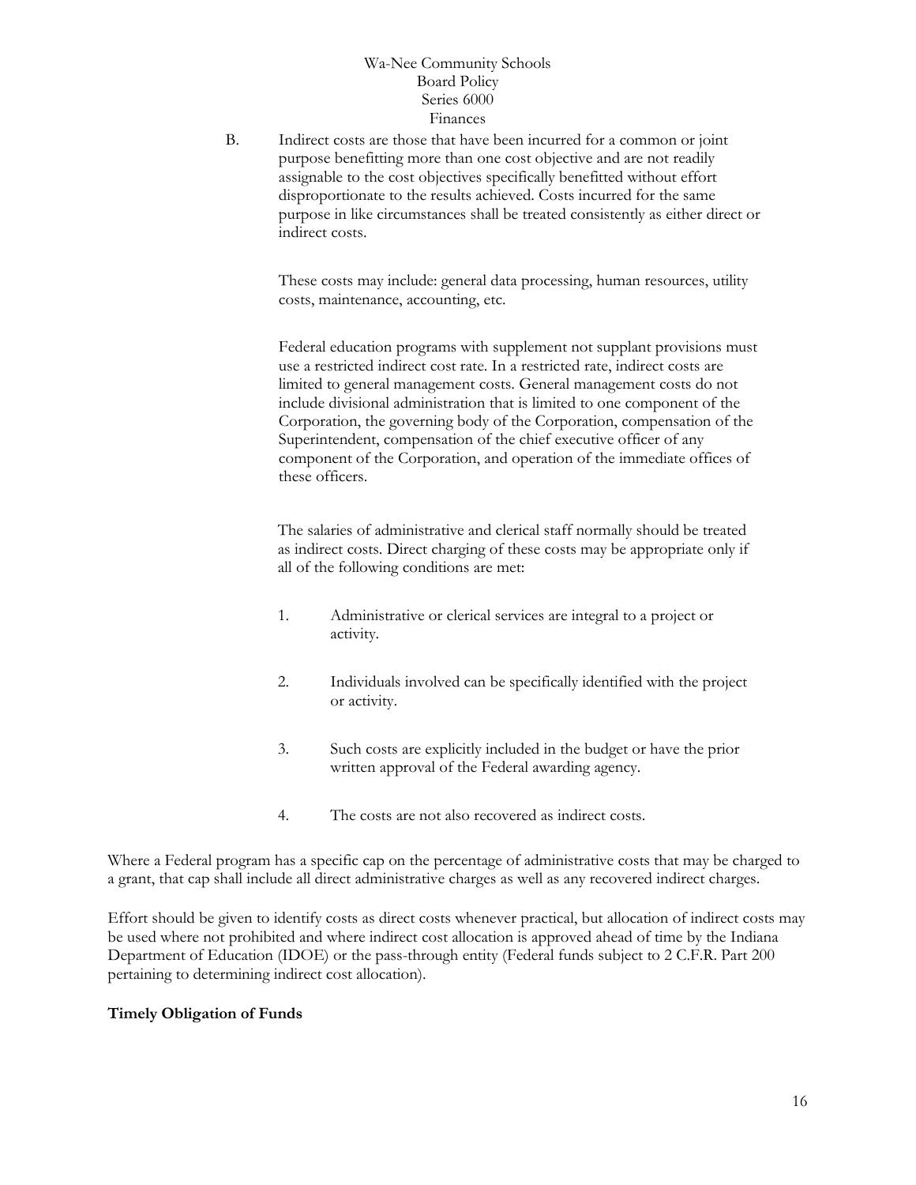B. Indirect costs are those that have been incurred for a common or joint purpose benefitting more than one cost objective and are not readily assignable to the cost objectives specifically benefitted without effort disproportionate to the results achieved. Costs incurred for the same purpose in like circumstances shall be treated consistently as either direct or indirect costs.

   These costs may include: general data processing, human resources, utility costs, maintenance, accounting, etc.

   Federal education programs with supplement not supplant provisions must use a restricted indirect cost rate. In a restricted rate, indirect costs are limited to general management costs. General management costs do not include divisional administration that is limited to one component of the Corporation, the governing body of the Corporation, compensation of the Superintendent, compensation of the chief executive officer of any component of the Corporation, and operation of the immediate offices of these officers.

   The salaries of administrative and clerical staff normally should be treated as indirect costs. Direct charging of these costs may be appropriate only if all of the following conditions are met:

   1. Administrative or clerical services are integral to a project or activity.

   2. Individuals involved can be specifically identified with the project or activity.

   3. Such costs are explicitly included in the budget or have the prior written approval of the Federal awarding agency.

   4. The costs are not also recovered as indirect costs.

Where a Federal program has a specific cap on the percentage of administrative costs that may be charged to a grant, that cap shall include all direct administrative charges as well as any recovered indirect charges.

Effort should be given to identify costs as direct costs whenever practical, but allocation of indirect costs may be used where not prohibited and where indirect cost allocation is approved ahead of time by the Indiana Department of Education (IDOE) or the pass-through entity (Federal funds subject to 2 C.F.R. Part 200 pertaining to determining indirect cost allocation).

**Timely Obligation of Funds**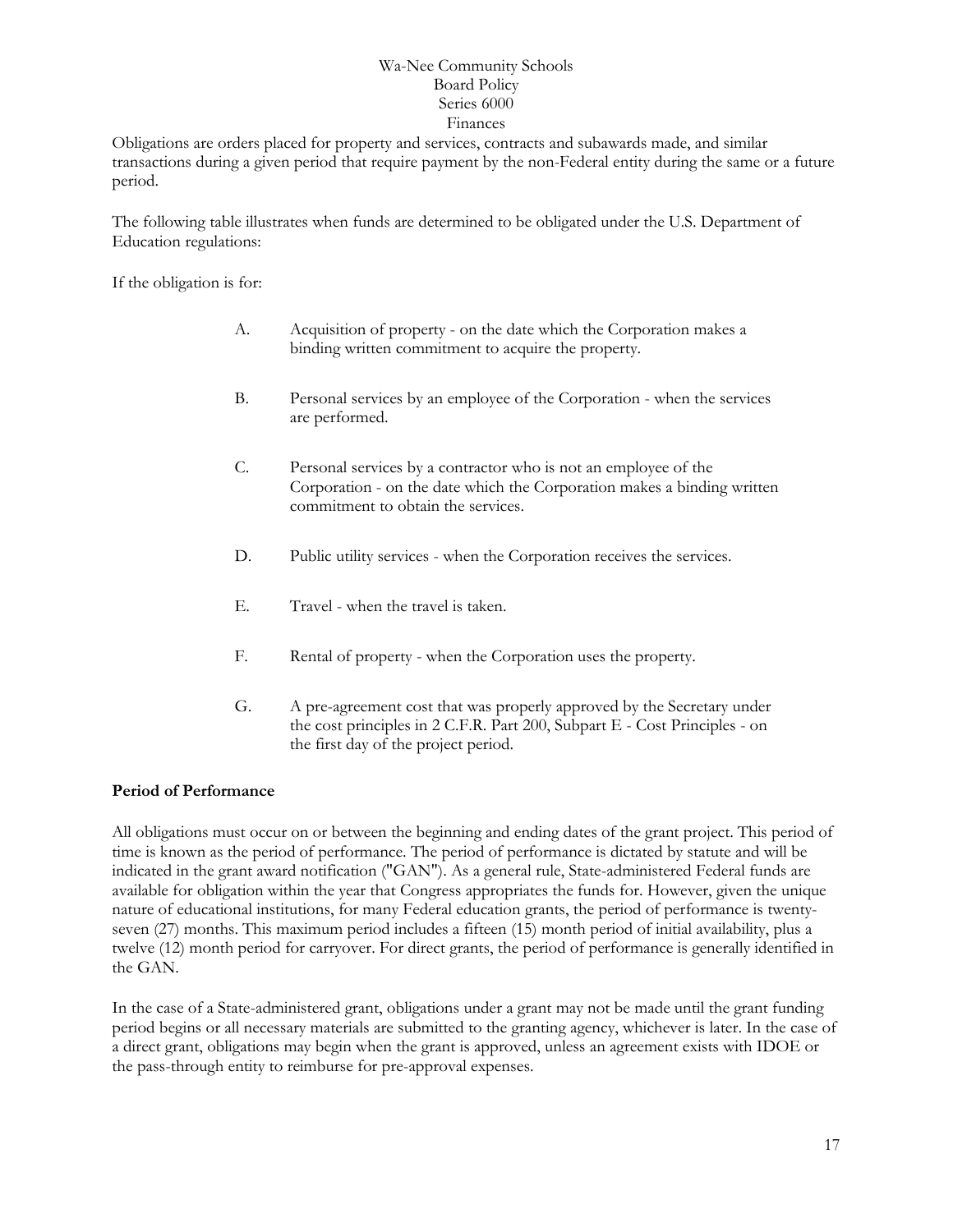Obligations are orders placed for property and services, contracts and subawards made, and similar transactions during a given period that require payment by the non-Federal entity during the same or a future period.

The following table illustrates when funds are determined to be obligated under the U.S. Department of Education regulations:

If the obligation is for:

A. Acquisition of property - on the date which the Corporation makes a binding written commitment to acquire the property.

B. Personal services by an employee of the Corporation - when the services are performed.

C. Personal services by a contractor who is not an employee of the Corporation - on the date which the Corporation makes a binding written commitment to obtain the services.

D. Public utility services - when the Corporation receives the services.

E. Travel - when the travel is taken.

F. Rental of property - when the Corporation uses the property.

G. A pre-agreement cost that was properly approved by the Secretary under the cost principles in 2 C.F.R. Part 200, Subpart E - Cost Principles - on the first day of the project period.

**Period of Performance**

All obligations must occur on or between the beginning and ending dates of the grant project. This period of time is known as the period of performance. The period of performance is dictated by statute and will be indicated in the grant award notification ("GAN"). As a general rule, State-administered Federal funds are available for obligation within the year that Congress appropriates the funds for. However, given the unique nature of educational institutions, for many Federal education grants, the period of performance is twenty-seven (27) months. This maximum period includes a fifteen (15) month period of initial availability, plus a twelve (12) month period for carryover. For direct grants, the period of performance is generally identified in the GAN.

In the case of a State-administered grant, obligations under a grant may not be made until the grant funding period begins or all necessary materials are submitted to the granting agency, whichever is later. In the case of a direct grant, obligations may begin when the grant is approved, unless an agreement exists with IDOE or the pass-through entity to reimburse for pre-approval expenses.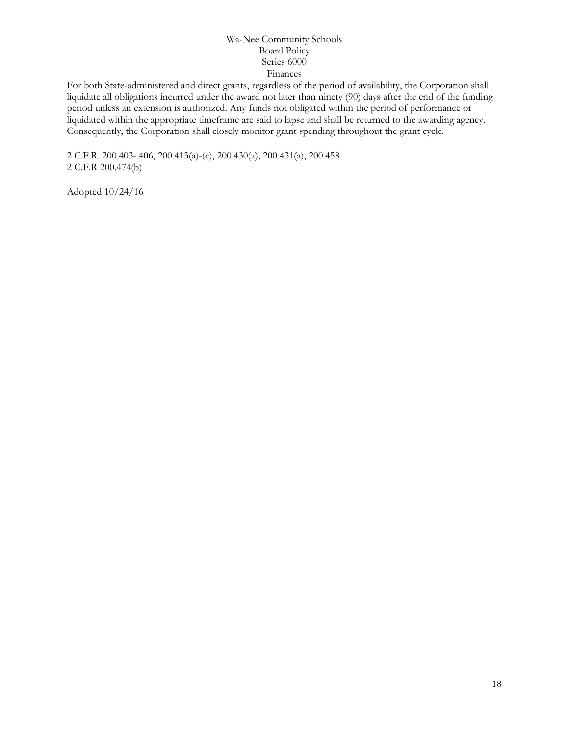For both State-administered and direct grants, regardless of the period of availability, the Corporation shall liquidate all obligations incurred under the award not later than ninety (90) days after the end of the funding period unless an extension is authorized. Any funds not obligated within the period of performance or liquidated within the appropriate timeframe are said to lapse and shall be returned to the awarding agency. Consequently, the Corporation shall closely monitor grant spending throughout the grant cycle.

2 C.F.R. 200.403-.406, 200.413(a)-(c), 200.430(a), 200.431(a), 200.458
2 C.F.R 200.474(b)

Adopted 10/24/16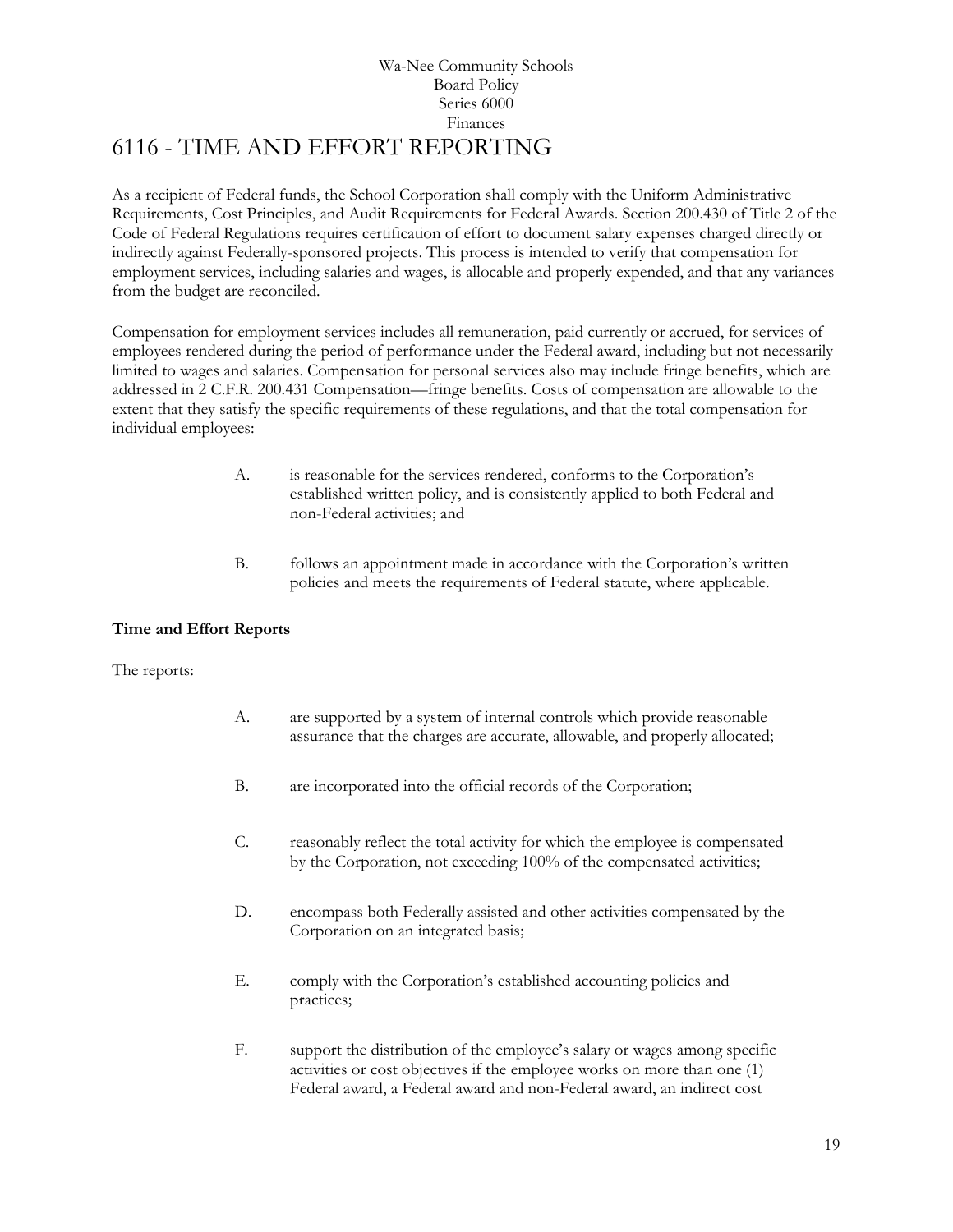Wa-Nee Community Schools
Board Policy
Series 6000
Finances

# 6116 - TIME AND EFFORT REPORTING

As a recipient of Federal funds, the School Corporation shall comply with the Uniform Administrative Requirements, Cost Principles, and Audit Requirements for Federal Awards. Section 200.430 of Title 2 of the Code of Federal Regulations requires certification of effort to document salary expenses charged directly or indirectly against Federally-sponsored projects. This process is intended to verify that compensation for employment services, including salaries and wages, is allocable and properly expended, and that any variances from the budget are reconciled.

Compensation for employment services includes all remuneration, paid currently or accrued, for services of employees rendered during the period of performance under the Federal award, including but not necessarily limited to wages and salaries. Compensation for personal services also may include fringe benefits, which are addressed in 2 C.F.R. 200.431 Compensation—fringe benefits. Costs of compensation are allowable to the extent that they satisfy the specific requirements of these regulations, and that the total compensation for individual employees:

A. is reasonable for the services rendered, conforms to the Corporation's established written policy, and is consistently applied to both Federal and non-Federal activities; and

B. follows an appointment made in accordance with the Corporation's written policies and meets the requirements of Federal statute, where applicable.

**Time and Effort Reports**

The reports:

A. are supported by a system of internal controls which provide reasonable assurance that the charges are accurate, allowable, and properly allocated;

B. are incorporated into the official records of the Corporation;

C. reasonably reflect the total activity for which the employee is compensated by the Corporation, not exceeding 100% of the compensated activities;

D. encompass both Federally assisted and other activities compensated by the Corporation on an integrated basis;

E. comply with the Corporation's established accounting policies and practices;

F. support the distribution of the employee's salary or wages among specific activities or cost objectives if the employee works on more than one (1) Federal award, a Federal award and non-Federal award, an indirect cost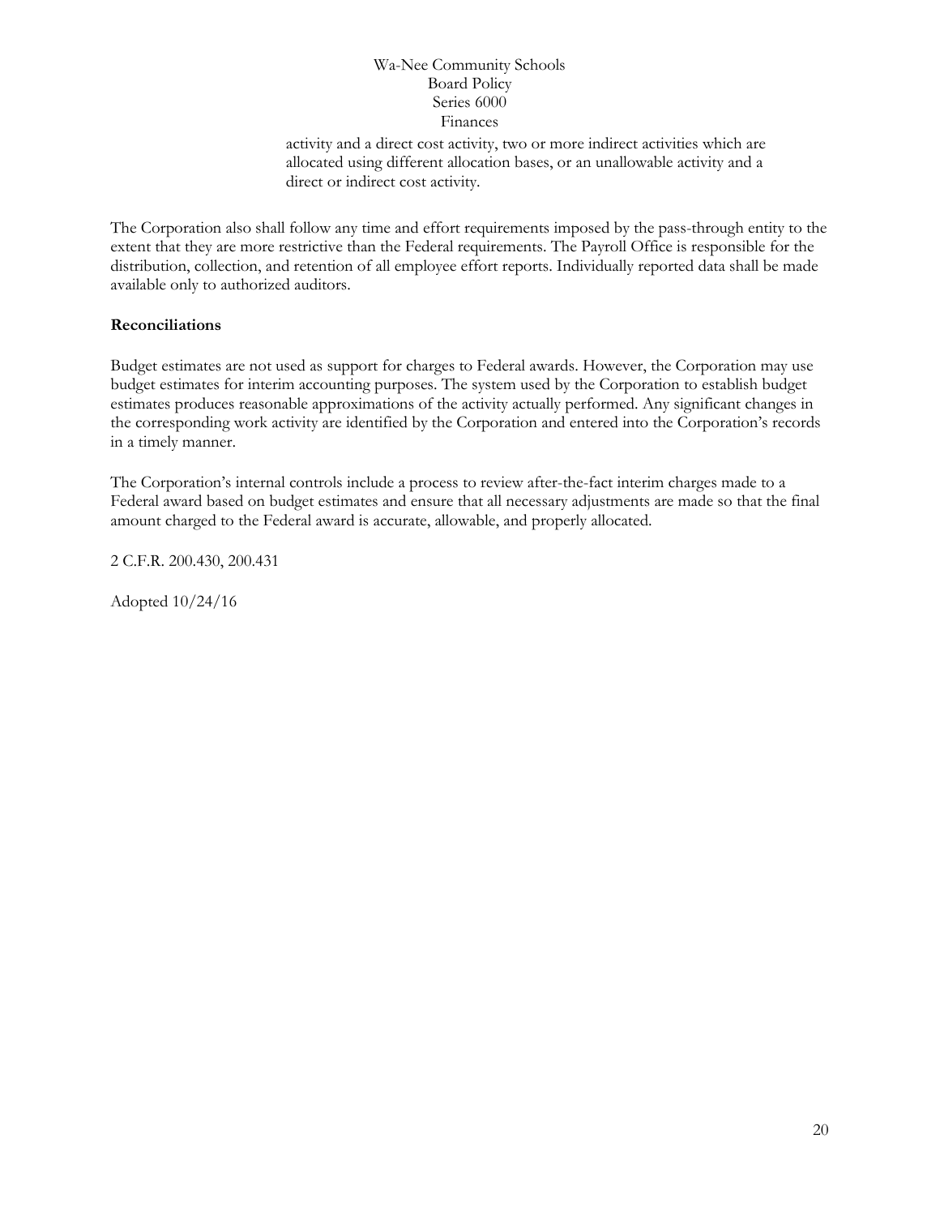activity and a direct cost activity, two or more indirect activities which are allocated using different allocation bases, or an unallowable activity and a direct or indirect cost activity.

The Corporation also shall follow any time and effort requirements imposed by the pass-through entity to the extent that they are more restrictive than the Federal requirements. The Payroll Office is responsible for the distribution, collection, and retention of all employee effort reports. Individually reported data shall be made available only to authorized auditors.

**Reconciliations**

Budget estimates are not used as support for charges to Federal awards. However, the Corporation may use budget estimates for interim accounting purposes. The system used by the Corporation to establish budget estimates produces reasonable approximations of the activity actually performed. Any significant changes in the corresponding work activity are identified by the Corporation and entered into the Corporation's records in a timely manner.

The Corporation's internal controls include a process to review after-the-fact interim charges made to a Federal award based on budget estimates and ensure that all necessary adjustments are made so that the final amount charged to the Federal award is accurate, allowable, and properly allocated.

2 C.F.R. 200.430, 200.431

Adopted 10/24/16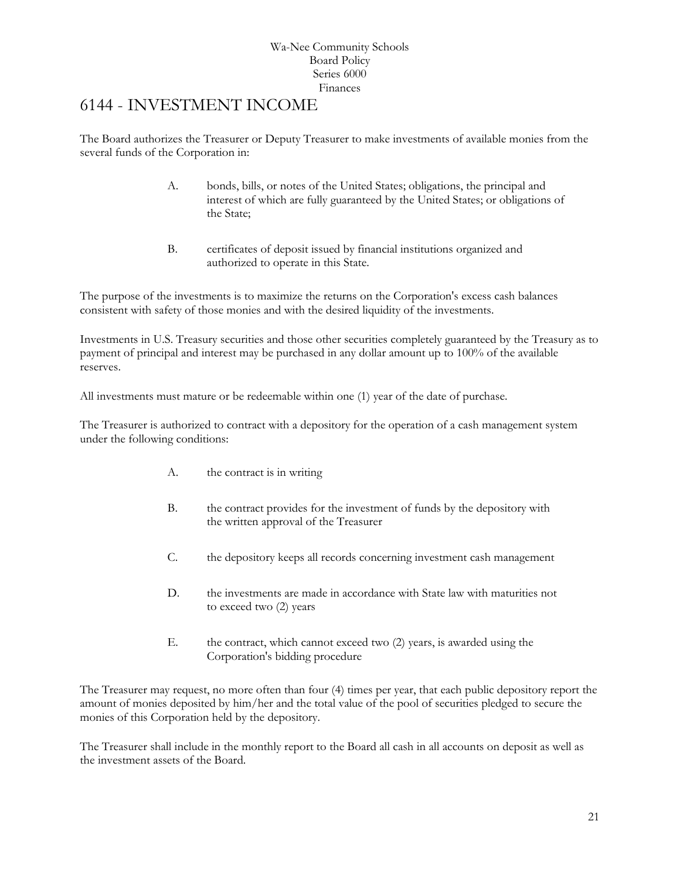Wa-Nee Community Schools
Board Policy
Series 6000
Finances

# 6144 - INVESTMENT INCOME

The Board authorizes the Treasurer or Deputy Treasurer to make investments of available monies from the several funds of the Corporation in:

A. bonds, bills, or notes of the United States; obligations, the principal and interest of which are fully guaranteed by the United States; or obligations of the State;

B. certificates of deposit issued by financial institutions organized and authorized to operate in this State.

The purpose of the investments is to maximize the returns on the Corporation's excess cash balances consistent with safety of those monies and with the desired liquidity of the investments.

Investments in U.S. Treasury securities and those other securities completely guaranteed by the Treasury as to payment of principal and interest may be purchased in any dollar amount up to 100% of the available reserves.

All investments must mature or be redeemable within one (1) year of the date of purchase.

The Treasurer is authorized to contract with a depository for the operation of a cash management system under the following conditions:

A. the contract is in writing

B. the contract provides for the investment of funds by the depository with the written approval of the Treasurer

C. the depository keeps all records concerning investment cash management

D. the investments are made in accordance with State law with maturities not to exceed two (2) years

E. the contract, which cannot exceed two (2) years, is awarded using the Corporation's bidding procedure

The Treasurer may request, no more often than four (4) times per year, that each public depository report the amount of monies deposited by him/her and the total value of the pool of securities pledged to secure the monies of this Corporation held by the depository.

The Treasurer shall include in the monthly report to the Board all cash in all accounts on deposit as well as the investment assets of the Board.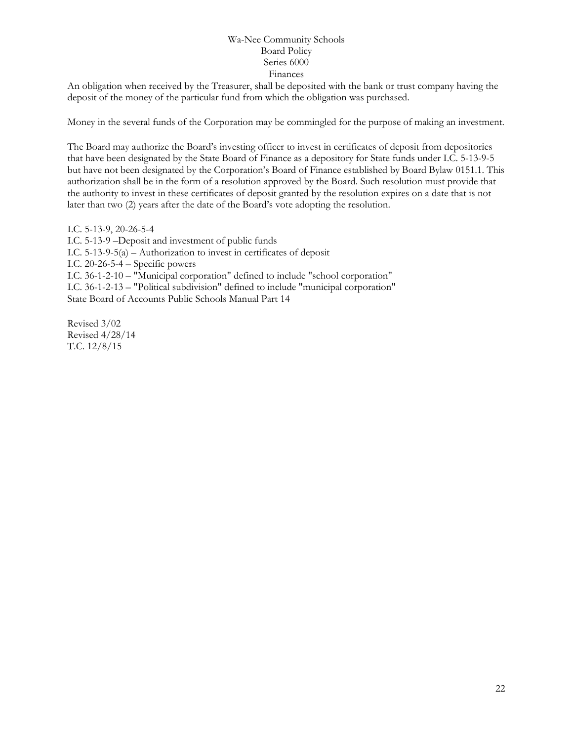An obligation when received by the Treasurer, shall be deposited with the bank or trust company having the deposit of the money of the particular fund from which the obligation was purchased.

Money in the several funds of the Corporation may be commingled for the purpose of making an investment.

The Board may authorize the Board's investing officer to invest in certificates of deposit from depositories that have been designated by the State Board of Finance as a depository for State funds under I.C. 5-13-9-5 but have not been designated by the Corporation's Board of Finance established by Board Bylaw 0151.1. This authorization shall be in the form of a resolution approved by the Board. Such resolution must provide that the authority to invest in these certificates of deposit granted by the resolution expires on a date that is not later than two (2) years after the date of the Board's vote adopting the resolution.

I.C. 5-13-9, 20-26-5-4
I.C. 5-13-9 –Deposit and investment of public funds
I.C. 5-13-9-5(a) – Authorization to invest in certificates of deposit
I.C. 20-26-5-4 – Specific powers
I.C. 36-1-2-10 – "Municipal corporation" defined to include "school corporation"
I.C. 36-1-2-13 – "Political subdivision" defined to include "municipal corporation"
State Board of Accounts Public Schools Manual Part 14

Revised 3/02
Revised 4/28/14
T.C. 12/8/15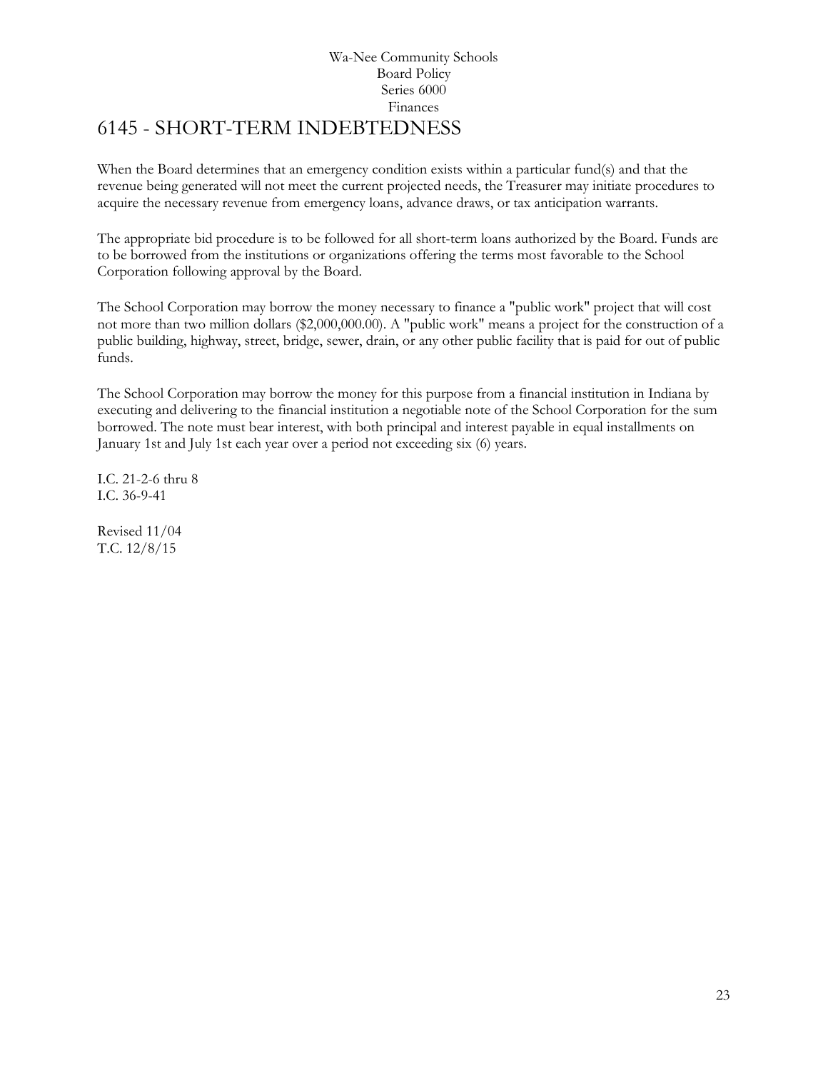# 6145 - SHORT-TERM INDEBTEDNESS

When the Board determines that an emergency condition exists within a particular fund(s) and that the revenue being generated will not meet the current projected needs, the Treasurer may initiate procedures to acquire the necessary revenue from emergency loans, advance draws, or tax anticipation warrants.

The appropriate bid procedure is to be followed for all short-term loans authorized by the Board. Funds are to be borrowed from the institutions or organizations offering the terms most favorable to the School Corporation following approval by the Board.

The School Corporation may borrow the money necessary to finance a "public work" project that will cost not more than two million dollars ($2,000,000.00). A "public work" means a project for the construction of a public building, highway, street, bridge, sewer, drain, or any other public facility that is paid for out of public funds.

The School Corporation may borrow the money for this purpose from a financial institution in Indiana by executing and delivering to the financial institution a negotiable note of the School Corporation for the sum borrowed. The note must bear interest, with both principal and interest payable in equal installments on January 1st and July 1st each year over a period not exceeding six (6) years.

I.C. 21-2-6 thru 8
I.C. 36-9-41

Revised 11/04
T.C. 12/8/15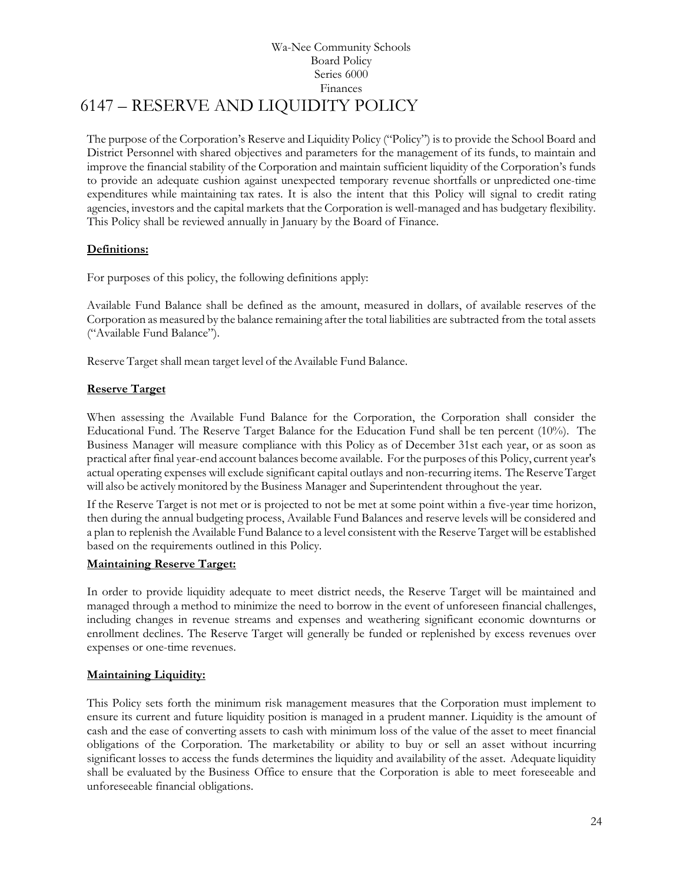Wa-Nee Community Schools
Board Policy
Series 6000
Finances

# 6147 – RESERVE AND LIQUIDITY POLICY

The purpose of the Corporation's Reserve and Liquidity Policy ("Policy") is to provide the School Board and District Personnel with shared objectives and parameters for the management of its funds, to maintain and improve the financial stability of the Corporation and maintain sufficient liquidity of the Corporation's funds to provide an adequate cushion against unexpected temporary revenue shortfalls or unpredicted one-time expenditures while maintaining tax rates. It is also the intent that this Policy will signal to credit rating agencies, investors and the capital markets that the Corporation is well-managed and has budgetary flexibility. This Policy shall be reviewed annually in January by the Board of Finance.

## **Definitions:**

For purposes of this policy, the following definitions apply:

Available Fund Balance shall be defined as the amount, measured in dollars, of available reserves of the Corporation as measured by the balance remaining after the total liabilities are subtracted from the total assets ("Available Fund Balance").

Reserve Target shall mean target level of the Available Fund Balance.

## **Reserve Target**

When assessing the Available Fund Balance for the Corporation, the Corporation shall consider the Educational Fund. The Reserve Target Balance for the Education Fund shall be ten percent (10%). The Business Manager will measure compliance with this Policy as of December 31st each year, or as soon as practical after final year-end account balances become available. For the purposes of this Policy, current year's actual operating expenses will exclude significant capital outlays and non-recurring items. The Reserve Target will also be actively monitored by the Business Manager and Superintendent throughout the year.

If the Reserve Target is not met or is projected to not be met at some point within a five-year time horizon, then during the annual budgeting process, Available Fund Balances and reserve levels will be considered and a plan to replenish the Available Fund Balance to a level consistent with the Reserve Target will be established based on the requirements outlined in this Policy.

## **Maintaining Reserve Target:**

In order to provide liquidity adequate to meet district needs, the Reserve Target will be maintained and managed through a method to minimize the need to borrow in the event of unforeseen financial challenges, including changes in revenue streams and expenses and weathering significant economic downturns or enrollment declines. The Reserve Target will generally be funded or replenished by excess revenues over expenses or one-time revenues.

## **Maintaining Liquidity:**

This Policy sets forth the minimum risk management measures that the Corporation must implement to ensure its current and future liquidity position is managed in a prudent manner. Liquidity is the amount of cash and the ease of converting assets to cash with minimum loss of the value of the asset to meet financial obligations of the Corporation. The marketability or ability to buy or sell an asset without incurring significant losses to access the funds determines the liquidity and availability of the asset. Adequate liquidity shall be evaluated by the Business Office to ensure that the Corporation is able to meet foreseeable and unforeseeable financial obligations.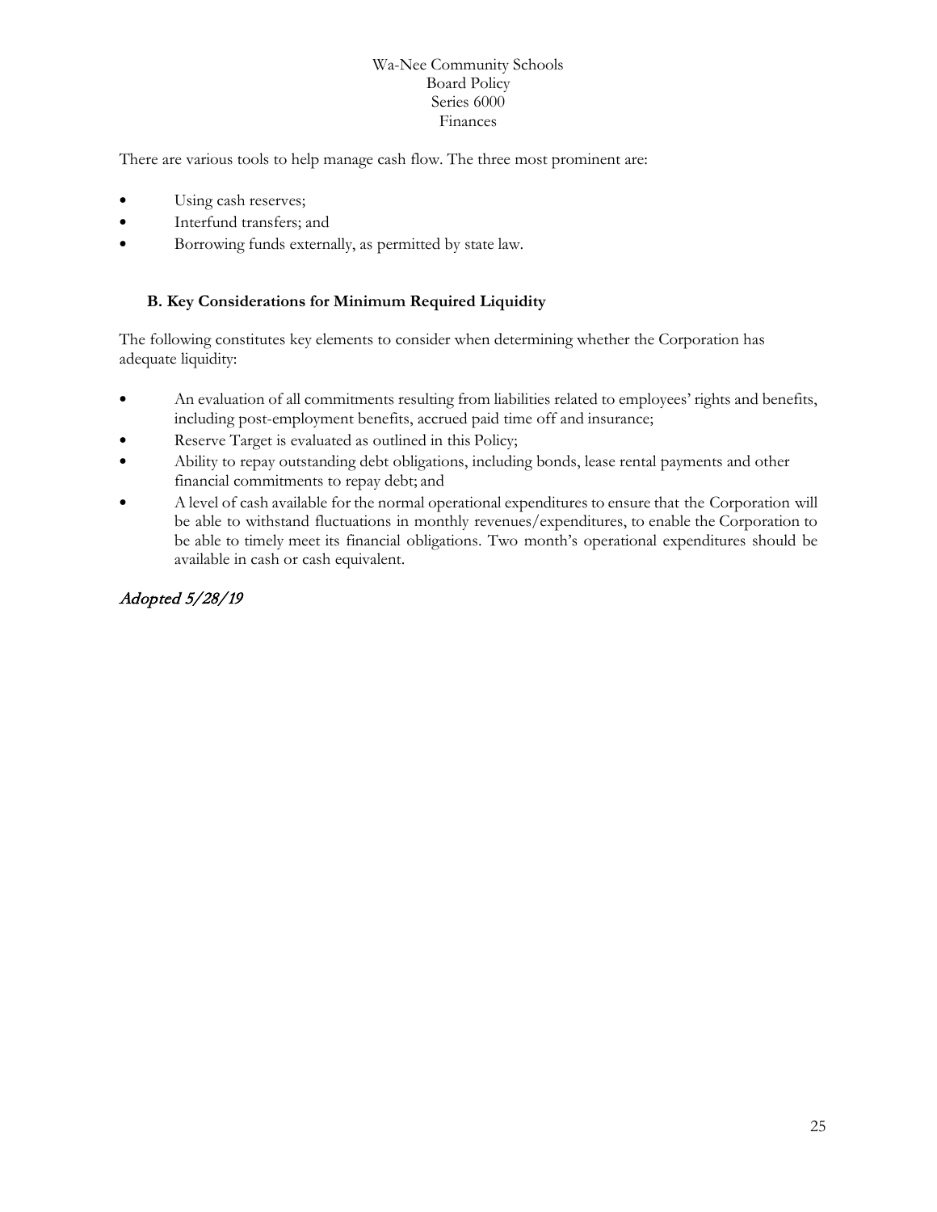There are various tools to help manage cash flow. The three most prominent are:

- Using cash reserves;
- Interfund transfers; and
- Borrowing funds externally, as permitted by state law.

### B. Key Considerations for Minimum Required Liquidity

The following constitutes key elements to consider when determining whether the Corporation has adequate liquidity:

- An evaluation of all commitments resulting from liabilities related to employees' rights and benefits, including post-employment benefits, accrued paid time off and insurance;
- Reserve Target is evaluated as outlined in this Policy;
- Ability to repay outstanding debt obligations, including bonds, lease rental payments and other financial commitments to repay debt; and
- A level of cash available for the normal operational expenditures to ensure that the Corporation will be able to withstand fluctuations in monthly revenues/expenditures, to enable the Corporation to be able to timely meet its financial obligations. Two month's operational expenditures should be available in cash or cash equivalent.

*Adopted 5/28/19*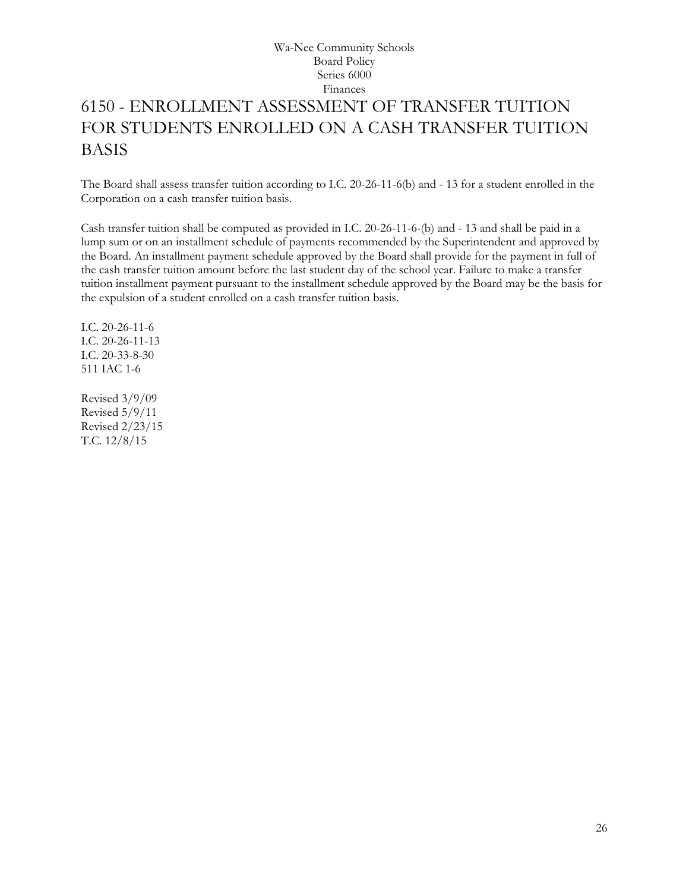Wa-Nee Community Schools
Board Policy
Series 6000
Finances

# 6150 - ENROLLMENT ASSESSMENT OF TRANSFER TUITION FOR STUDENTS ENROLLED ON A CASH TRANSFER TUITION BASIS

The Board shall assess transfer tuition according to I.C. 20-26-11-6(b) and - 13 for a student enrolled in the Corporation on a cash transfer tuition basis.

Cash transfer tuition shall be computed as provided in I.C. 20-26-11-6-(b) and - 13 and shall be paid in a lump sum or on an installment schedule of payments recommended by the Superintendent and approved by the Board. An installment payment schedule approved by the Board shall provide for the payment in full of the cash transfer tuition amount before the last student day of the school year. Failure to make a transfer tuition installment payment pursuant to the installment schedule approved by the Board may be the basis for the expulsion of a student enrolled on a cash transfer tuition basis.

I.C. 20-26-11-6
I.C. 20-26-11-13
I.C. 20-33-8-30
511 IAC 1-6

Revised 3/9/09
Revised 5/9/11
Revised 2/23/15
T.C. 12/8/15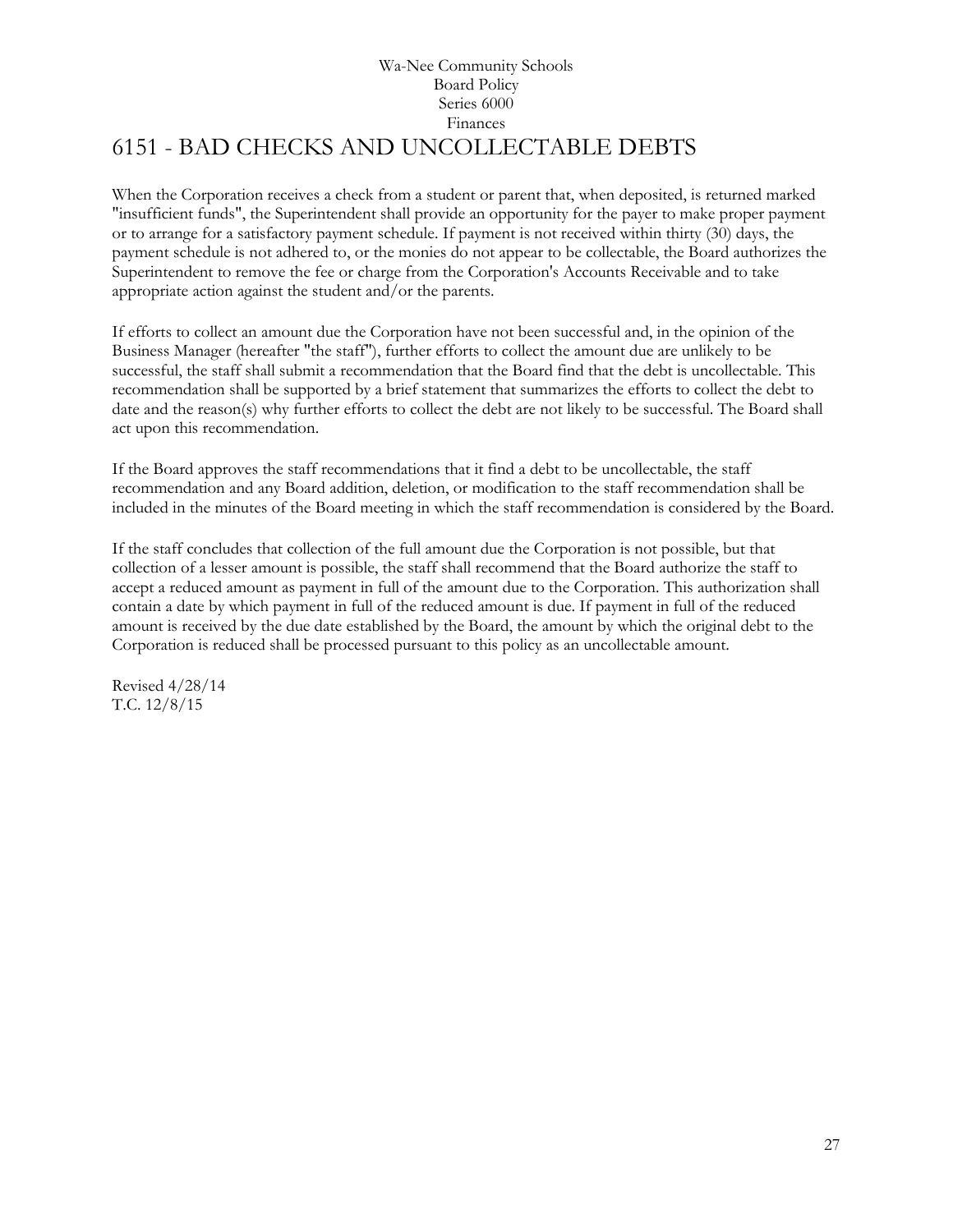Wa-Nee Community Schools
Board Policy
Series 6000
Finances

# 6151 - BAD CHECKS AND UNCOLLECTABLE DEBTS

When the Corporation receives a check from a student or parent that, when deposited, is returned marked "insufficient funds", the Superintendent shall provide an opportunity for the payer to make proper payment or to arrange for a satisfactory payment schedule. If payment is not received within thirty (30) days, the payment schedule is not adhered to, or the monies do not appear to be collectable, the Board authorizes the Superintendent to remove the fee or charge from the Corporation's Accounts Receivable and to take appropriate action against the student and/or the parents.

If efforts to collect an amount due the Corporation have not been successful and, in the opinion of the Business Manager (hereafter "the staff"), further efforts to collect the amount due are unlikely to be successful, the staff shall submit a recommendation that the Board find that the debt is uncollectable. This recommendation shall be supported by a brief statement that summarizes the efforts to collect the debt to date and the reason(s) why further efforts to collect the debt are not likely to be successful. The Board shall act upon this recommendation.

If the Board approves the staff recommendations that it find a debt to be uncollectable, the staff recommendation and any Board addition, deletion, or modification to the staff recommendation shall be included in the minutes of the Board meeting in which the staff recommendation is considered by the Board.

If the staff concludes that collection of the full amount due the Corporation is not possible, but that collection of a lesser amount is possible, the staff shall recommend that the Board authorize the staff to accept a reduced amount as payment in full of the amount due to the Corporation. This authorization shall contain a date by which payment in full of the reduced amount is due. If payment in full of the reduced amount is received by the due date established by the Board, the amount by which the original debt to the Corporation is reduced shall be processed pursuant to this policy as an uncollectable amount.

Revised 4/28/14
T.C. 12/8/15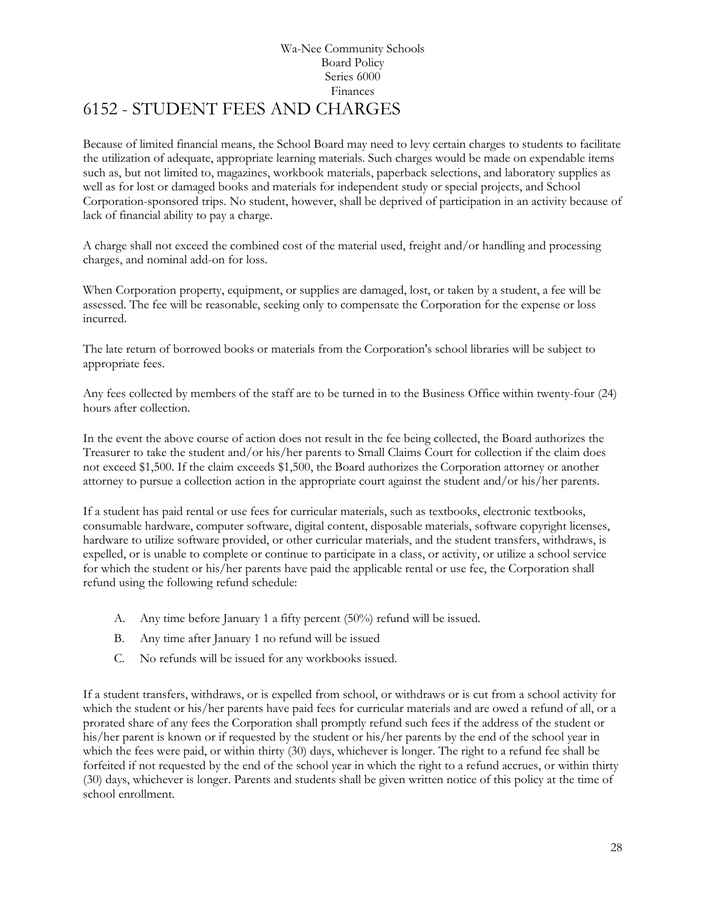Wa-Nee Community Schools
Board Policy
Series 6000
Finances

# 6152 - STUDENT FEES AND CHARGES

Because of limited financial means, the School Board may need to levy certain charges to students to facilitate the utilization of adequate, appropriate learning materials. Such charges would be made on expendable items such as, but not limited to, magazines, workbook materials, paperback selections, and laboratory supplies as well as for lost or damaged books and materials for independent study or special projects, and School Corporation-sponsored trips. No student, however, shall be deprived of participation in an activity because of lack of financial ability to pay a charge.

A charge shall not exceed the combined cost of the material used, freight and/or handling and processing charges, and nominal add-on for loss.

When Corporation property, equipment, or supplies are damaged, lost, or taken by a student, a fee will be assessed. The fee will be reasonable, seeking only to compensate the Corporation for the expense or loss incurred.

The late return of borrowed books or materials from the Corporation's school libraries will be subject to appropriate fees.

Any fees collected by members of the staff are to be turned in to the Business Office within twenty-four (24) hours after collection.

In the event the above course of action does not result in the fee being collected, the Board authorizes the Treasurer to take the student and/or his/her parents to Small Claims Court for collection if the claim does not exceed $1,500. If the claim exceeds $1,500, the Board authorizes the Corporation attorney or another attorney to pursue a collection action in the appropriate court against the student and/or his/her parents.

If a student has paid rental or use fees for curricular materials, such as textbooks, electronic textbooks, consumable hardware, computer software, digital content, disposable materials, software copyright licenses, hardware to utilize software provided, or other curricular materials, and the student transfers, withdraws, is expelled, or is unable to complete or continue to participate in a class, or activity, or utilize a school service for which the student or his/her parents have paid the applicable rental or use fee, the Corporation shall refund using the following refund schedule:

A. Any time before January 1 a fifty percent (50%) refund will be issued.

B. Any time after January 1 no refund will be issued

C. No refunds will be issued for any workbooks issued.

If a student transfers, withdraws, or is expelled from school, or withdraws or is cut from a school activity for which the student or his/her parents have paid fees for curricular materials and are owed a refund of all, or a prorated share of any fees the Corporation shall promptly refund such fees if the address of the student or his/her parent is known or if requested by the student or his/her parents by the end of the school year in which the fees were paid, or within thirty (30) days, whichever is longer. The right to a refund fee shall be forfeited if not requested by the end of the school year in which the right to a refund accrues, or within thirty (30) days, whichever is longer. Parents and students shall be given written notice of this policy at the time of school enrollment.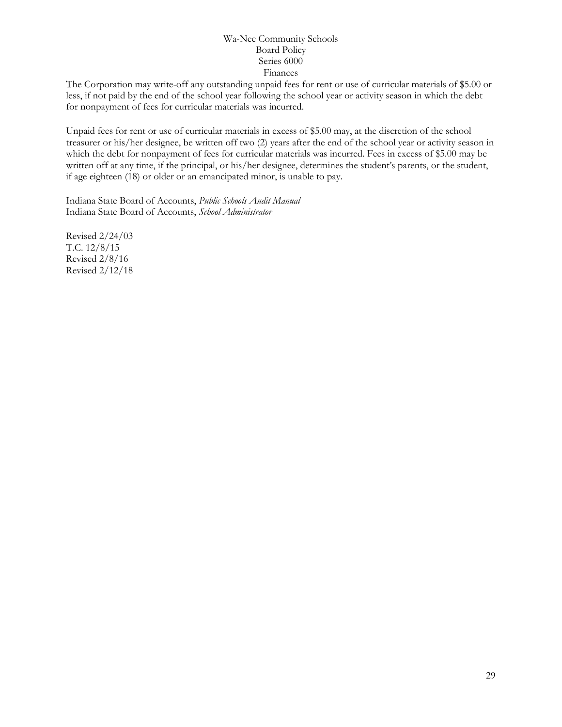The Corporation may write-off any outstanding unpaid fees for rent or use of curricular materials of $5.00 or less, if not paid by the end of the school year following the school year or activity season in which the debt for nonpayment of fees for curricular materials was incurred.

Unpaid fees for rent or use of curricular materials in excess of $5.00 may, at the discretion of the school treasurer or his/her designee, be written off two (2) years after the end of the school year or activity season in which the debt for nonpayment of fees for curricular materials was incurred. Fees in excess of $5.00 may be written off at any time, if the principal, or his/her designee, determines the student's parents, or the student, if age eighteen (18) or older or an emancipated minor, is unable to pay.

Indiana State Board of Accounts, *Public Schools Audit Manual*
Indiana State Board of Accounts, *School Administrator*

Revised 2/24/03
T.C. 12/8/15
Revised 2/8/16
Revised 2/12/18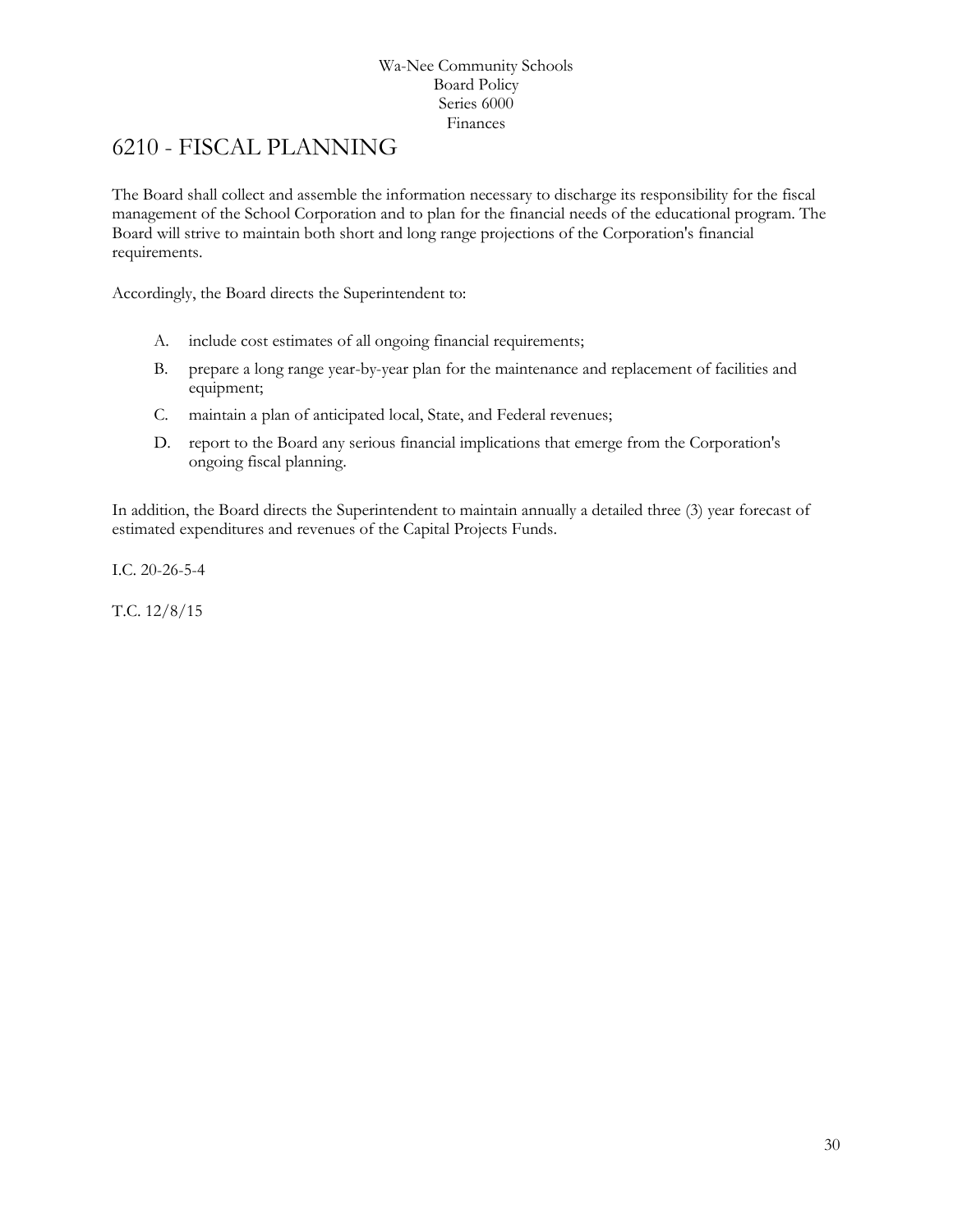Wa-Nee Community Schools
Board Policy
Series 6000
Finances

# 6210 - FISCAL PLANNING

The Board shall collect and assemble the information necessary to discharge its responsibility for the fiscal management of the School Corporation and to plan for the financial needs of the educational program. The Board will strive to maintain both short and long range projections of the Corporation's financial requirements.

Accordingly, the Board directs the Superintendent to:

A. include cost estimates of all ongoing financial requirements;

B. prepare a long range year-by-year plan for the maintenance and replacement of facilities and equipment;

C. maintain a plan of anticipated local, State, and Federal revenues;

D. report to the Board any serious financial implications that emerge from the Corporation's ongoing fiscal planning.

In addition, the Board directs the Superintendent to maintain annually a detailed three (3) year forecast of estimated expenditures and revenues of the Capital Projects Funds.

I.C. 20-26-5-4

T.C. 12/8/15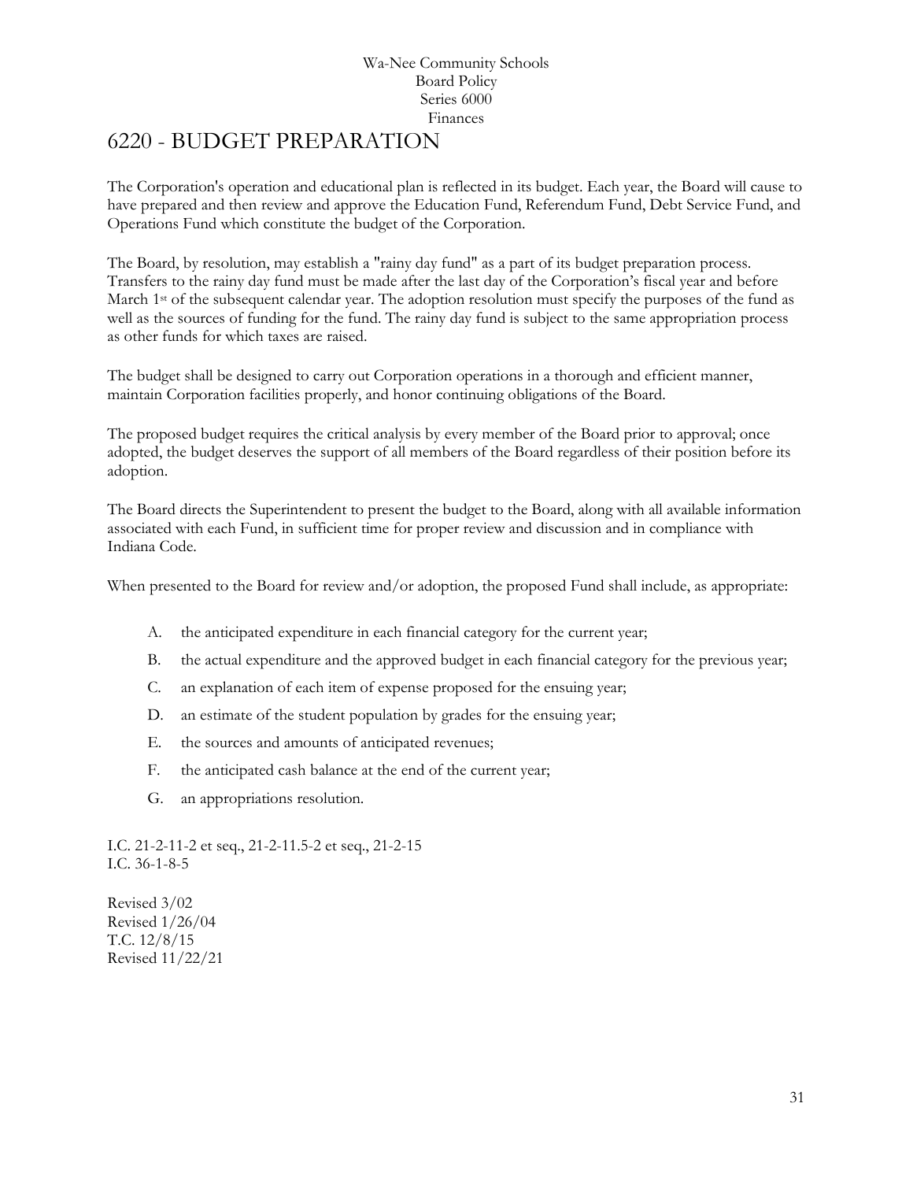Wa-Nee Community Schools
Board Policy
Series 6000
Finances

# 6220 - BUDGET PREPARATION

The Corporation's operation and educational plan is reflected in its budget. Each year, the Board will cause to have prepared and then review and approve the Education Fund, Referendum Fund, Debt Service Fund, and Operations Fund which constitute the budget of the Corporation.

The Board, by resolution, may establish a "rainy day fund" as a part of its budget preparation process. Transfers to the rainy day fund must be made after the last day of the Corporation's fiscal year and before March 1st of the subsequent calendar year. The adoption resolution must specify the purposes of the fund as well as the sources of funding for the fund. The rainy day fund is subject to the same appropriation process as other funds for which taxes are raised.

The budget shall be designed to carry out Corporation operations in a thorough and efficient manner, maintain Corporation facilities properly, and honor continuing obligations of the Board.

The proposed budget requires the critical analysis by every member of the Board prior to approval; once adopted, the budget deserves the support of all members of the Board regardless of their position before its adoption.

The Board directs the Superintendent to present the budget to the Board, along with all available information associated with each Fund, in sufficient time for proper review and discussion and in compliance with Indiana Code.

When presented to the Board for review and/or adoption, the proposed Fund shall include, as appropriate:

A. the anticipated expenditure in each financial category for the current year;

B. the actual expenditure and the approved budget in each financial category for the previous year;

C. an explanation of each item of expense proposed for the ensuing year;

D. an estimate of the student population by grades for the ensuing year;

E. the sources and amounts of anticipated revenues;

F. the anticipated cash balance at the end of the current year;

G. an appropriations resolution.

I.C. 21-2-11-2 et seq., 21-2-11.5-2 et seq., 21-2-15
I.C. 36-1-8-5

Revised 3/02
Revised 1/26/04
T.C. 12/8/15
Revised 11/22/21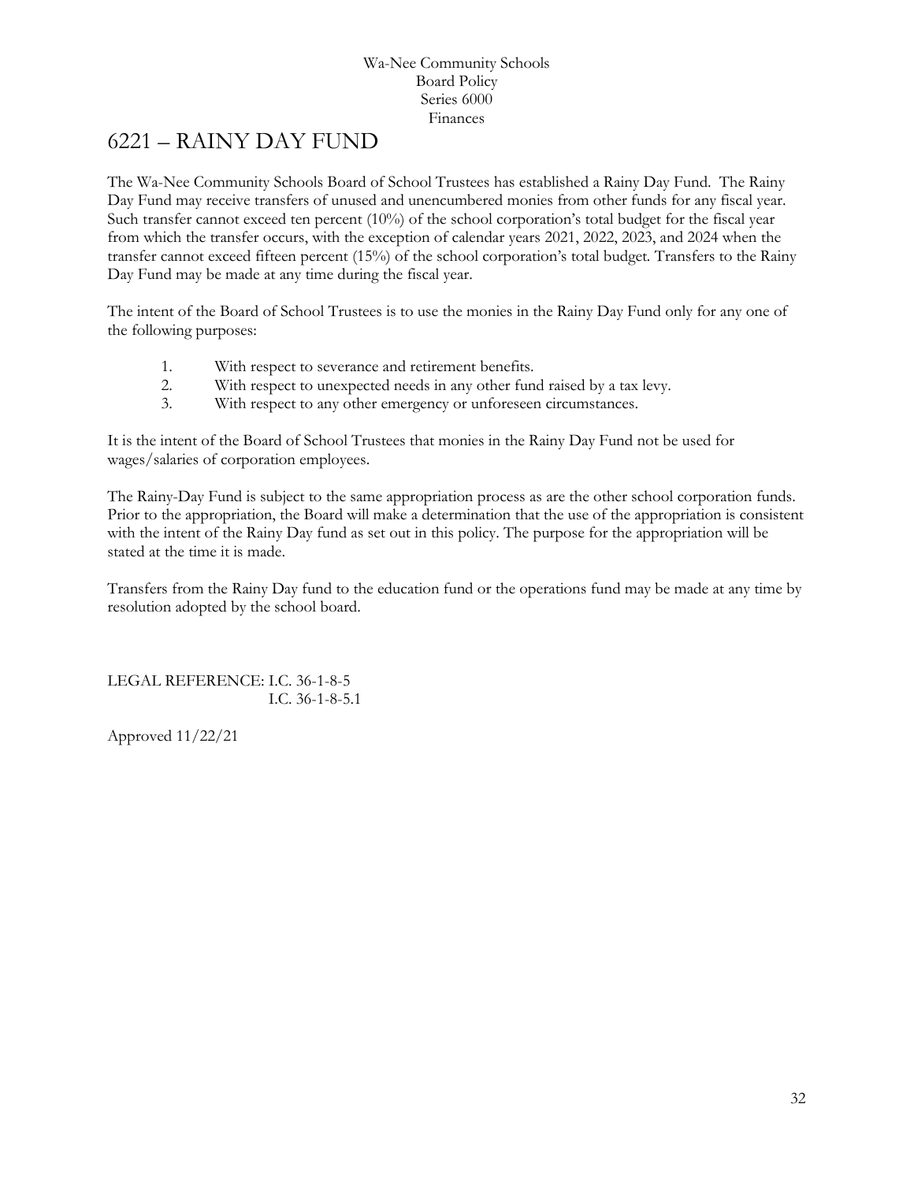Wa-Nee Community Schools
Board Policy
Series 6000
Finances

# 6221 – RAINY DAY FUND

The Wa-Nee Community Schools Board of School Trustees has established a Rainy Day Fund. The Rainy Day Fund may receive transfers of unused and unencumbered monies from other funds for any fiscal year. Such transfer cannot exceed ten percent (10%) of the school corporation's total budget for the fiscal year from which the transfer occurs, with the exception of calendar years 2021, 2022, 2023, and 2024 when the transfer cannot exceed fifteen percent (15%) of the school corporation's total budget. Transfers to the Rainy Day Fund may be made at any time during the fiscal year.

The intent of the Board of School Trustees is to use the monies in the Rainy Day Fund only for any one of the following purposes:

1. With respect to severance and retirement benefits.
2. With respect to unexpected needs in any other fund raised by a tax levy.
3. With respect to any other emergency or unforeseen circumstances.

It is the intent of the Board of School Trustees that monies in the Rainy Day Fund not be used for wages/salaries of corporation employees.

The Rainy-Day Fund is subject to the same appropriation process as are the other school corporation funds. Prior to the appropriation, the Board will make a determination that the use of the appropriation is consistent with the intent of the Rainy Day fund as set out in this policy. The purpose for the appropriation will be stated at the time it is made.

Transfers from the Rainy Day fund to the education fund or the operations fund may be made at any time by resolution adopted by the school board.

LEGAL REFERENCE: I.C. 36-1-8-5
I.C. 36-1-8-5.1

Approved 11/22/21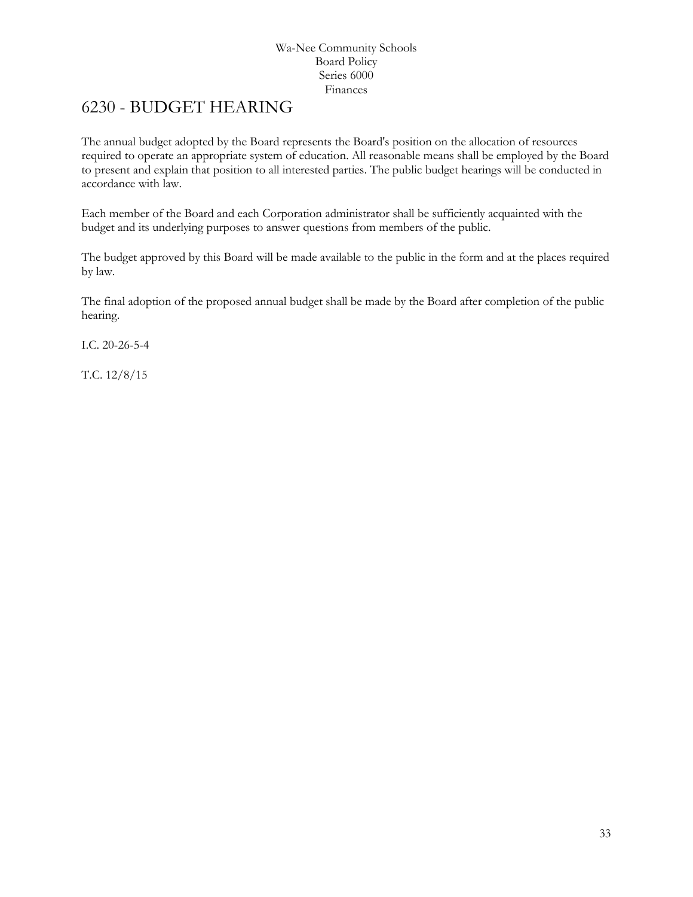# 6230 - BUDGET HEARING

The annual budget adopted by the Board represents the Board's position on the allocation of resources required to operate an appropriate system of education. All reasonable means shall be employed by the Board to present and explain that position to all interested parties. The public budget hearings will be conducted in accordance with law.

Each member of the Board and each Corporation administrator shall be sufficiently acquainted with the budget and its underlying purposes to answer questions from members of the public.

The budget approved by this Board will be made available to the public in the form and at the places required by law.

The final adoption of the proposed annual budget shall be made by the Board after completion of the public hearing.

I.C. 20-26-5-4

T.C. 12/8/15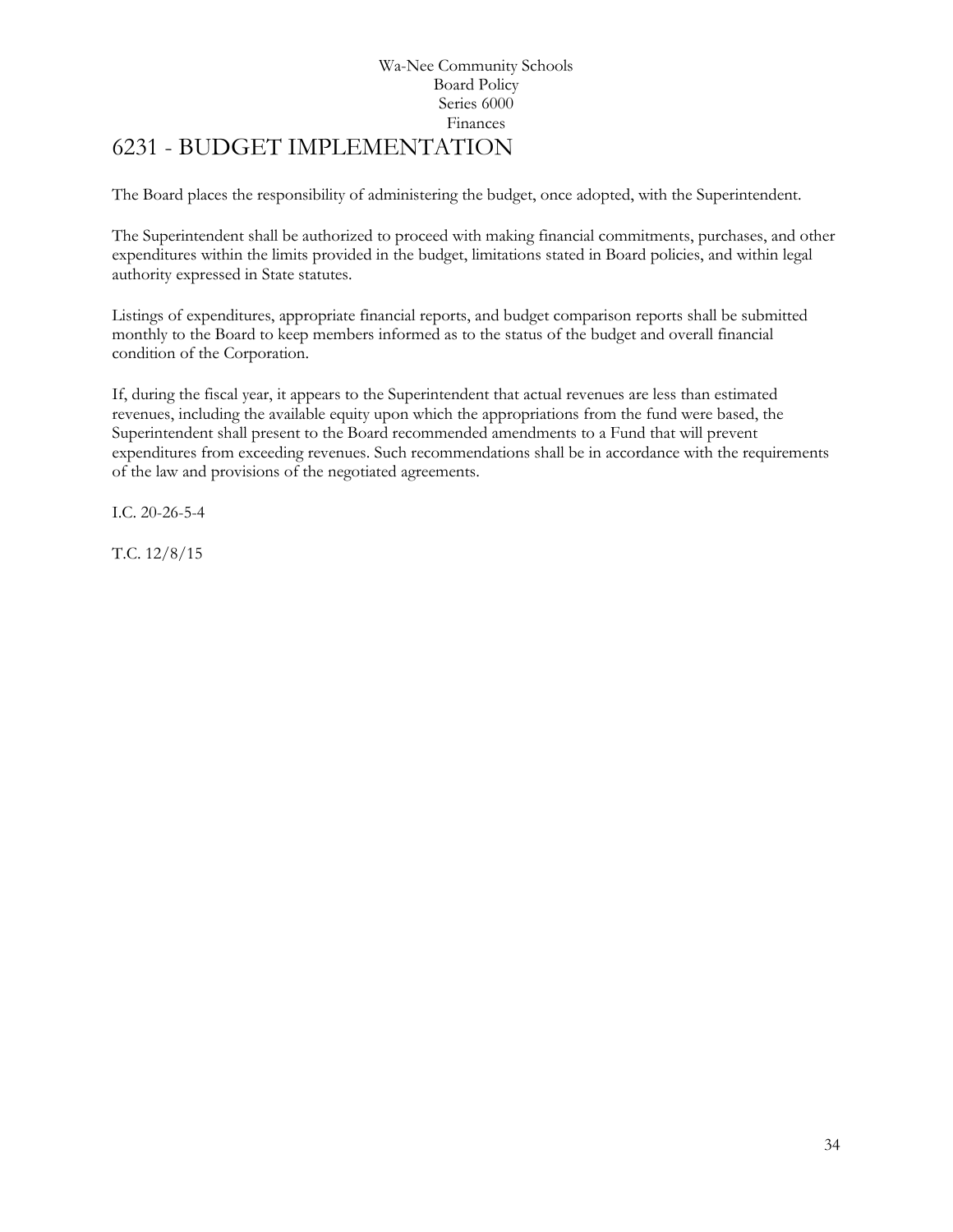Wa-Nee Community Schools
Board Policy
Series 6000
Finances

# 6231 - BUDGET IMPLEMENTATION

The Board places the responsibility of administering the budget, once adopted, with the Superintendent.

The Superintendent shall be authorized to proceed with making financial commitments, purchases, and other expenditures within the limits provided in the budget, limitations stated in Board policies, and within legal authority expressed in State statutes.

Listings of expenditures, appropriate financial reports, and budget comparison reports shall be submitted monthly to the Board to keep members informed as to the status of the budget and overall financial condition of the Corporation.

If, during the fiscal year, it appears to the Superintendent that actual revenues are less than estimated revenues, including the available equity upon which the appropriations from the fund were based, the Superintendent shall present to the Board recommended amendments to a Fund that will prevent expenditures from exceeding revenues. Such recommendations shall be in accordance with the requirements of the law and provisions of the negotiated agreements.

I.C. 20-26-5-4

T.C. 12/8/15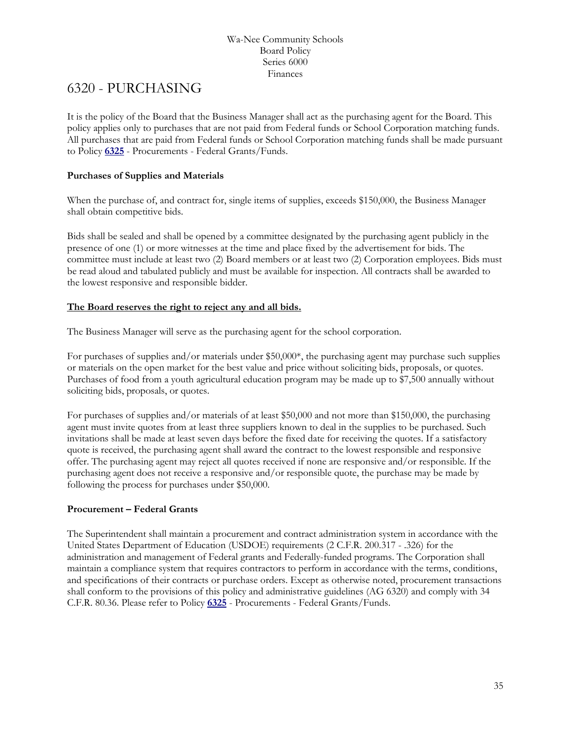Wa-Nee Community Schools
Board Policy
Series 6000
Finances

# 6320 - PURCHASING

It is the policy of the Board that the Business Manager shall act as the purchasing agent for the Board. This policy applies only to purchases that are not paid from Federal funds or School Corporation matching funds. All purchases that are paid from Federal funds or School Corporation matching funds shall be made pursuant to Policy **6325** - Procurements - Federal Grants/Funds.

### Purchases of Supplies and Materials

When the purchase of, and contract for, single items of supplies, exceeds $150,000, the Business Manager shall obtain competitive bids.

Bids shall be sealed and shall be opened by a committee designated by the purchasing agent publicly in the presence of one (1) or more witnesses at the time and place fixed by the advertisement for bids. The committee must include at least two (2) Board members or at least two (2) Corporation employees. Bids must be read aloud and tabulated publicly and must be available for inspection. All contracts shall be awarded to the lowest responsive and responsible bidder.

**The Board reserves the right to reject any and all bids.**

The Business Manager will serve as the purchasing agent for the school corporation.

For purchases of supplies and/or materials under $50,000*, the purchasing agent may purchase such supplies or materials on the open market for the best value and price without soliciting bids, proposals, or quotes. Purchases of food from a youth agricultural education program may be made up to $7,500 annually without soliciting bids, proposals, or quotes.

For purchases of supplies and/or materials of at least $50,000 and not more than $150,000, the purchasing agent must invite quotes from at least three suppliers known to deal in the supplies to be purchased. Such invitations shall be made at least seven days before the fixed date for receiving the quotes. If a satisfactory quote is received, the purchasing agent shall award the contract to the lowest responsible and responsive offer. The purchasing agent may reject all quotes received if none are responsive and/or responsible. If the purchasing agent does not receive a responsive and/or responsible quote, the purchase may be made by following the process for purchases under $50,000.

### Procurement – Federal Grants

The Superintendent shall maintain a procurement and contract administration system in accordance with the United States Department of Education (USDOE) requirements (2 C.F.R. 200.317 - .326) for the administration and management of Federal grants and Federally-funded programs. The Corporation shall maintain a compliance system that requires contractors to perform in accordance with the terms, conditions, and specifications of their contracts or purchase orders. Except as otherwise noted, procurement transactions shall conform to the provisions of this policy and administrative guidelines (AG 6320) and comply with 34 C.F.R. 80.36. Please refer to Policy **6325** - Procurements - Federal Grants/Funds.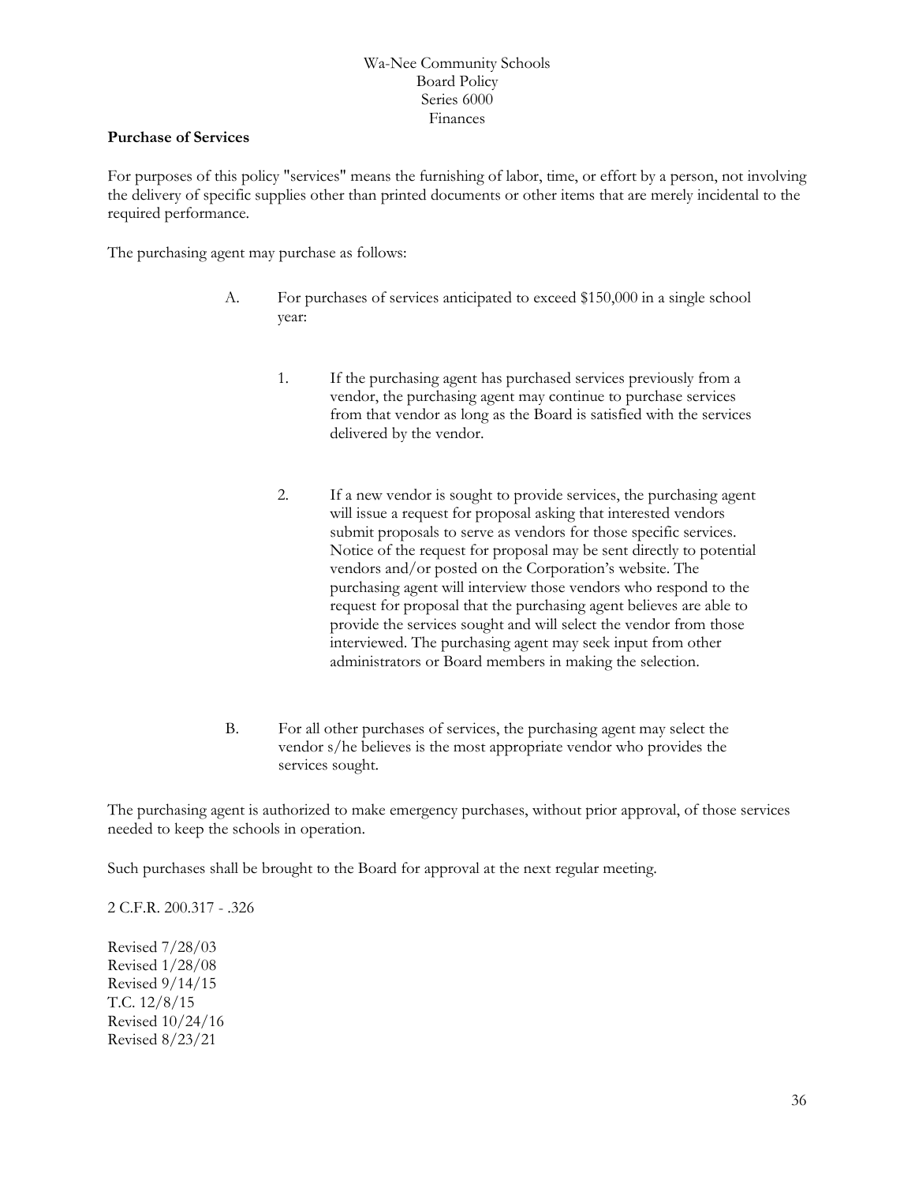Wa-Nee Community Schools
Board Policy
Series 6000
Finances

**Purchase of Services**

For purposes of this policy "services" means the furnishing of labor, time, or effort by a person, not involving the delivery of specific supplies other than printed documents or other items that are merely incidental to the required performance.

The purchasing agent may purchase as follows:

A. For purchases of services anticipated to exceed $150,000 in a single school year:

   1. If the purchasing agent has purchased services previously from a vendor, the purchasing agent may continue to purchase services from that vendor as long as the Board is satisfied with the services delivered by the vendor.

   2. If a new vendor is sought to provide services, the purchasing agent will issue a request for proposal asking that interested vendors submit proposals to serve as vendors for those specific services. Notice of the request for proposal may be sent directly to potential vendors and/or posted on the Corporation's website. The purchasing agent will interview those vendors who respond to the request for proposal that the purchasing agent believes are able to provide the services sought and will select the vendor from those interviewed. The purchasing agent may seek input from other administrators or Board members in making the selection.

B. For all other purchases of services, the purchasing agent may select the vendor s/he believes is the most appropriate vendor who provides the services sought.

The purchasing agent is authorized to make emergency purchases, without prior approval, of those services needed to keep the schools in operation.

Such purchases shall be brought to the Board for approval at the next regular meeting.

2 C.F.R. 200.317 - .326

Revised 7/28/03
Revised 1/28/08
Revised 9/14/15
T.C. 12/8/15
Revised 10/24/16
Revised 8/23/21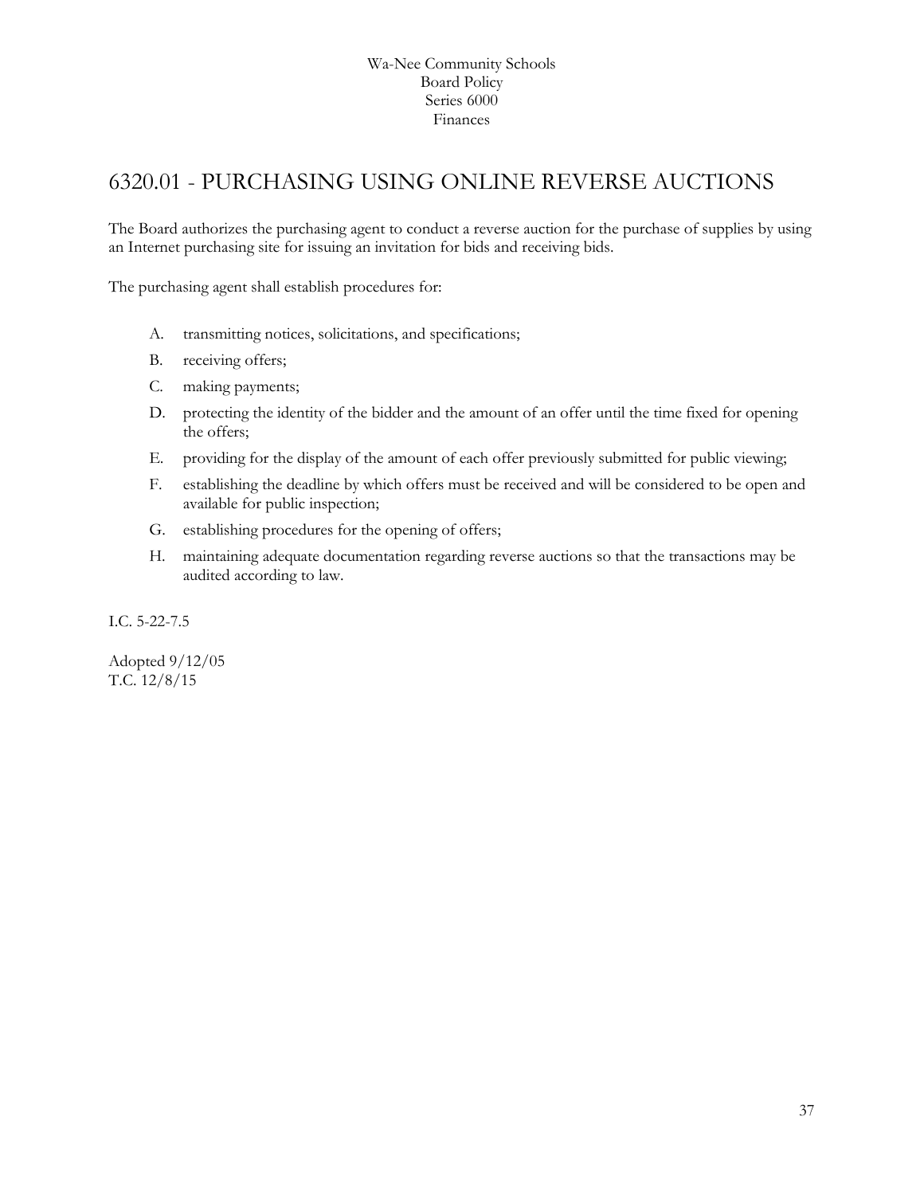# 6320.01 - PURCHASING USING ONLINE REVERSE AUCTIONS

The Board authorizes the purchasing agent to conduct a reverse auction for the purchase of supplies by using an Internet purchasing site for issuing an invitation for bids and receiving bids.

The purchasing agent shall establish procedures for:

A. transmitting notices, solicitations, and specifications;

B. receiving offers;

C. making payments;

D. protecting the identity of the bidder and the amount of an offer until the time fixed for opening the offers;

E. providing for the display of the amount of each offer previously submitted for public viewing;

F. establishing the deadline by which offers must be received and will be considered to be open and available for public inspection;

G. establishing procedures for the opening of offers;

H. maintaining adequate documentation regarding reverse auctions so that the transactions may be audited according to law.

I.C. 5-22-7.5

Adopted 9/12/05
T.C. 12/8/15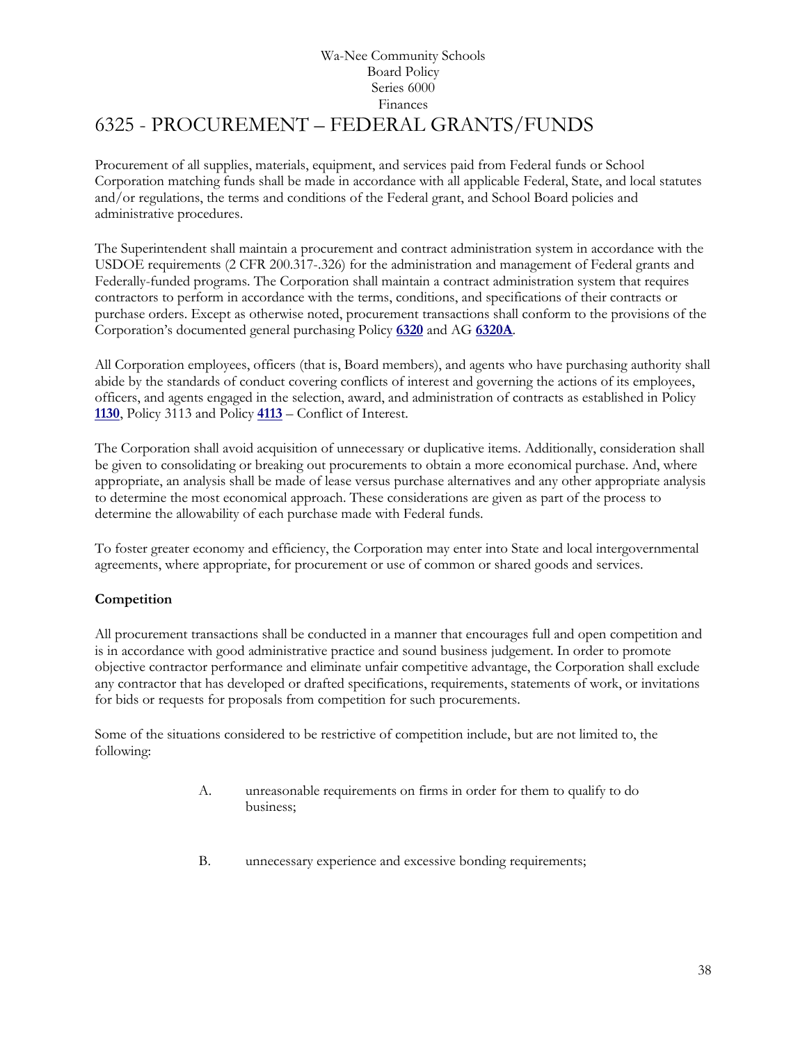Wa-Nee Community Schools
Board Policy
Series 6000
Finances

# 6325 - PROCUREMENT – FEDERAL GRANTS/FUNDS

Procurement of all supplies, materials, equipment, and services paid from Federal funds or School Corporation matching funds shall be made in accordance with all applicable Federal, State, and local statutes and/or regulations, the terms and conditions of the Federal grant, and School Board policies and administrative procedures.

The Superintendent shall maintain a procurement and contract administration system in accordance with the USDOE requirements (2 CFR 200.317-.326) for the administration and management of Federal grants and Federally-funded programs. The Corporation shall maintain a contract administration system that requires contractors to perform in accordance with the terms, conditions, and specifications of their contracts or purchase orders. Except as otherwise noted, procurement transactions shall conform to the provisions of the Corporation's documented general purchasing Policy **6320** and AG **6320A**.

All Corporation employees, officers (that is, Board members), and agents who have purchasing authority shall abide by the standards of conduct covering conflicts of interest and governing the actions of its employees, officers, and agents engaged in the selection, award, and administration of contracts as established in Policy **1130**, Policy 3113 and Policy **4113** – Conflict of Interest.

The Corporation shall avoid acquisition of unnecessary or duplicative items. Additionally, consideration shall be given to consolidating or breaking out procurements to obtain a more economical purchase. And, where appropriate, an analysis shall be made of lease versus purchase alternatives and any other appropriate analysis to determine the most economical approach. These considerations are given as part of the process to determine the allowability of each purchase made with Federal funds.

To foster greater economy and efficiency, the Corporation may enter into State and local intergovernmental agreements, where appropriate, for procurement or use of common or shared goods and services.

**Competition**

All procurement transactions shall be conducted in a manner that encourages full and open competition and is in accordance with good administrative practice and sound business judgement. In order to promote objective contractor performance and eliminate unfair competitive advantage, the Corporation shall exclude any contractor that has developed or drafted specifications, requirements, statements of work, or invitations for bids or requests for proposals from competition for such procurements.

Some of the situations considered to be restrictive of competition include, but are not limited to, the following:

A. unreasonable requirements on firms in order for them to qualify to do business;

B. unnecessary experience and excessive bonding requirements;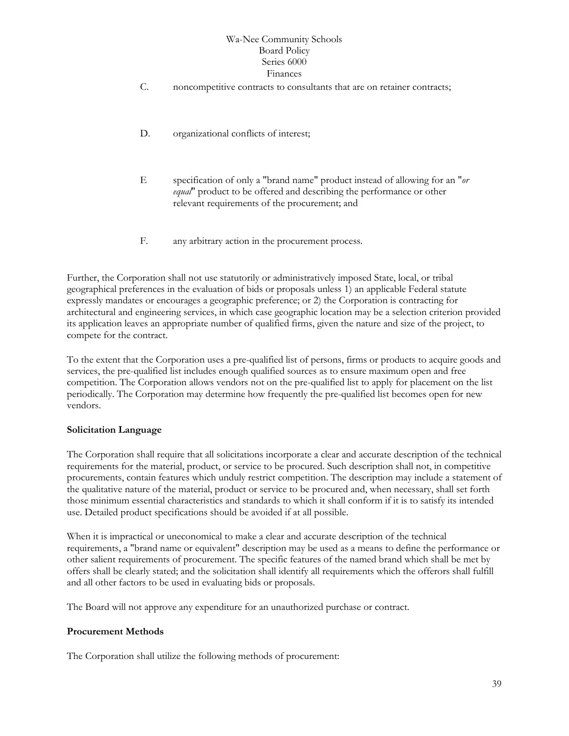C. noncompetitive contracts to consultants that are on retainer contracts;

D. organizational conflicts of interest;

E specification of only a "brand name" product instead of allowing for an "*or equal*" product to be offered and describing the performance or other relevant requirements of the procurement; and

F. any arbitrary action in the procurement process.

Further, the Corporation shall not use statutorily or administratively imposed State, local, or tribal geographical preferences in the evaluation of bids or proposals unless 1) an applicable Federal statute expressly mandates or encourages a geographic preference; or 2) the Corporation is contracting for architectural and engineering services, in which case geographic location may be a selection criterion provided its application leaves an appropriate number of qualified firms, given the nature and size of the project, to compete for the contract.

To the extent that the Corporation uses a pre-qualified list of persons, firms or products to acquire goods and services, the pre-qualified list includes enough qualified sources as to ensure maximum open and free competition. The Corporation allows vendors not on the pre-qualified list to apply for placement on the list periodically. The Corporation may determine how frequently the pre-qualified list becomes open for new vendors.

**Solicitation Language**

The Corporation shall require that all solicitations incorporate a clear and accurate description of the technical requirements for the material, product, or service to be procured. Such description shall not, in competitive procurements, contain features which unduly restrict competition. The description may include a statement of the qualitative nature of the material, product or service to be procured and, when necessary, shall set forth those minimum essential characteristics and standards to which it shall conform if it is to satisfy its intended use. Detailed product specifications should be avoided if at all possible.

When it is impractical or uneconomical to make a clear and accurate description of the technical requirements, a "brand name or equivalent" description may be used as a means to define the performance or other salient requirements of procurement. The specific features of the named brand which shall be met by offers shall be clearly stated; and the solicitation shall identify all requirements which the offerors shall fulfill and all other factors to be used in evaluating bids or proposals.

The Board will not approve any expenditure for an unauthorized purchase or contract.

**Procurement Methods**

The Corporation shall utilize the following methods of procurement: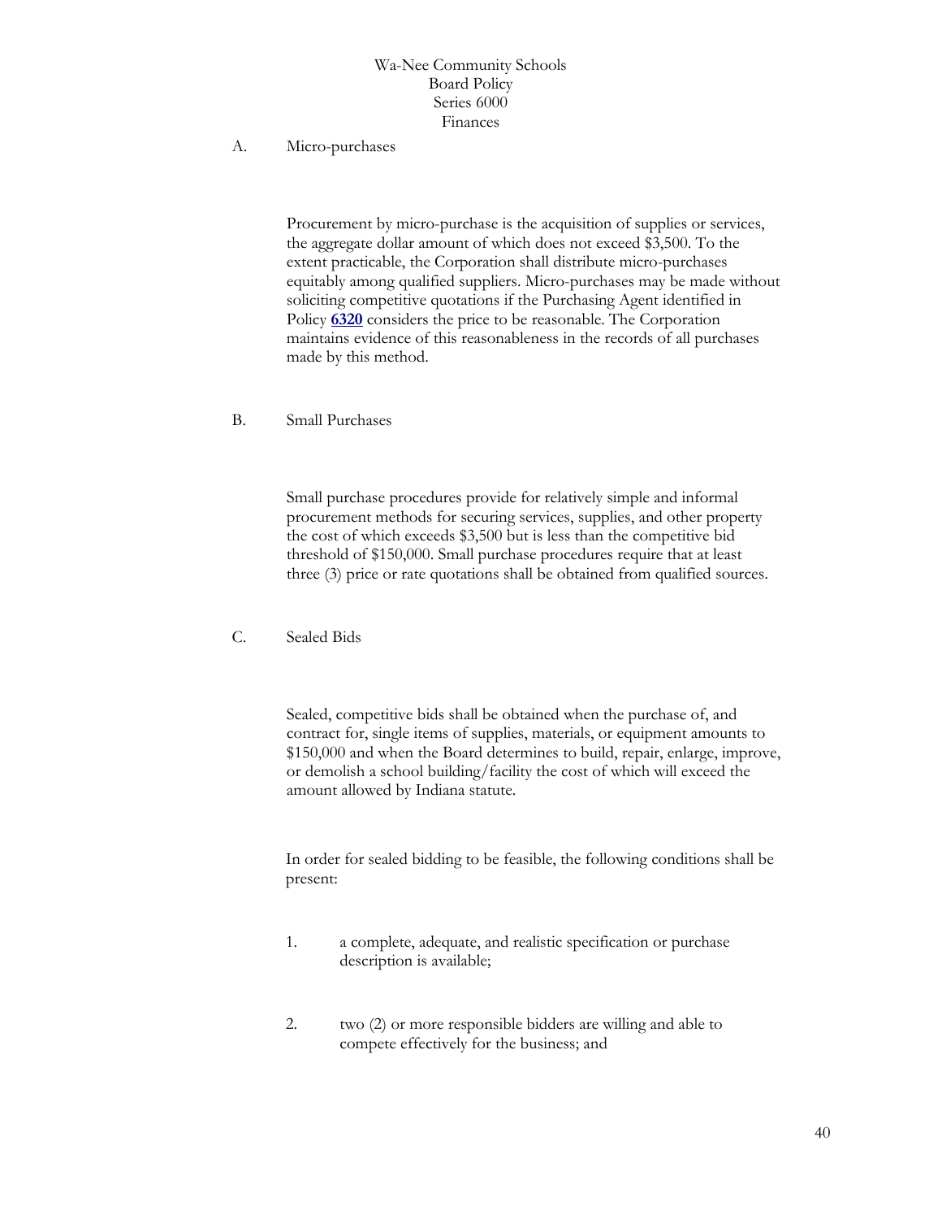Wa-Nee Community Schools
Board Policy
Series 6000
Finances

A. Micro-purchases

Procurement by micro-purchase is the acquisition of supplies or services, the aggregate dollar amount of which does not exceed $3,500. To the extent practicable, the Corporation shall distribute micro-purchases equitably among qualified suppliers. Micro-purchases may be made without soliciting competitive quotations if the Purchasing Agent identified in Policy **6320** considers the price to be reasonable. The Corporation maintains evidence of this reasonableness in the records of all purchases made by this method.

B. Small Purchases

Small purchase procedures provide for relatively simple and informal procurement methods for securing services, supplies, and other property the cost of which exceeds $3,500 but is less than the competitive bid threshold of $150,000. Small purchase procedures require that at least three (3) price or rate quotations shall be obtained from qualified sources.

C. Sealed Bids

Sealed, competitive bids shall be obtained when the purchase of, and contract for, single items of supplies, materials, or equipment amounts to $150,000 and when the Board determines to build, repair, enlarge, improve, or demolish a school building/facility the cost of which will exceed the amount allowed by Indiana statute.

In order for sealed bidding to be feasible, the following conditions shall be present:

1. a complete, adequate, and realistic specification or purchase description is available;

2. two (2) or more responsible bidders are willing and able to compete effectively for the business; and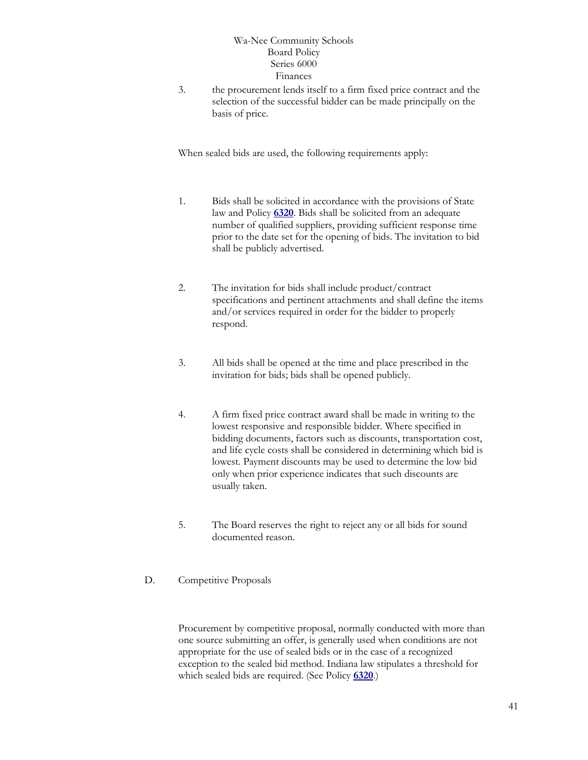3. the procurement lends itself to a firm fixed price contract and the selection of the successful bidder can be made principally on the basis of price.

When sealed bids are used, the following requirements apply:

1. Bids shall be solicited in accordance with the provisions of State law and Policy **6320**. Bids shall be solicited from an adequate number of qualified suppliers, providing sufficient response time prior to the date set for the opening of bids. The invitation to bid shall be publicly advertised.

2. The invitation for bids shall include product/contract specifications and pertinent attachments and shall define the items and/or services required in order for the bidder to properly respond.

3. All bids shall be opened at the time and place prescribed in the invitation for bids; bids shall be opened publicly.

4. A firm fixed price contract award shall be made in writing to the lowest responsive and responsible bidder. Where specified in bidding documents, factors such as discounts, transportation cost, and life cycle costs shall be considered in determining which bid is lowest. Payment discounts may be used to determine the low bid only when prior experience indicates that such discounts are usually taken.

5. The Board reserves the right to reject any or all bids for sound documented reason.

D. Competitive Proposals

Procurement by competitive proposal, normally conducted with more than one source submitting an offer, is generally used when conditions are not appropriate for the use of sealed bids or in the case of a recognized exception to the sealed bid method. Indiana law stipulates a threshold for which sealed bids are required. (See Policy **6320**.)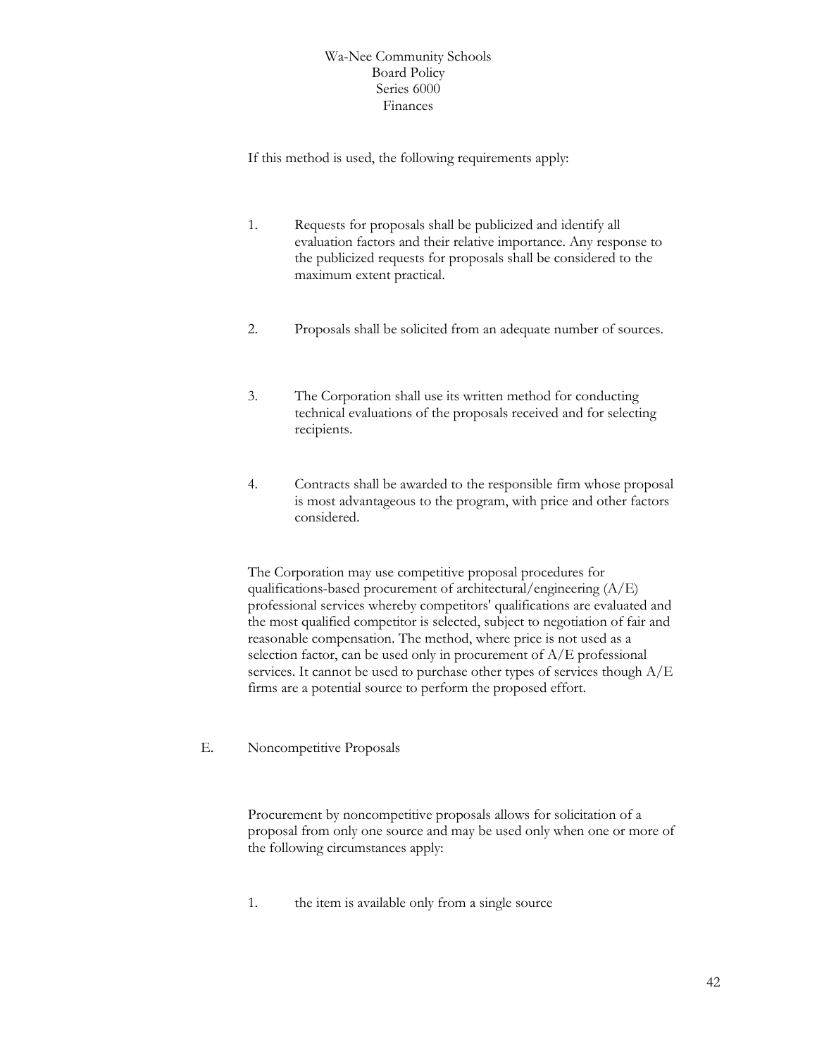If this method is used, the following requirements apply:

1. Requests for proposals shall be publicized and identify all evaluation factors and their relative importance. Any response to the publicized requests for proposals shall be considered to the maximum extent practical.

2. Proposals shall be solicited from an adequate number of sources.

3. The Corporation shall use its written method for conducting technical evaluations of the proposals received and for selecting recipients.

4. Contracts shall be awarded to the responsible firm whose proposal is most advantageous to the program, with price and other factors considered.

The Corporation may use competitive proposal procedures for qualifications-based procurement of architectural/engineering (A/E) professional services whereby competitors' qualifications are evaluated and the most qualified competitor is selected, subject to negotiation of fair and reasonable compensation. The method, where price is not used as a selection factor, can be used only in procurement of A/E professional services. It cannot be used to purchase other types of services though A/E firms are a potential source to perform the proposed effort.

E. Noncompetitive Proposals

Procurement by noncompetitive proposals allows for solicitation of a proposal from only one source and may be used only when one or more of the following circumstances apply:

1. the item is available only from a single source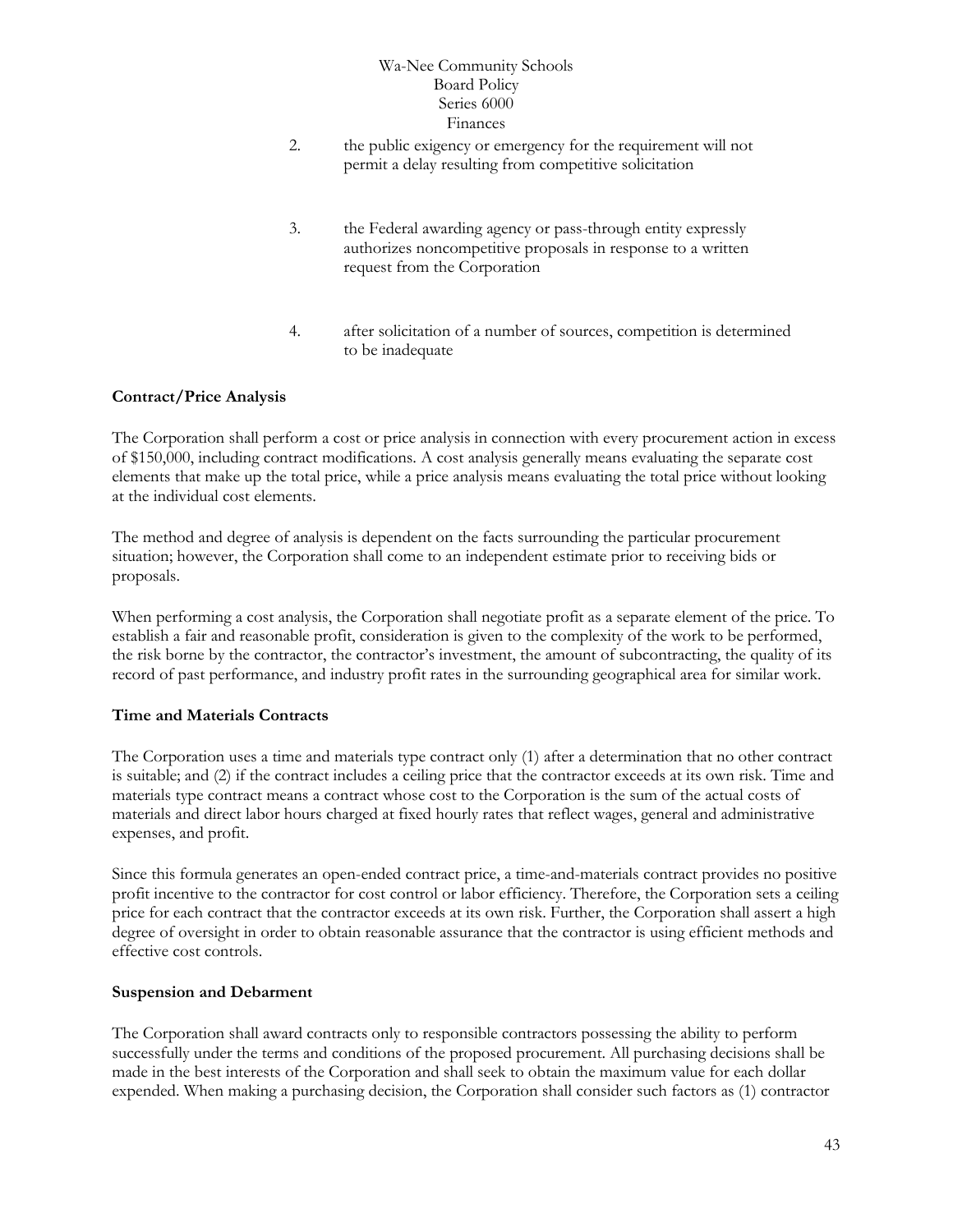2. the public exigency or emergency for the requirement will not permit a delay resulting from competitive solicitation

3. the Federal awarding agency or pass-through entity expressly authorizes noncompetitive proposals in response to a written request from the Corporation

4. after solicitation of a number of sources, competition is determined to be inadequate

**Contract/Price Analysis**

The Corporation shall perform a cost or price analysis in connection with every procurement action in excess of $150,000, including contract modifications. A cost analysis generally means evaluating the separate cost elements that make up the total price, while a price analysis means evaluating the total price without looking at the individual cost elements.

The method and degree of analysis is dependent on the facts surrounding the particular procurement situation; however, the Corporation shall come to an independent estimate prior to receiving bids or proposals.

When performing a cost analysis, the Corporation shall negotiate profit as a separate element of the price. To establish a fair and reasonable profit, consideration is given to the complexity of the work to be performed, the risk borne by the contractor, the contractor's investment, the amount of subcontracting, the quality of its record of past performance, and industry profit rates in the surrounding geographical area for similar work.

**Time and Materials Contracts**

The Corporation uses a time and materials type contract only (1) after a determination that no other contract is suitable; and (2) if the contract includes a ceiling price that the contractor exceeds at its own risk. Time and materials type contract means a contract whose cost to the Corporation is the sum of the actual costs of materials and direct labor hours charged at fixed hourly rates that reflect wages, general and administrative expenses, and profit.

Since this formula generates an open-ended contract price, a time-and-materials contract provides no positive profit incentive to the contractor for cost control or labor efficiency. Therefore, the Corporation sets a ceiling price for each contract that the contractor exceeds at its own risk. Further, the Corporation shall assert a high degree of oversight in order to obtain reasonable assurance that the contractor is using efficient methods and effective cost controls.

**Suspension and Debarment**

The Corporation shall award contracts only to responsible contractors possessing the ability to perform successfully under the terms and conditions of the proposed procurement. All purchasing decisions shall be made in the best interests of the Corporation and shall seek to obtain the maximum value for each dollar expended. When making a purchasing decision, the Corporation shall consider such factors as (1) contractor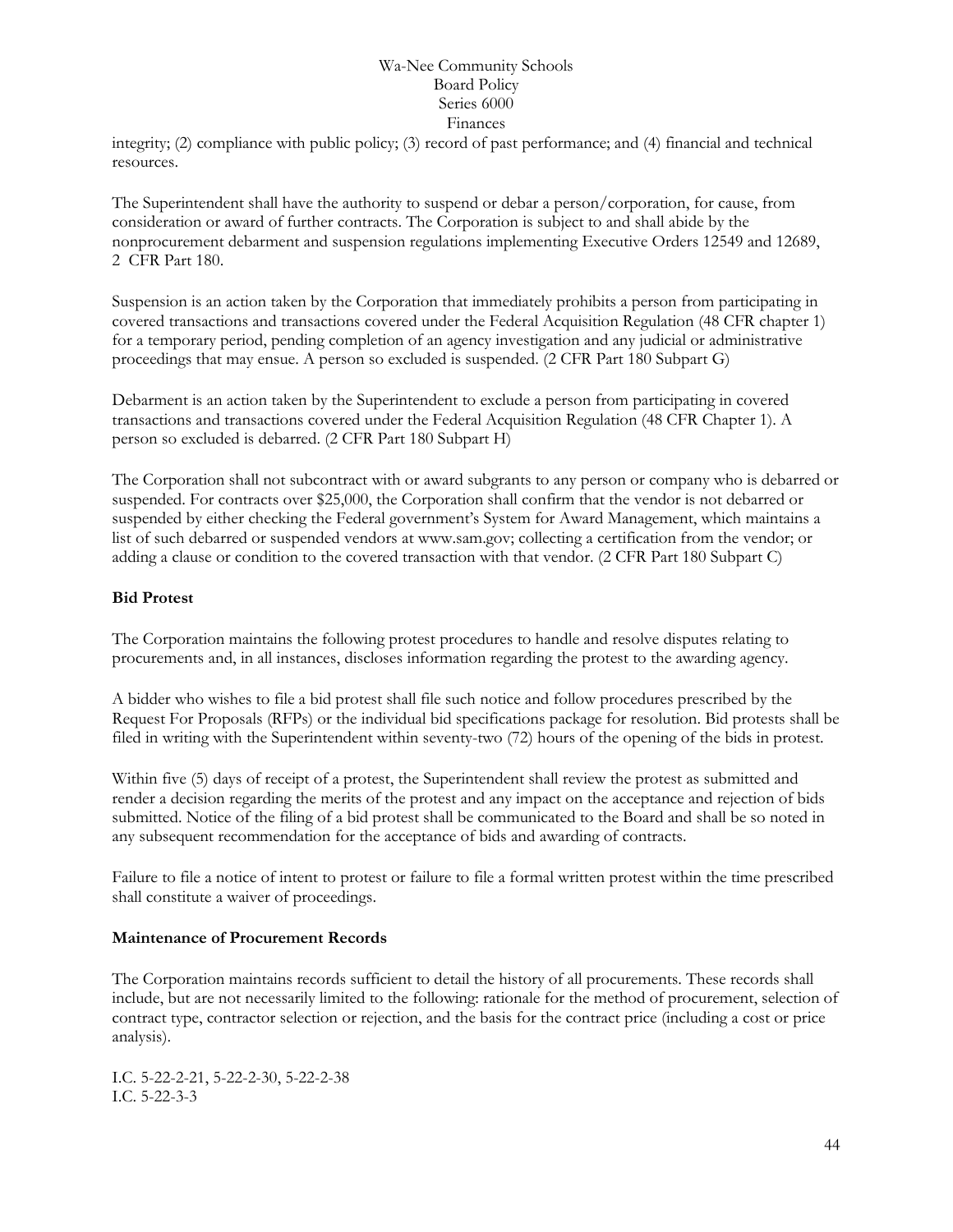integrity; (2) compliance with public policy; (3) record of past performance; and (4) financial and technical resources.

The Superintendent shall have the authority to suspend or debar a person/corporation, for cause, from consideration or award of further contracts. The Corporation is subject to and shall abide by the nonprocurement debarment and suspension regulations implementing Executive Orders 12549 and 12689, 2 CFR Part 180.

Suspension is an action taken by the Corporation that immediately prohibits a person from participating in covered transactions and transactions covered under the Federal Acquisition Regulation (48 CFR chapter 1) for a temporary period, pending completion of an agency investigation and any judicial or administrative proceedings that may ensue. A person so excluded is suspended. (2 CFR Part 180 Subpart G)

Debarment is an action taken by the Superintendent to exclude a person from participating in covered transactions and transactions covered under the Federal Acquisition Regulation (48 CFR Chapter 1). A person so excluded is debarred. (2 CFR Part 180 Subpart H)

The Corporation shall not subcontract with or award subgrants to any person or company who is debarred or suspended. For contracts over $25,000, the Corporation shall confirm that the vendor is not debarred or suspended by either checking the Federal government's System for Award Management, which maintains a list of such debarred or suspended vendors at www.sam.gov; collecting a certification from the vendor; or adding a clause or condition to the covered transaction with that vendor. (2 CFR Part 180 Subpart C)

**Bid Protest**

The Corporation maintains the following protest procedures to handle and resolve disputes relating to procurements and, in all instances, discloses information regarding the protest to the awarding agency.

A bidder who wishes to file a bid protest shall file such notice and follow procedures prescribed by the Request For Proposals (RFPs) or the individual bid specifications package for resolution. Bid protests shall be filed in writing with the Superintendent within seventy-two (72) hours of the opening of the bids in protest.

Within five (5) days of receipt of a protest, the Superintendent shall review the protest as submitted and render a decision regarding the merits of the protest and any impact on the acceptance and rejection of bids submitted. Notice of the filing of a bid protest shall be communicated to the Board and shall be so noted in any subsequent recommendation for the acceptance of bids and awarding of contracts.

Failure to file a notice of intent to protest or failure to file a formal written protest within the time prescribed shall constitute a waiver of proceedings.

**Maintenance of Procurement Records**

The Corporation maintains records sufficient to detail the history of all procurements. These records shall include, but are not necessarily limited to the following: rationale for the method of procurement, selection of contract type, contractor selection or rejection, and the basis for the contract price (including a cost or price analysis).

I.C. 5-22-2-21, 5-22-2-30, 5-22-2-38
I.C. 5-22-3-3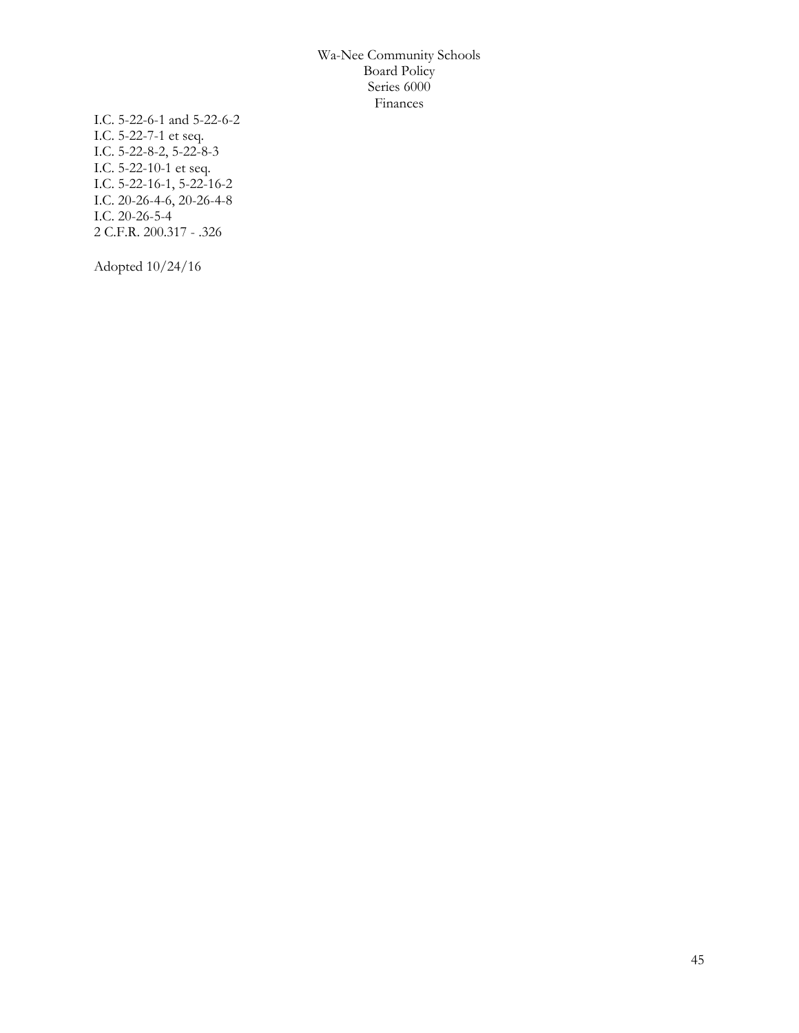I.C. 5-22-6-1 and 5-22-6-2
I.C. 5-22-7-1 et seq.
I.C. 5-22-8-2, 5-22-8-3
I.C. 5-22-10-1 et seq.
I.C. 5-22-16-1, 5-22-16-2
I.C. 20-26-4-6, 20-26-4-8
I.C. 20-26-5-4
2 C.F.R. 200.317 - .326

Adopted 10/24/16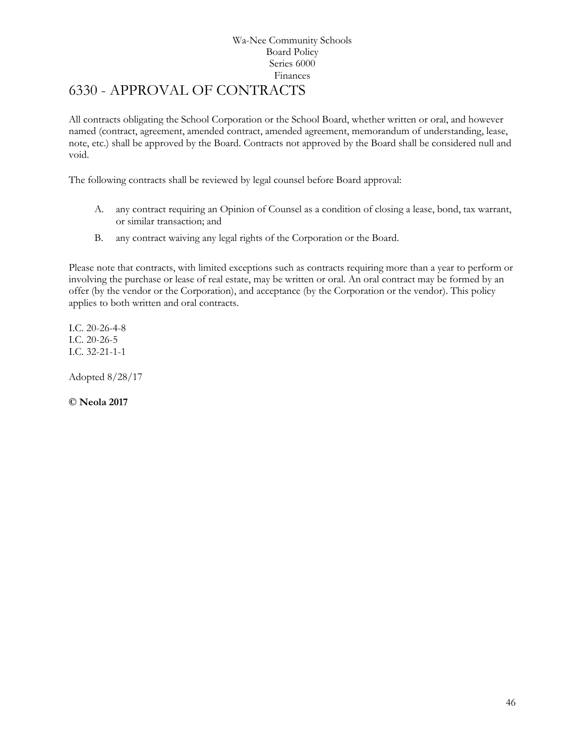# 6330 - APPROVAL OF CONTRACTS

All contracts obligating the School Corporation or the School Board, whether written or oral, and however named (contract, agreement, amended contract, amended agreement, memorandum of understanding, lease, note, etc.) shall be approved by the Board. Contracts not approved by the Board shall be considered null and void.

The following contracts shall be reviewed by legal counsel before Board approval:

A. any contract requiring an Opinion of Counsel as a condition of closing a lease, bond, tax warrant, or similar transaction; and

B. any contract waiving any legal rights of the Corporation or the Board.

Please note that contracts, with limited exceptions such as contracts requiring more than a year to perform or involving the purchase or lease of real estate, may be written or oral. An oral contract may be formed by an offer (by the vendor or the Corporation), and acceptance (by the Corporation or the vendor). This policy applies to both written and oral contracts.

I.C. 20-26-4-8
I.C. 20-26-5
I.C. 32-21-1-1

Adopted 8/28/17

**© Neola 2017**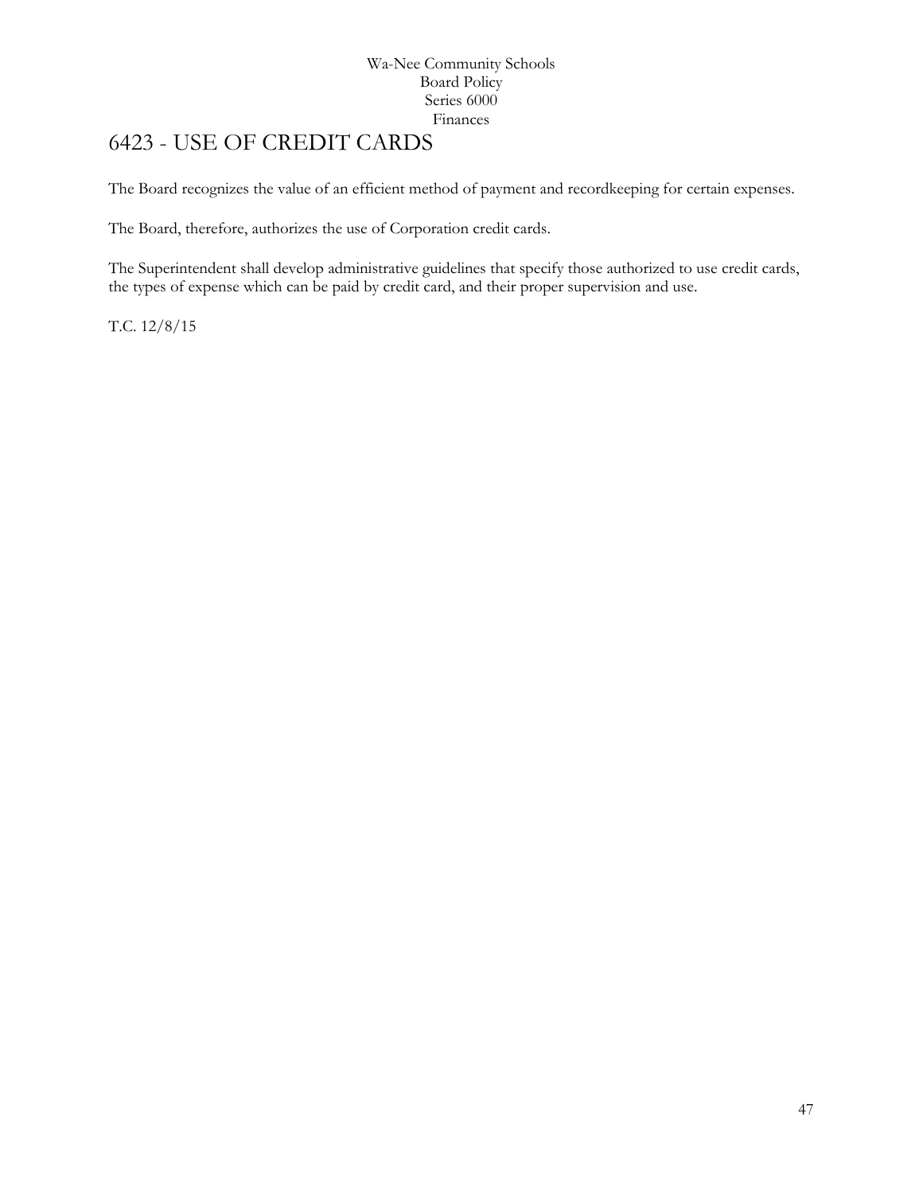# 6423 - USE OF CREDIT CARDS

The Board recognizes the value of an efficient method of payment and recordkeeping for certain expenses.

The Board, therefore, authorizes the use of Corporation credit cards.

The Superintendent shall develop administrative guidelines that specify those authorized to use credit cards, the types of expense which can be paid by credit card, and their proper supervision and use.

T.C. 12/8/15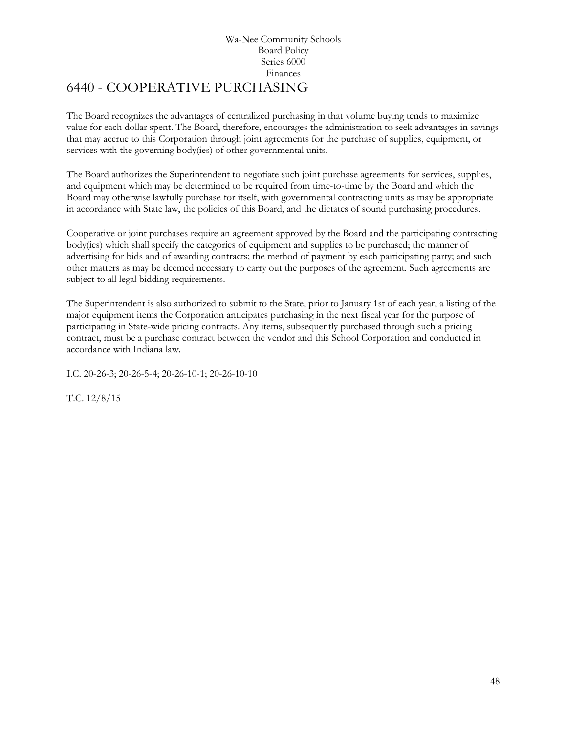Wa-Nee Community Schools
Board Policy
Series 6000
Finances

# 6440 - COOPERATIVE PURCHASING

The Board recognizes the advantages of centralized purchasing in that volume buying tends to maximize value for each dollar spent. The Board, therefore, encourages the administration to seek advantages in savings that may accrue to this Corporation through joint agreements for the purchase of supplies, equipment, or services with the governing body(ies) of other governmental units.

The Board authorizes the Superintendent to negotiate such joint purchase agreements for services, supplies, and equipment which may be determined to be required from time-to-time by the Board and which the Board may otherwise lawfully purchase for itself, with governmental contracting units as may be appropriate in accordance with State law, the policies of this Board, and the dictates of sound purchasing procedures.

Cooperative or joint purchases require an agreement approved by the Board and the participating contracting body(ies) which shall specify the categories of equipment and supplies to be purchased; the manner of advertising for bids and of awarding contracts; the method of payment by each participating party; and such other matters as may be deemed necessary to carry out the purposes of the agreement. Such agreements are subject to all legal bidding requirements.

The Superintendent is also authorized to submit to the State, prior to January 1st of each year, a listing of the major equipment items the Corporation anticipates purchasing in the next fiscal year for the purpose of participating in State-wide pricing contracts. Any items, subsequently purchased through such a pricing contract, must be a purchase contract between the vendor and this School Corporation and conducted in accordance with Indiana law.

I.C. 20-26-3; 20-26-5-4; 20-26-10-1; 20-26-10-10

T.C. 12/8/15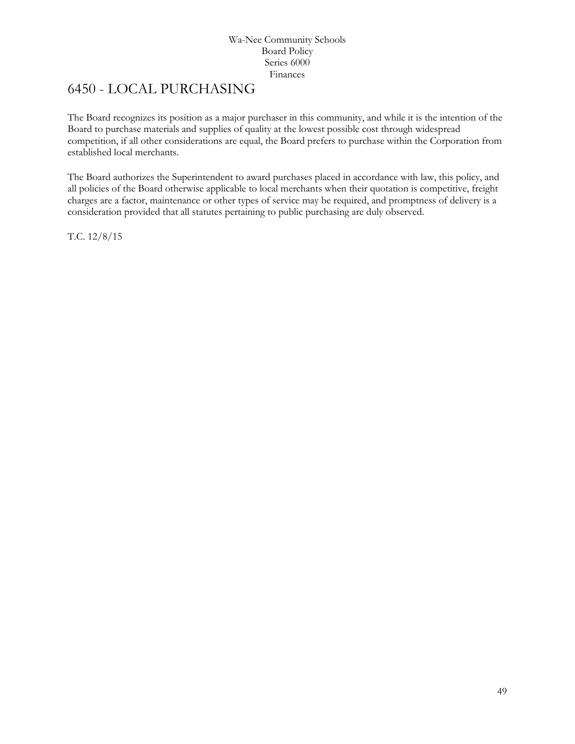Wa-Nee Community Schools
Board Policy
Series 6000
Finances

# 6450 - LOCAL PURCHASING

The Board recognizes its position as a major purchaser in this community, and while it is the intention of the Board to purchase materials and supplies of quality at the lowest possible cost through widespread competition, if all other considerations are equal, the Board prefers to purchase within the Corporation from established local merchants.

The Board authorizes the Superintendent to award purchases placed in accordance with law, this policy, and all policies of the Board otherwise applicable to local merchants when their quotation is competitive, freight charges are a factor, maintenance or other types of service may be required, and promptness of delivery is a consideration provided that all statutes pertaining to public purchasing are duly observed.

T.C. 12/8/15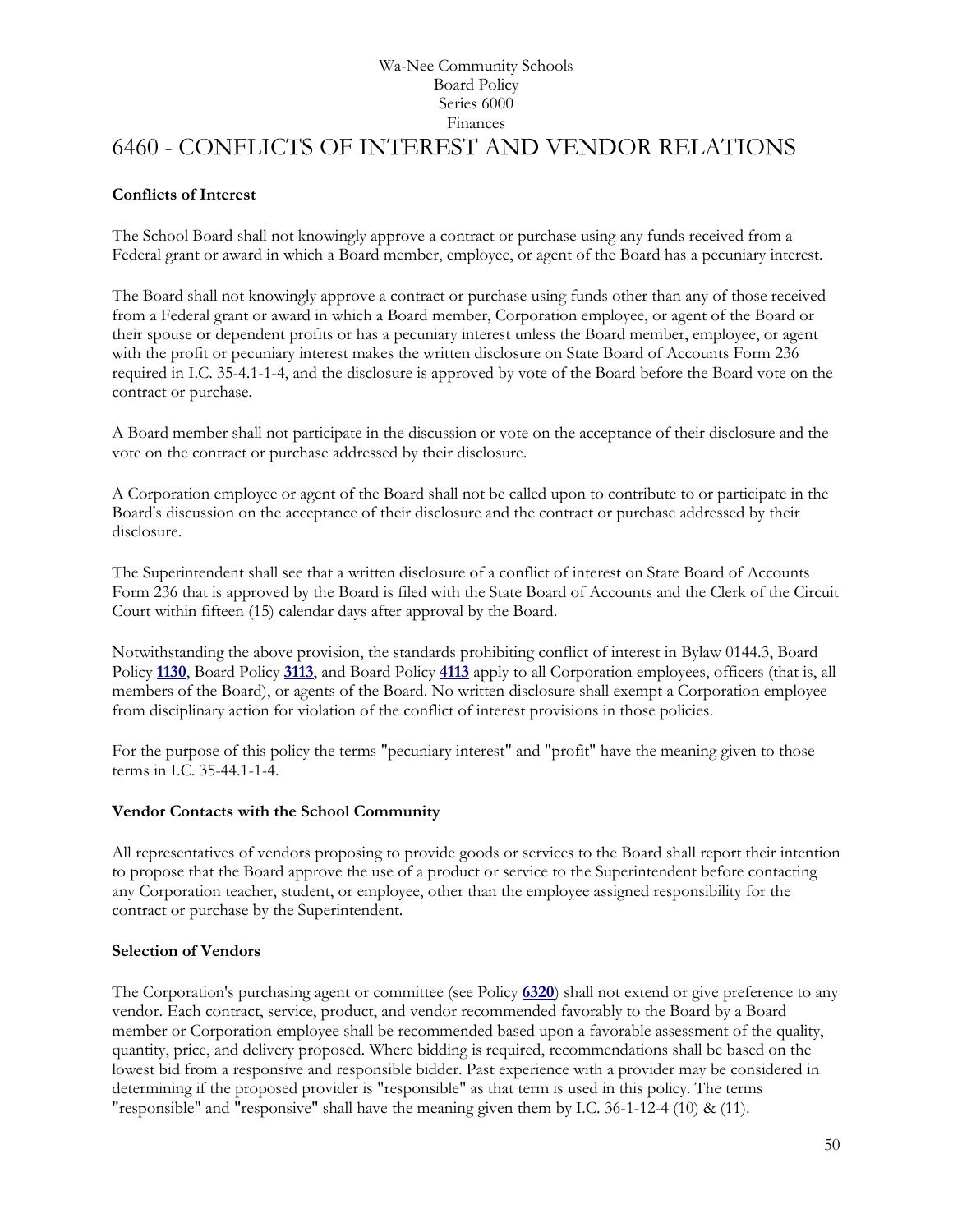Wa-Nee Community Schools
Board Policy
Series 6000
Finances

# 6460 - CONFLICTS OF INTEREST AND VENDOR RELATIONS

**Conflicts of Interest**

The School Board shall not knowingly approve a contract or purchase using any funds received from a Federal grant or award in which a Board member, employee, or agent of the Board has a pecuniary interest.

The Board shall not knowingly approve a contract or purchase using funds other than any of those received from a Federal grant or award in which a Board member, Corporation employee, or agent of the Board or their spouse or dependent profits or has a pecuniary interest unless the Board member, employee, or agent with the profit or pecuniary interest makes the written disclosure on State Board of Accounts Form 236 required in I.C. 35-4.1-1-4, and the disclosure is approved by vote of the Board before the Board vote on the contract or purchase.

A Board member shall not participate in the discussion or vote on the acceptance of their disclosure and the vote on the contract or purchase addressed by their disclosure.

A Corporation employee or agent of the Board shall not be called upon to contribute to or participate in the Board's discussion on the acceptance of their disclosure and the contract or purchase addressed by their disclosure.

The Superintendent shall see that a written disclosure of a conflict of interest on State Board of Accounts Form 236 that is approved by the Board is filed with the State Board of Accounts and the Clerk of the Circuit Court within fifteen (15) calendar days after approval by the Board.

Notwithstanding the above provision, the standards prohibiting conflict of interest in Bylaw 0144.3, Board Policy **1130**, Board Policy **3113**, and Board Policy **4113** apply to all Corporation employees, officers (that is, all members of the Board), or agents of the Board. No written disclosure shall exempt a Corporation employee from disciplinary action for violation of the conflict of interest provisions in those policies.

For the purpose of this policy the terms "pecuniary interest" and "profit" have the meaning given to those terms in I.C. 35-44.1-1-4.

**Vendor Contacts with the School Community**

All representatives of vendors proposing to provide goods or services to the Board shall report their intention to propose that the Board approve the use of a product or service to the Superintendent before contacting any Corporation teacher, student, or employee, other than the employee assigned responsibility for the contract or purchase by the Superintendent.

**Selection of Vendors**

The Corporation's purchasing agent or committee (see Policy **6320**) shall not extend or give preference to any vendor. Each contract, service, product, and vendor recommended favorably to the Board by a Board member or Corporation employee shall be recommended based upon a favorable assessment of the quality, quantity, price, and delivery proposed. Where bidding is required, recommendations shall be based on the lowest bid from a responsive and responsible bidder. Past experience with a provider may be considered in determining if the proposed provider is "responsible" as that term is used in this policy. The terms "responsible" and "responsive" shall have the meaning given them by I.C. 36-1-12-4 (10) & (11).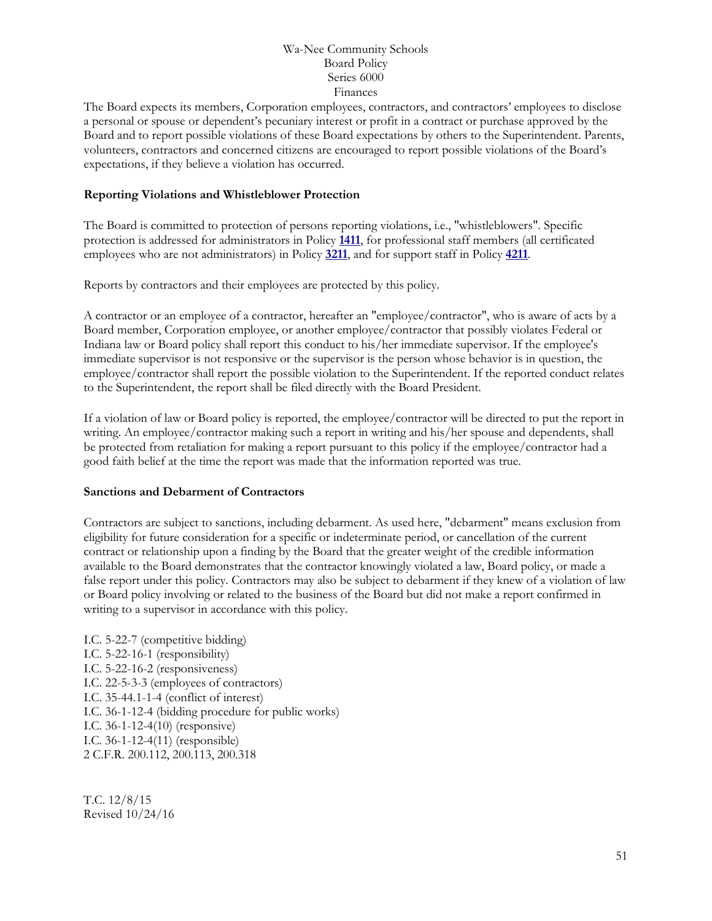The Board expects its members, Corporation employees, contractors, and contractors' employees to disclose a personal or spouse or dependent's pecuniary interest or profit in a contract or purchase approved by the Board and to report possible violations of these Board expectations by others to the Superintendent. Parents, volunteers, contractors and concerned citizens are encouraged to report possible violations of the Board's expectations, if they believe a violation has occurred.

**Reporting Violations and Whistleblower Protection**

The Board is committed to protection of persons reporting violations, i.e., "whistleblowers". Specific protection is addressed for administrators in Policy **1411**, for professional staff members (all certificated employees who are not administrators) in Policy **3211**, and for support staff in Policy **4211**.

Reports by contractors and their employees are protected by this policy.

A contractor or an employee of a contractor, hereafter an "employee/contractor", who is aware of acts by a Board member, Corporation employee, or another employee/contractor that possibly violates Federal or Indiana law or Board policy shall report this conduct to his/her immediate supervisor. If the employee's immediate supervisor is not responsive or the supervisor is the person whose behavior is in question, the employee/contractor shall report the possible violation to the Superintendent. If the reported conduct relates to the Superintendent, the report shall be filed directly with the Board President.

If a violation of law or Board policy is reported, the employee/contractor will be directed to put the report in writing. An employee/contractor making such a report in writing and his/her spouse and dependents, shall be protected from retaliation for making a report pursuant to this policy if the employee/contractor had a good faith belief at the time the report was made that the information reported was true.

**Sanctions and Debarment of Contractors**

Contractors are subject to sanctions, including debarment. As used here, "debarment" means exclusion from eligibility for future consideration for a specific or indeterminate period, or cancellation of the current contract or relationship upon a finding by the Board that the greater weight of the credible information available to the Board demonstrates that the contractor knowingly violated a law, Board policy, or made a false report under this policy. Contractors may also be subject to debarment if they knew of a violation of law or Board policy involving or related to the business of the Board but did not make a report confirmed in writing to a supervisor in accordance with this policy.

I.C. 5-22-7 (competitive bidding)
I.C. 5-22-16-1 (responsibility)
I.C. 5-22-16-2 (responsiveness)
I.C. 22-5-3-3 (employees of contractors)
I.C. 35-44.1-1-4 (conflict of interest)
I.C. 36-1-12-4 (bidding procedure for public works)
I.C. 36-1-12-4(10) (responsive)
I.C. 36-1-12-4(11) (responsible)
2 C.F.R. 200.112, 200.113, 200.318

T.C. 12/8/15
Revised 10/24/16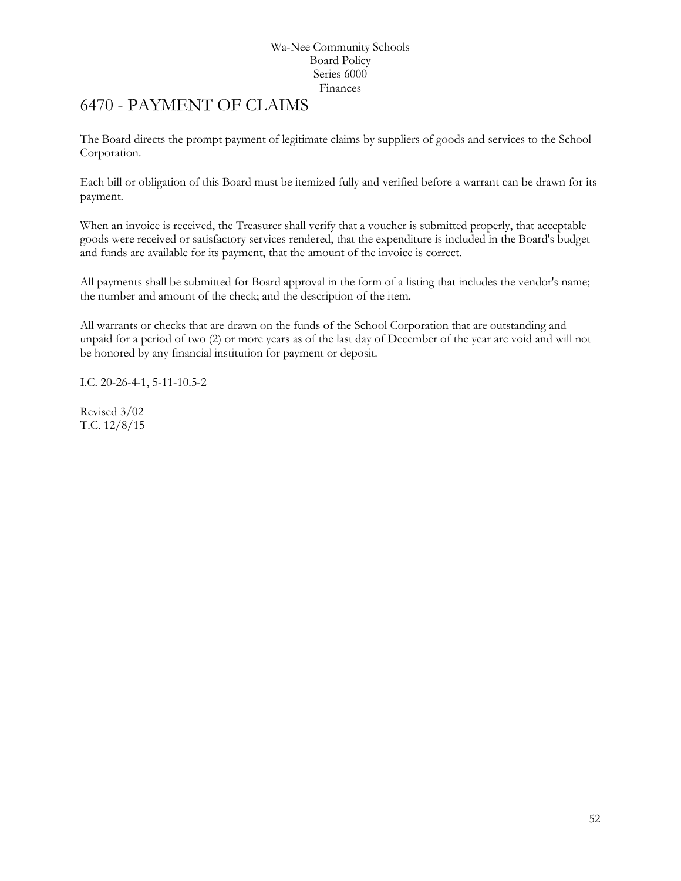Wa-Nee Community Schools
Board Policy
Series 6000
Finances

# 6470 - PAYMENT OF CLAIMS

The Board directs the prompt payment of legitimate claims by suppliers of goods and services to the School Corporation.

Each bill or obligation of this Board must be itemized fully and verified before a warrant can be drawn for its payment.

When an invoice is received, the Treasurer shall verify that a voucher is submitted properly, that acceptable goods were received or satisfactory services rendered, that the expenditure is included in the Board's budget and funds are available for its payment, that the amount of the invoice is correct.

All payments shall be submitted for Board approval in the form of a listing that includes the vendor's name; the number and amount of the check; and the description of the item.

All warrants or checks that are drawn on the funds of the School Corporation that are outstanding and unpaid for a period of two (2) or more years as of the last day of December of the year are void and will not be honored by any financial institution for payment or deposit.

I.C. 20-26-4-1, 5-11-10.5-2

Revised 3/02
T.C. 12/8/15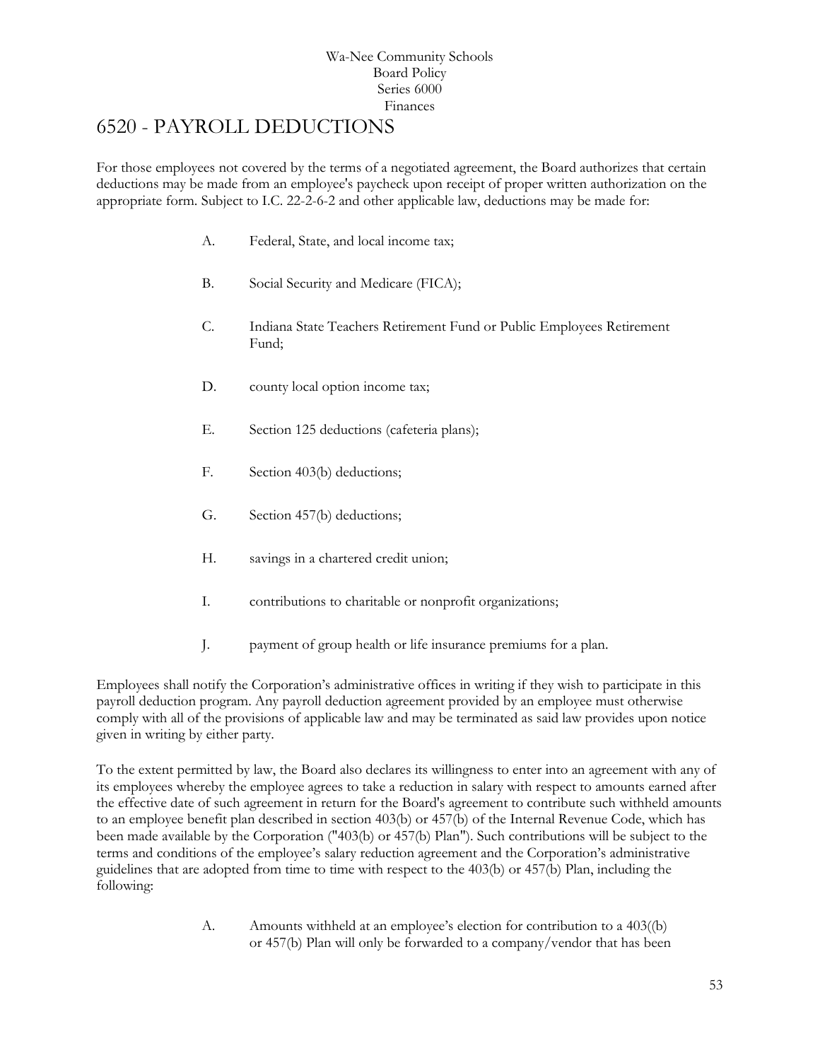Wa-Nee Community Schools
Board Policy
Series 6000
Finances

# 6520 - PAYROLL DEDUCTIONS

For those employees not covered by the terms of a negotiated agreement, the Board authorizes that certain deductions may be made from an employee's paycheck upon receipt of proper written authorization on the appropriate form. Subject to I.C. 22-2-6-2 and other applicable law, deductions may be made for:

A. Federal, State, and local income tax;

B. Social Security and Medicare (FICA);

C. Indiana State Teachers Retirement Fund or Public Employees Retirement Fund;

D. county local option income tax;

E. Section 125 deductions (cafeteria plans);

F. Section 403(b) deductions;

G. Section 457(b) deductions;

H. savings in a chartered credit union;

I. contributions to charitable or nonprofit organizations;

J. payment of group health or life insurance premiums for a plan.

Employees shall notify the Corporation's administrative offices in writing if they wish to participate in this payroll deduction program. Any payroll deduction agreement provided by an employee must otherwise comply with all of the provisions of applicable law and may be terminated as said law provides upon notice given in writing by either party.

To the extent permitted by law, the Board also declares its willingness to enter into an agreement with any of its employees whereby the employee agrees to take a reduction in salary with respect to amounts earned after the effective date of such agreement in return for the Board's agreement to contribute such withheld amounts to an employee benefit plan described in section 403(b) or 457(b) of the Internal Revenue Code, which has been made available by the Corporation ("403(b) or 457(b) Plan"). Such contributions will be subject to the terms and conditions of the employee's salary reduction agreement and the Corporation's administrative guidelines that are adopted from time to time with respect to the 403(b) or 457(b) Plan, including the following:

A. Amounts withheld at an employee's election for contribution to a 403((b) or 457(b) Plan will only be forwarded to a company/vendor that has been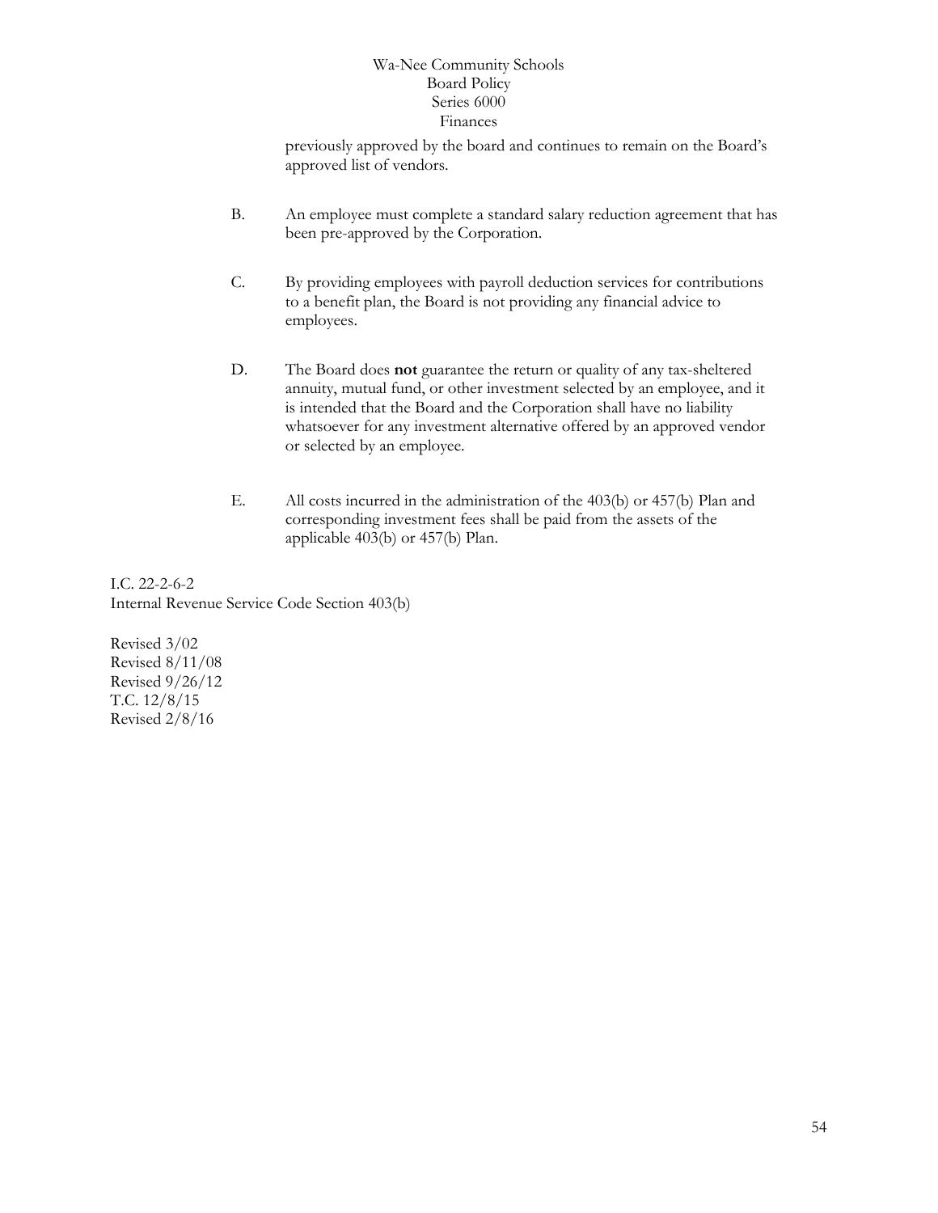previously approved by the board and continues to remain on the Board's approved list of vendors.

B. An employee must complete a standard salary reduction agreement that has been pre-approved by the Corporation.

C. By providing employees with payroll deduction services for contributions to a benefit plan, the Board is not providing any financial advice to employees.

D. The Board does **not** guarantee the return or quality of any tax-sheltered annuity, mutual fund, or other investment selected by an employee, and it is intended that the Board and the Corporation shall have no liability whatsoever for any investment alternative offered by an approved vendor or selected by an employee.

E. All costs incurred in the administration of the 403(b) or 457(b) Plan and corresponding investment fees shall be paid from the assets of the applicable 403(b) or 457(b) Plan.

I.C. 22-2-6-2
Internal Revenue Service Code Section 403(b)

Revised 3/02
Revised 8/11/08
Revised 9/26/12
T.C. 12/8/15
Revised 2/8/16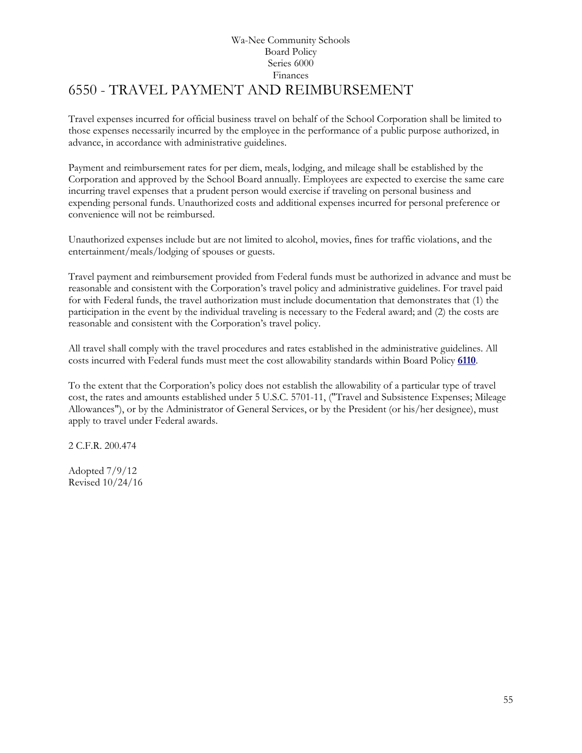Wa-Nee Community Schools
Board Policy
Series 6000
Finances

# 6550 - TRAVEL PAYMENT AND REIMBURSEMENT

Travel expenses incurred for official business travel on behalf of the School Corporation shall be limited to those expenses necessarily incurred by the employee in the performance of a public purpose authorized, in advance, in accordance with administrative guidelines.

Payment and reimbursement rates for per diem, meals, lodging, and mileage shall be established by the Corporation and approved by the School Board annually. Employees are expected to exercise the same care incurring travel expenses that a prudent person would exercise if traveling on personal business and expending personal funds. Unauthorized costs and additional expenses incurred for personal preference or convenience will not be reimbursed.

Unauthorized expenses include but are not limited to alcohol, movies, fines for traffic violations, and the entertainment/meals/lodging of spouses or guests.

Travel payment and reimbursement provided from Federal funds must be authorized in advance and must be reasonable and consistent with the Corporation's travel policy and administrative guidelines. For travel paid for with Federal funds, the travel authorization must include documentation that demonstrates that (1) the participation in the event by the individual traveling is necessary to the Federal award; and (2) the costs are reasonable and consistent with the Corporation's travel policy.

All travel shall comply with the travel procedures and rates established in the administrative guidelines. All costs incurred with Federal funds must meet the cost allowability standards within Board Policy **6110**.

To the extent that the Corporation's policy does not establish the allowability of a particular type of travel cost, the rates and amounts established under 5 U.S.C. 5701-11, ("Travel and Subsistence Expenses; Mileage Allowances"), or by the Administrator of General Services, or by the President (or his/her designee), must apply to travel under Federal awards.

2 C.F.R. 200.474

Adopted 7/9/12
Revised 10/24/16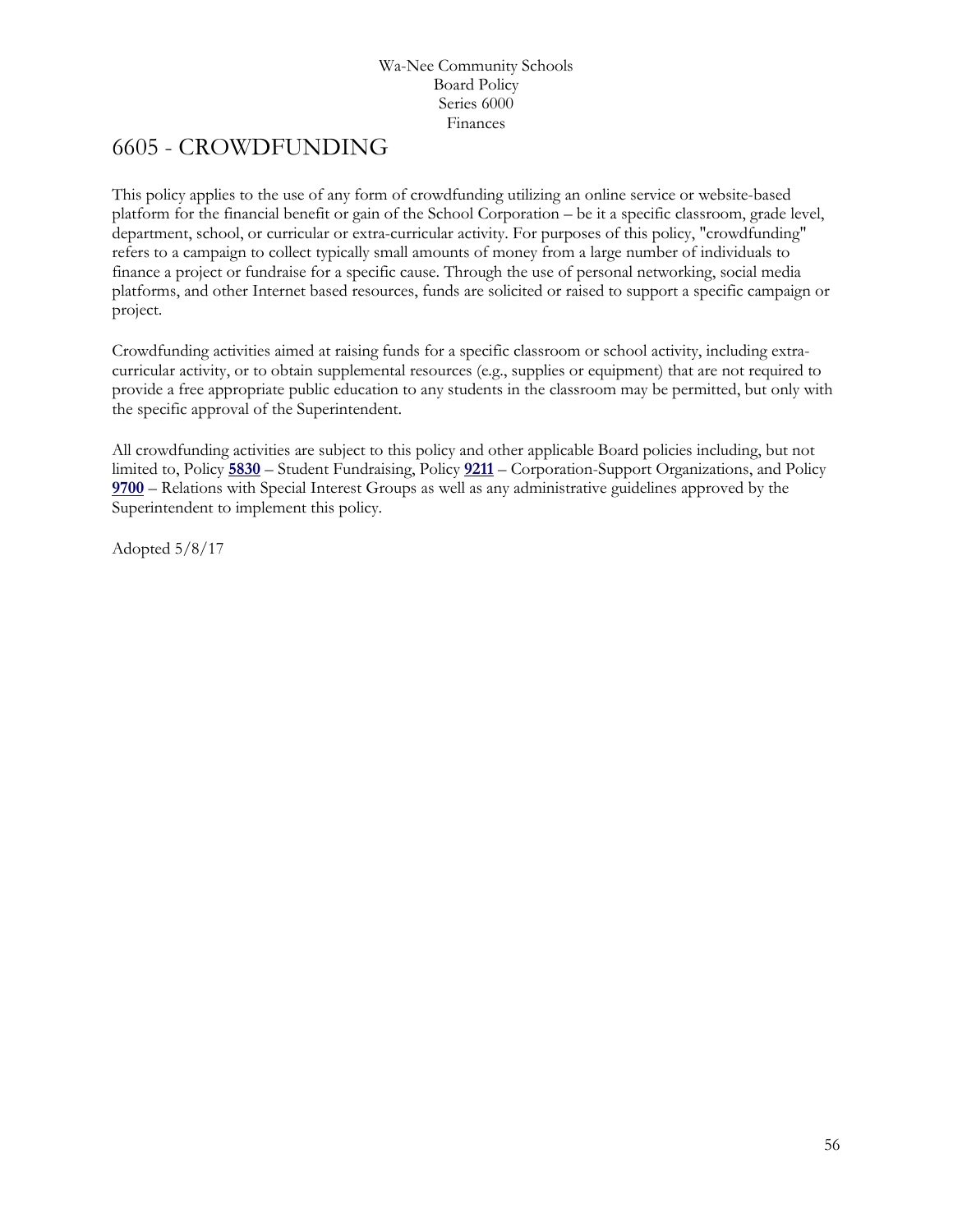Wa-Nee Community Schools
Board Policy
Series 6000
Finances

# 6605 - CROWDFUNDING

This policy applies to the use of any form of crowdfunding utilizing an online service or website-based platform for the financial benefit or gain of the School Corporation – be it a specific classroom, grade level, department, school, or curricular or extra-curricular activity. For purposes of this policy, "crowdfunding" refers to a campaign to collect typically small amounts of money from a large number of individuals to finance a project or fundraise for a specific cause. Through the use of personal networking, social media platforms, and other Internet based resources, funds are solicited or raised to support a specific campaign or project.

Crowdfunding activities aimed at raising funds for a specific classroom or school activity, including extra-curricular activity, or to obtain supplemental resources (e.g., supplies or equipment) that are not required to provide a free appropriate public education to any students in the classroom may be permitted, but only with the specific approval of the Superintendent.

All crowdfunding activities are subject to this policy and other applicable Board policies including, but not limited to, Policy **5830** – Student Fundraising, Policy **9211** – Corporation-Support Organizations, and Policy **9700** – Relations with Special Interest Groups as well as any administrative guidelines approved by the Superintendent to implement this policy.

Adopted 5/8/17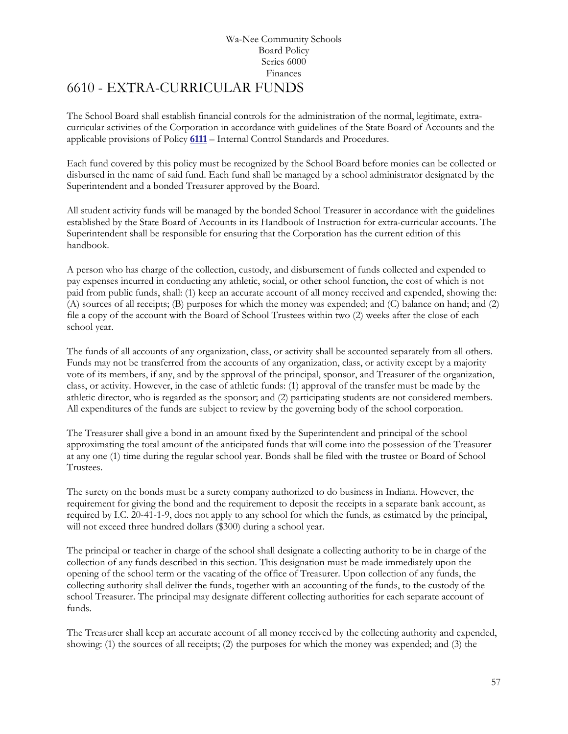Wa-Nee Community Schools
Board Policy
Series 6000
Finances

# 6610 - EXTRA-CURRICULAR FUNDS

The School Board shall establish financial controls for the administration of the normal, legitimate, extra-curricular activities of the Corporation in accordance with guidelines of the State Board of Accounts and the applicable provisions of Policy **6111** – Internal Control Standards and Procedures.

Each fund covered by this policy must be recognized by the School Board before monies can be collected or disbursed in the name of said fund. Each fund shall be managed by a school administrator designated by the Superintendent and a bonded Treasurer approved by the Board.

All student activity funds will be managed by the bonded School Treasurer in accordance with the guidelines established by the State Board of Accounts in its Handbook of Instruction for extra-curricular accounts. The Superintendent shall be responsible for ensuring that the Corporation has the current edition of this handbook.

A person who has charge of the collection, custody, and disbursement of funds collected and expended to pay expenses incurred in conducting any athletic, social, or other school function, the cost of which is not paid from public funds, shall: (1) keep an accurate account of all money received and expended, showing the: (A) sources of all receipts; (B) purposes for which the money was expended; and (C) balance on hand; and (2) file a copy of the account with the Board of School Trustees within two (2) weeks after the close of each school year.

The funds of all accounts of any organization, class, or activity shall be accounted separately from all others. Funds may not be transferred from the accounts of any organization, class, or activity except by a majority vote of its members, if any, and by the approval of the principal, sponsor, and Treasurer of the organization, class, or activity. However, in the case of athletic funds: (1) approval of the transfer must be made by the athletic director, who is regarded as the sponsor; and (2) participating students are not considered members. All expenditures of the funds are subject to review by the governing body of the school corporation.

The Treasurer shall give a bond in an amount fixed by the Superintendent and principal of the school approximating the total amount of the anticipated funds that will come into the possession of the Treasurer at any one (1) time during the regular school year. Bonds shall be filed with the trustee or Board of School Trustees.

The surety on the bonds must be a surety company authorized to do business in Indiana. However, the requirement for giving the bond and the requirement to deposit the receipts in a separate bank account, as required by I.C. 20-41-1-9, does not apply to any school for which the funds, as estimated by the principal, will not exceed three hundred dollars ($300) during a school year.

The principal or teacher in charge of the school shall designate a collecting authority to be in charge of the collection of any funds described in this section. This designation must be made immediately upon the opening of the school term or the vacating of the office of Treasurer. Upon collection of any funds, the collecting authority shall deliver the funds, together with an accounting of the funds, to the custody of the school Treasurer. The principal may designate different collecting authorities for each separate account of funds.

The Treasurer shall keep an accurate account of all money received by the collecting authority and expended, showing: (1) the sources of all receipts; (2) the purposes for which the money was expended; and (3) the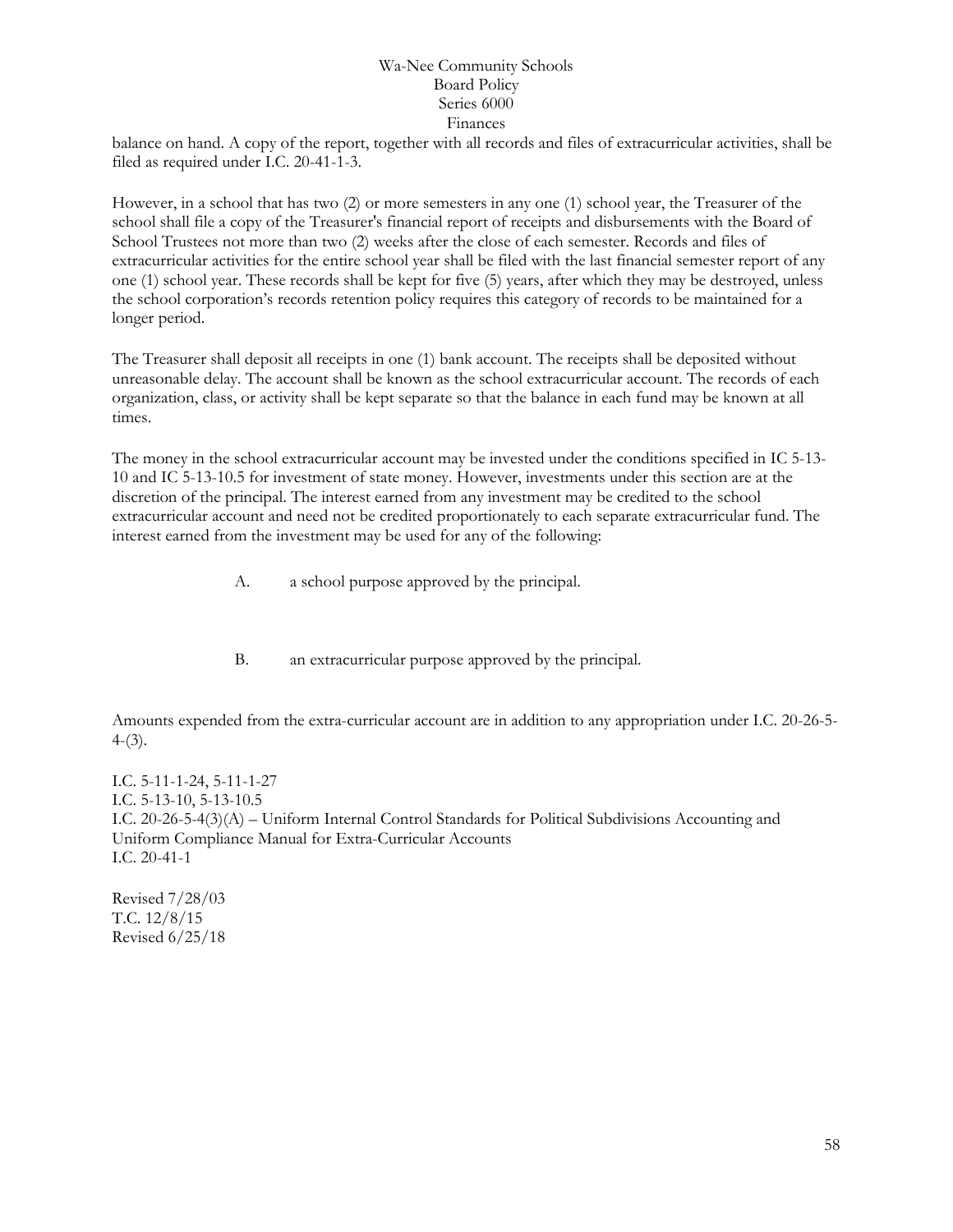balance on hand. A copy of the report, together with all records and files of extracurricular activities, shall be filed as required under I.C. 20-41-1-3.

However, in a school that has two (2) or more semesters in any one (1) school year, the Treasurer of the school shall file a copy of the Treasurer's financial report of receipts and disbursements with the Board of School Trustees not more than two (2) weeks after the close of each semester. Records and files of extracurricular activities for the entire school year shall be filed with the last financial semester report of any one (1) school year. These records shall be kept for five (5) years, after which they may be destroyed, unless the school corporation's records retention policy requires this category of records to be maintained for a longer period.

The Treasurer shall deposit all receipts in one (1) bank account. The receipts shall be deposited without unreasonable delay. The account shall be known as the school extracurricular account. The records of each organization, class, or activity shall be kept separate so that the balance in each fund may be known at all times.

The money in the school extracurricular account may be invested under the conditions specified in IC 5-13-10 and IC 5-13-10.5 for investment of state money. However, investments under this section are at the discretion of the principal. The interest earned from any investment may be credited to the school extracurricular account and need not be credited proportionately to each separate extracurricular fund. The interest earned from the investment may be used for any of the following:

A. a school purpose approved by the principal.

B. an extracurricular purpose approved by the principal.

Amounts expended from the extra-curricular account are in addition to any appropriation under I.C. 20-26-5-4-(3).

I.C. 5-11-1-24, 5-11-1-27
I.C. 5-13-10, 5-13-10.5
I.C. 20-26-5-4(3)(A) – Uniform Internal Control Standards for Political Subdivisions Accounting and Uniform Compliance Manual for Extra-Curricular Accounts
I.C. 20-41-1

Revised 7/28/03
T.C. 12/8/15
Revised 6/25/18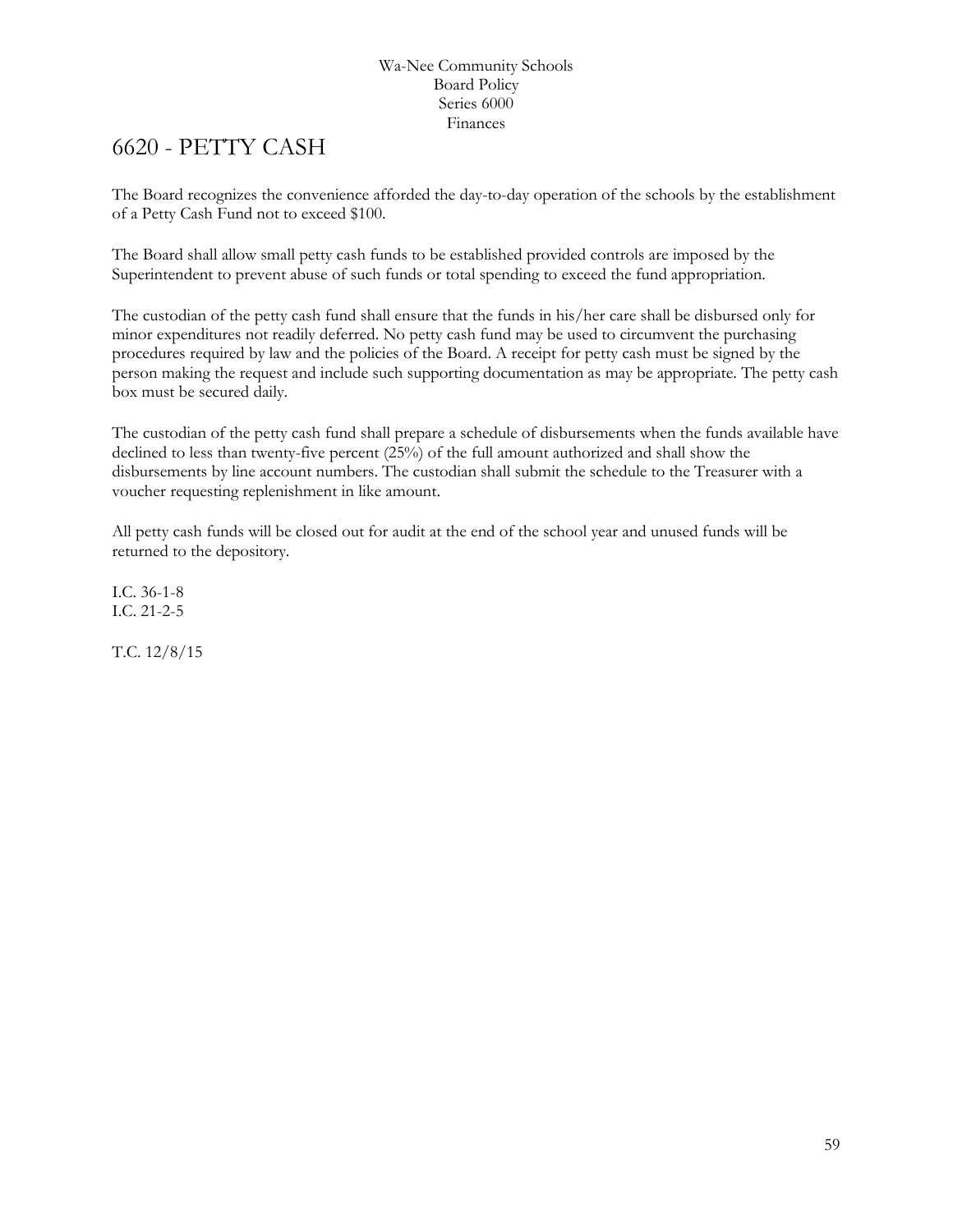Wa-Nee Community Schools
Board Policy
Series 6000
Finances

# 6620 - PETTY CASH

The Board recognizes the convenience afforded the day-to-day operation of the schools by the establishment of a Petty Cash Fund not to exceed $100.

The Board shall allow small petty cash funds to be established provided controls are imposed by the Superintendent to prevent abuse of such funds or total spending to exceed the fund appropriation.

The custodian of the petty cash fund shall ensure that the funds in his/her care shall be disbursed only for minor expenditures not readily deferred. No petty cash fund may be used to circumvent the purchasing procedures required by law and the policies of the Board. A receipt for petty cash must be signed by the person making the request and include such supporting documentation as may be appropriate. The petty cash box must be secured daily.

The custodian of the petty cash fund shall prepare a schedule of disbursements when the funds available have declined to less than twenty-five percent (25%) of the full amount authorized and shall show the disbursements by line account numbers. The custodian shall submit the schedule to the Treasurer with a voucher requesting replenishment in like amount.

All petty cash funds will be closed out for audit at the end of the school year and unused funds will be returned to the depository.

I.C. 36-1-8
I.C. 21-2-5

T.C. 12/8/15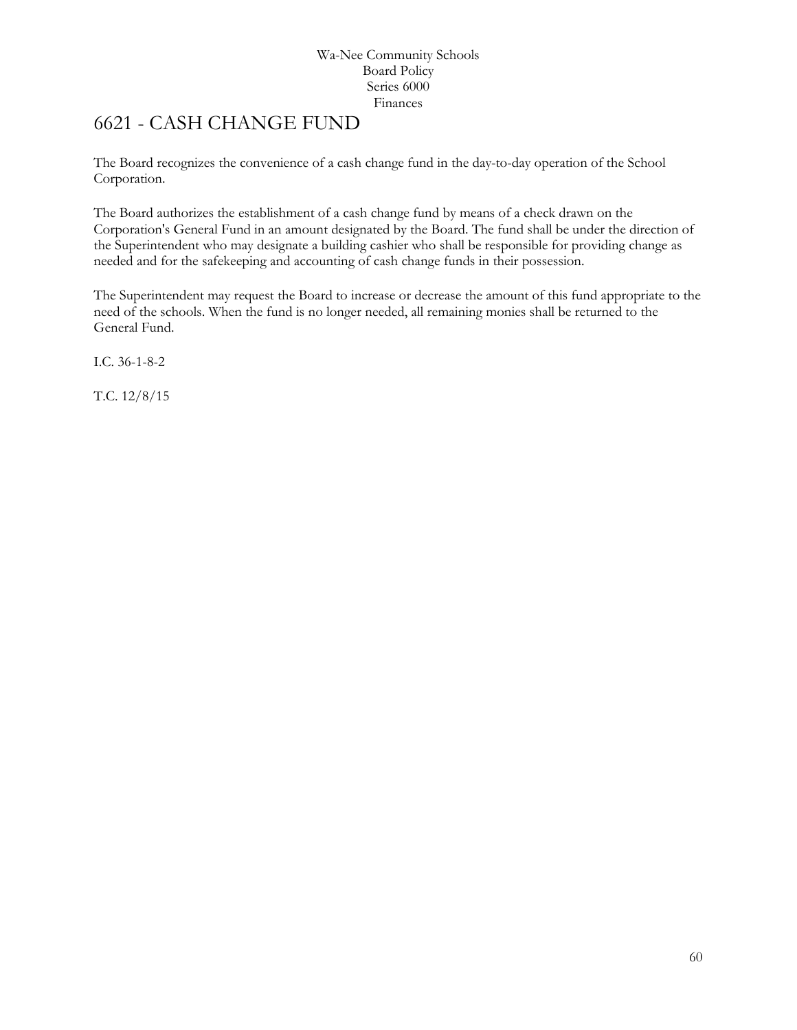# 6621 - CASH CHANGE FUND

The Board recognizes the convenience of a cash change fund in the day-to-day operation of the School Corporation.

The Board authorizes the establishment of a cash change fund by means of a check drawn on the Corporation's General Fund in an amount designated by the Board. The fund shall be under the direction of the Superintendent who may designate a building cashier who shall be responsible for providing change as needed and for the safekeeping and accounting of cash change funds in their possession.

The Superintendent may request the Board to increase or decrease the amount of this fund appropriate to the need of the schools. When the fund is no longer needed, all remaining monies shall be returned to the General Fund.

I.C. 36-1-8-2

T.C. 12/8/15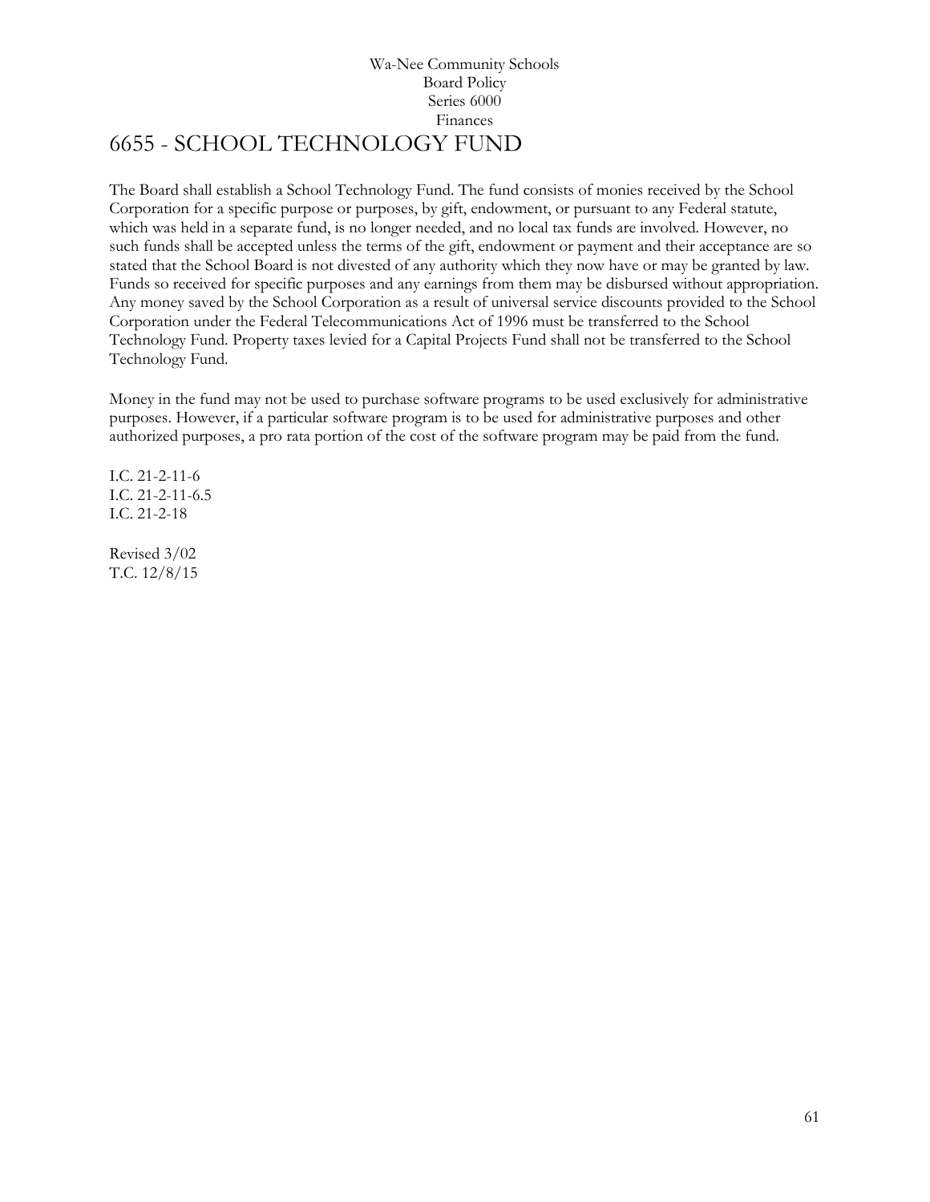Wa-Nee Community Schools
Board Policy
Series 6000
Finances

# 6655 - SCHOOL TECHNOLOGY FUND

The Board shall establish a School Technology Fund. The fund consists of monies received by the School Corporation for a specific purpose or purposes, by gift, endowment, or pursuant to any Federal statute, which was held in a separate fund, is no longer needed, and no local tax funds are involved. However, no such funds shall be accepted unless the terms of the gift, endowment or payment and their acceptance are so stated that the School Board is not divested of any authority which they now have or may be granted by law. Funds so received for specific purposes and any earnings from them may be disbursed without appropriation. Any money saved by the School Corporation as a result of universal service discounts provided to the School Corporation under the Federal Telecommunications Act of 1996 must be transferred to the School Technology Fund. Property taxes levied for a Capital Projects Fund shall not be transferred to the School Technology Fund.

Money in the fund may not be used to purchase software programs to be used exclusively for administrative purposes. However, if a particular software program is to be used for administrative purposes and other authorized purposes, a pro rata portion of the cost of the software program may be paid from the fund.

I.C. 21-2-11-6
I.C. 21-2-11-6.5
I.C. 21-2-18

Revised 3/02
T.C. 12/8/15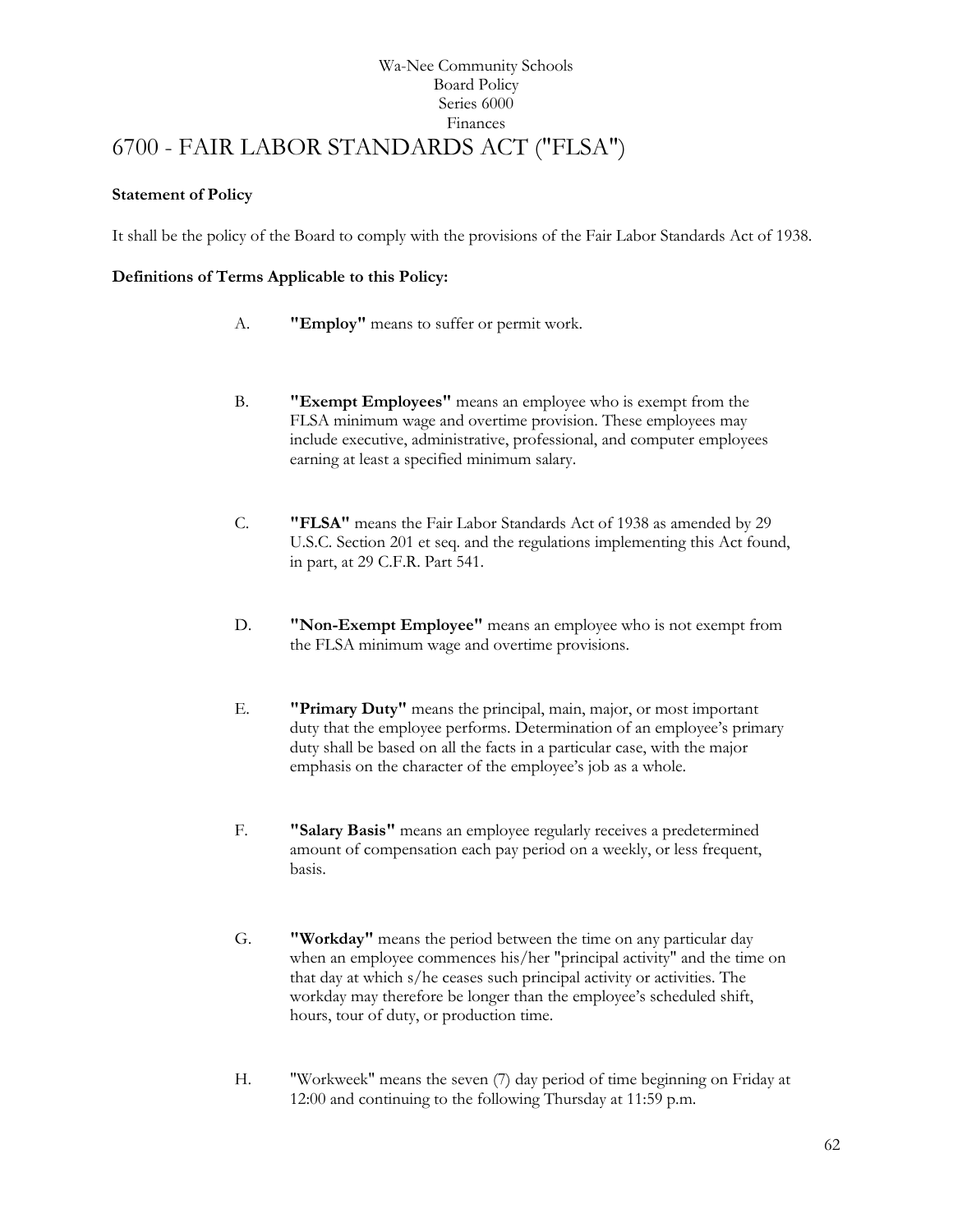Wa-Nee Community Schools
Board Policy
Series 6000
Finances

# 6700 - FAIR LABOR STANDARDS ACT ("FLSA")

**Statement of Policy**

It shall be the policy of the Board to comply with the provisions of the Fair Labor Standards Act of 1938.

**Definitions of Terms Applicable to this Policy:**

A. **"Employ"** means to suffer or permit work.

B. **"Exempt Employees"** means an employee who is exempt from the FLSA minimum wage and overtime provision. These employees may include executive, administrative, professional, and computer employees earning at least a specified minimum salary.

C. **"FLSA"** means the Fair Labor Standards Act of 1938 as amended by 29 U.S.C. Section 201 et seq. and the regulations implementing this Act found, in part, at 29 C.F.R. Part 541.

D. **"Non-Exempt Employee"** means an employee who is not exempt from the FLSA minimum wage and overtime provisions.

E. **"Primary Duty"** means the principal, main, major, or most important duty that the employee performs. Determination of an employee's primary duty shall be based on all the facts in a particular case, with the major emphasis on the character of the employee's job as a whole.

F. **"Salary Basis"** means an employee regularly receives a predetermined amount of compensation each pay period on a weekly, or less frequent, basis.

G. **"Workday"** means the period between the time on any particular day when an employee commences his/her "principal activity" and the time on that day at which s/he ceases such principal activity or activities. The workday may therefore be longer than the employee's scheduled shift, hours, tour of duty, or production time.

H. "Workweek" means the seven (7) day period of time beginning on Friday at 12:00 and continuing to the following Thursday at 11:59 p.m.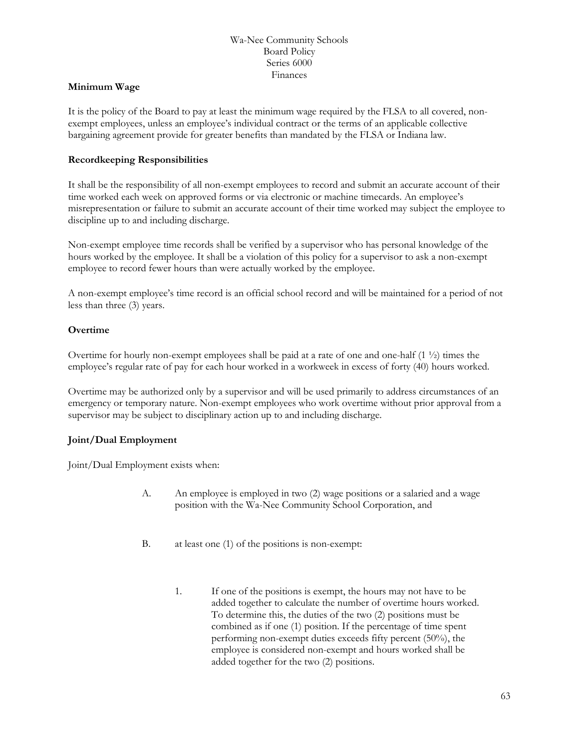Wa-Nee Community Schools
Board Policy
Series 6000
Finances

**Minimum Wage**

It is the policy of the Board to pay at least the minimum wage required by the FLSA to all covered, non-exempt employees, unless an employee's individual contract or the terms of an applicable collective bargaining agreement provide for greater benefits than mandated by the FLSA or Indiana law.

**Recordkeeping Responsibilities**

It shall be the responsibility of all non-exempt employees to record and submit an accurate account of their time worked each week on approved forms or via electronic or machine timecards. An employee's misrepresentation or failure to submit an accurate account of their time worked may subject the employee to discipline up to and including discharge.

Non-exempt employee time records shall be verified by a supervisor who has personal knowledge of the hours worked by the employee. It shall be a violation of this policy for a supervisor to ask a non-exempt employee to record fewer hours than were actually worked by the employee.

A non-exempt employee's time record is an official school record and will be maintained for a period of not less than three (3) years.

**Overtime**

Overtime for hourly non-exempt employees shall be paid at a rate of one and one-half (1 ½) times the employee's regular rate of pay for each hour worked in a workweek in excess of forty (40) hours worked.

Overtime may be authorized only by a supervisor and will be used primarily to address circumstances of an emergency or temporary nature. Non-exempt employees who work overtime without prior approval from a supervisor may be subject to disciplinary action up to and including discharge.

**Joint/Dual Employment**

Joint/Dual Employment exists when:

A. An employee is employed in two (2) wage positions or a salaried and a wage position with the Wa-Nee Community School Corporation, and

B. at least one (1) of the positions is non-exempt:

   1. If one of the positions is exempt, the hours may not have to be added together to calculate the number of overtime hours worked. To determine this, the duties of the two (2) positions must be combined as if one (1) position. If the percentage of time spent performing non-exempt duties exceeds fifty percent (50%), the employee is considered non-exempt and hours worked shall be added together for the two (2) positions.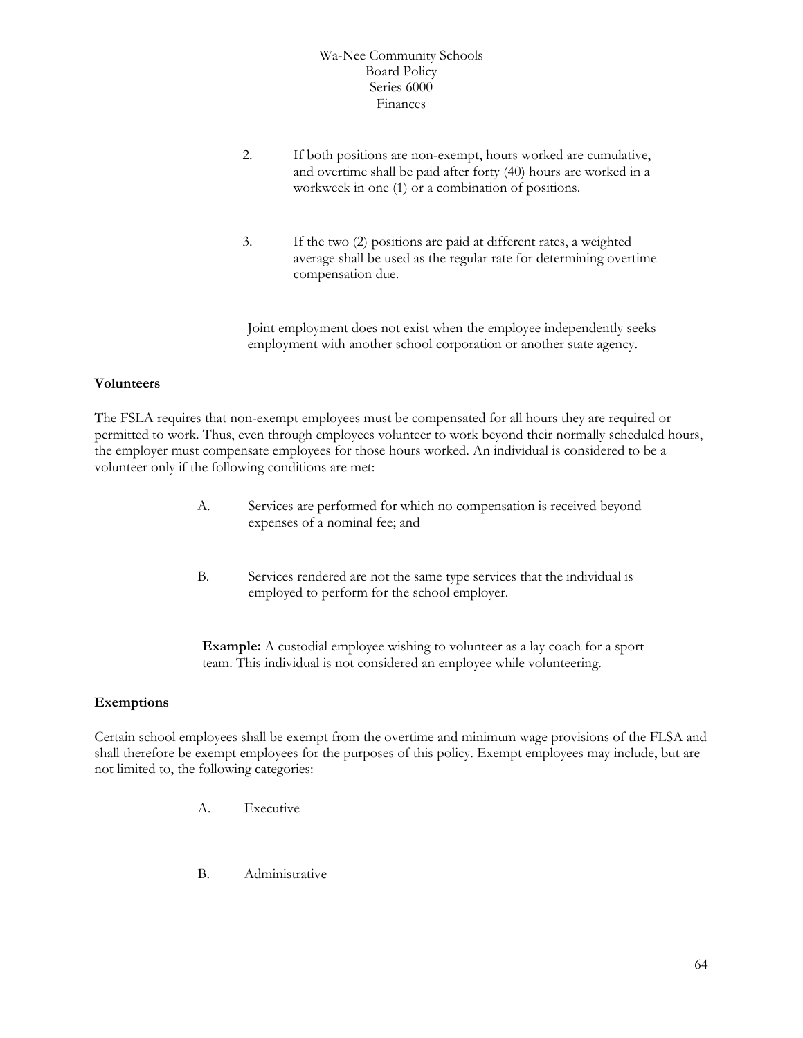2. If both positions are non-exempt, hours worked are cumulative, and overtime shall be paid after forty (40) hours are worked in a workweek in one (1) or a combination of positions.

3. If the two (2) positions are paid at different rates, a weighted average shall be used as the regular rate for determining overtime compensation due.

Joint employment does not exist when the employee independently seeks employment with another school corporation or another state agency.

**Volunteers**

The FSLA requires that non-exempt employees must be compensated for all hours they are required or permitted to work. Thus, even through employees volunteer to work beyond their normally scheduled hours, the employer must compensate employees for those hours worked. An individual is considered to be a volunteer only if the following conditions are met:

A. Services are performed for which no compensation is received beyond expenses of a nominal fee; and

B. Services rendered are not the same type services that the individual is employed to perform for the school employer.

**Example:** A custodial employee wishing to volunteer as a lay coach for a sport team. This individual is not considered an employee while volunteering.

**Exemptions**

Certain school employees shall be exempt from the overtime and minimum wage provisions of the FLSA and shall therefore be exempt employees for the purposes of this policy. Exempt employees may include, but are not limited to, the following categories:

A. Executive

B. Administrative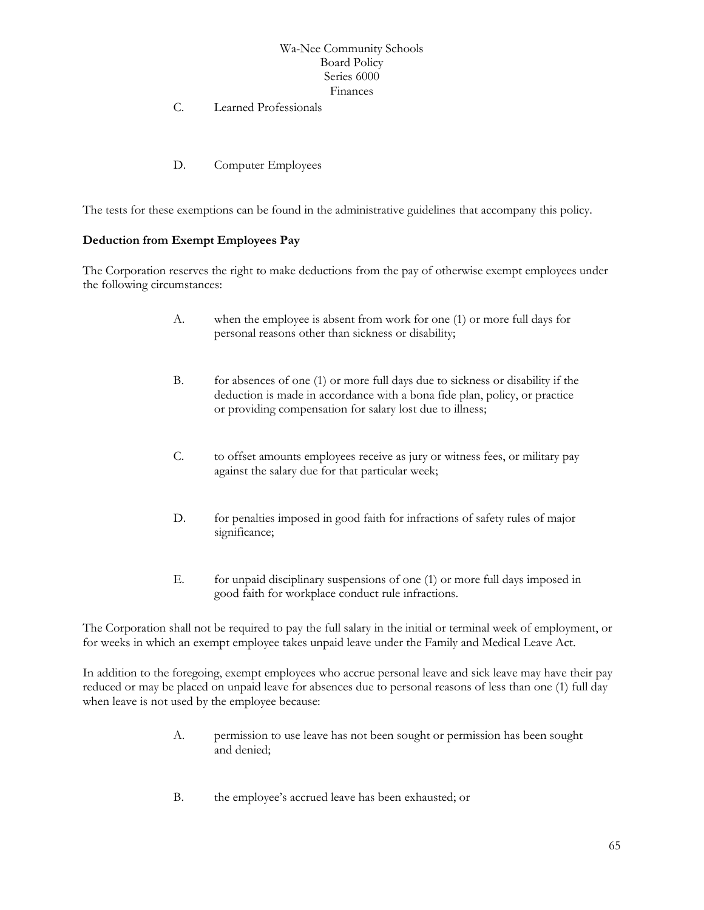C. Learned Professionals

D. Computer Employees

The tests for these exemptions can be found in the administrative guidelines that accompany this policy.

**Deduction from Exempt Employees Pay**

The Corporation reserves the right to make deductions from the pay of otherwise exempt employees under the following circumstances:

A. when the employee is absent from work for one (1) or more full days for personal reasons other than sickness or disability;

B. for absences of one (1) or more full days due to sickness or disability if the deduction is made in accordance with a bona fide plan, policy, or practice or providing compensation for salary lost due to illness;

C. to offset amounts employees receive as jury or witness fees, or military pay against the salary due for that particular week;

D. for penalties imposed in good faith for infractions of safety rules of major significance;

E. for unpaid disciplinary suspensions of one (1) or more full days imposed in good faith for workplace conduct rule infractions.

The Corporation shall not be required to pay the full salary in the initial or terminal week of employment, or for weeks in which an exempt employee takes unpaid leave under the Family and Medical Leave Act.

In addition to the foregoing, exempt employees who accrue personal leave and sick leave may have their pay reduced or may be placed on unpaid leave for absences due to personal reasons of less than one (1) full day when leave is not used by the employee because:

A. permission to use leave has not been sought or permission has been sought and denied;

B. the employee's accrued leave has been exhausted; or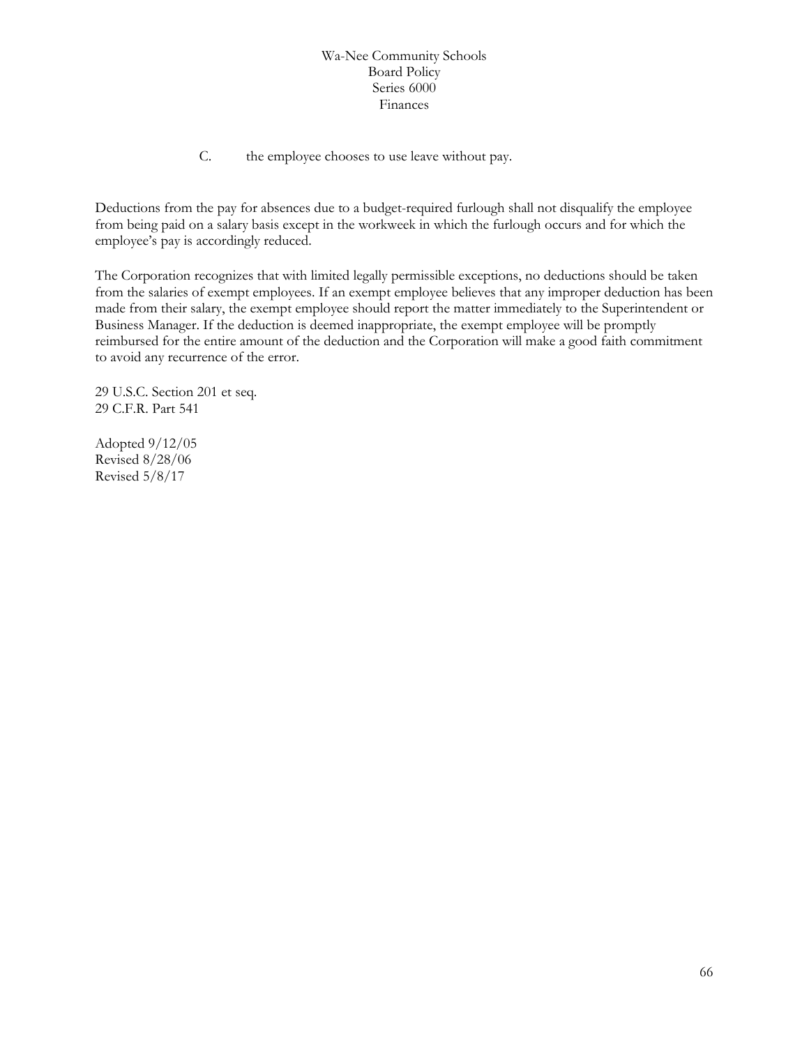C. the employee chooses to use leave without pay.

Deductions from the pay for absences due to a budget-required furlough shall not disqualify the employee from being paid on a salary basis except in the workweek in which the furlough occurs and for which the employee's pay is accordingly reduced.

The Corporation recognizes that with limited legally permissible exceptions, no deductions should be taken from the salaries of exempt employees. If an exempt employee believes that any improper deduction has been made from their salary, the exempt employee should report the matter immediately to the Superintendent or Business Manager. If the deduction is deemed inappropriate, the exempt employee will be promptly reimbursed for the entire amount of the deduction and the Corporation will make a good faith commitment to avoid any recurrence of the error.

29 U.S.C. Section 201 et seq.
29 C.F.R. Part 541

Adopted 9/12/05
Revised 8/28/06
Revised 5/8/17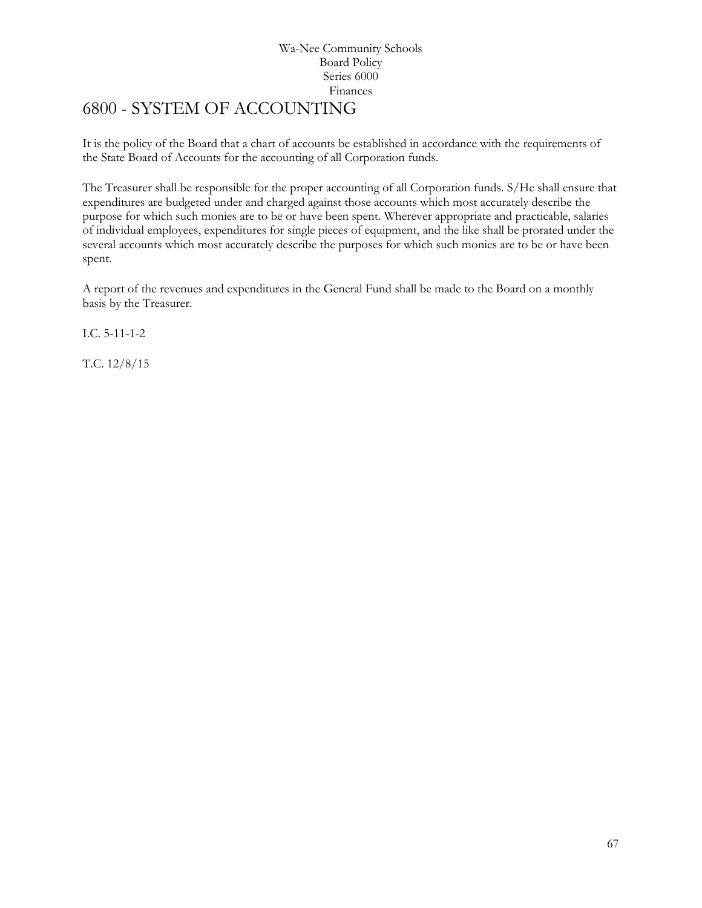# 6800 - SYSTEM OF ACCOUNTING

It is the policy of the Board that a chart of accounts be established in accordance with the requirements of the State Board of Accounts for the accounting of all Corporation funds.

The Treasurer shall be responsible for the proper accounting of all Corporation funds. S/He shall ensure that expenditures are budgeted under and charged against those accounts which most accurately describe the purpose for which such monies are to be or have been spent. Wherever appropriate and practicable, salaries of individual employees, expenditures for single pieces of equipment, and the like shall be prorated under the several accounts which most accurately describe the purposes for which such monies are to be or have been spent.

A report of the revenues and expenditures in the General Fund shall be made to the Board on a monthly basis by the Treasurer.

I.C. 5-11-1-2

T.C. 12/8/15